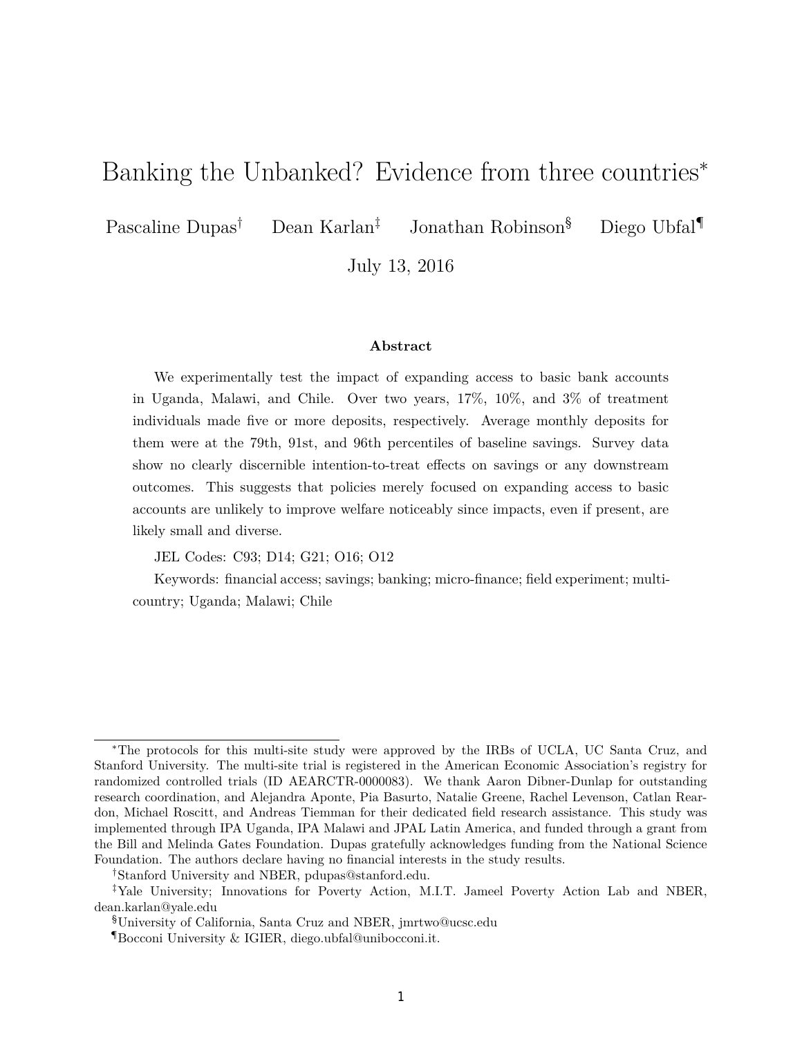# Banking the Unbanked? Evidence from three countries[*]

Pascaline Dupas[†] Dean Karlan[‡] Jonathan Robinson[§] Diego Ubfal[¶]

July 13, 2016

### Abstract

We experimentally test the impact of expanding access to basic bank accounts in Uganda, Malawi, and Chile. Over two years, 17%, 10%, and 3% of treatment individuals made five or more deposits, respectively. Average monthly deposits for them were at the 79th, 91st, and 96th percentiles of baseline savings. Survey data show no clearly discernible intention-to-treat effects on savings or any downstream outcomes. This suggests that policies merely focused on expanding access to basic accounts are unlikely to improve welfare noticeably since impacts, even if present, are likely small and diverse.

JEL Codes: C93; D14; G21; O16; O12

Keywords: financial access; savings; banking; micro-finance; field experiment; multi-country; Uganda; Malawi; Chile

---

[*] The protocols for this multi-site study were approved by the IRBs of UCLA, UC Santa Cruz, and Stanford University. The multi-site trial is registered in the American Economic Association's registry for randomized controlled trials (ID AEARCTR-0000083). We thank Aaron Dibner-Dunlap for outstanding research coordination, and Alejandra Aponte, Pia Basurto, Natalie Greene, Rachel Levenson, Catlan Reardon, Michael Roscitt, and Andreas Tiemman for their dedicated field research assistance. This study was implemented through IPA Uganda, IPA Malawi and JPAL Latin America, and funded through a grant from the Bill and Melinda Gates Foundation. Dupas gratefully acknowledges funding from the National Science Foundation. The authors declare having no financial interests in the study results.

[†] Stanford University and NBER, pdupas@stanford.edu.

[‡] Yale University; Innovations for Poverty Action, M.I.T. Jameel Poverty Action Lab and NBER, dean.karlan@yale.edu

[§] University of California, Santa Cruz and NBER, jmrtwo@ucsc.edu

[¶] Bocconi University & IGIER, diego.ubfal@unibocconi.it.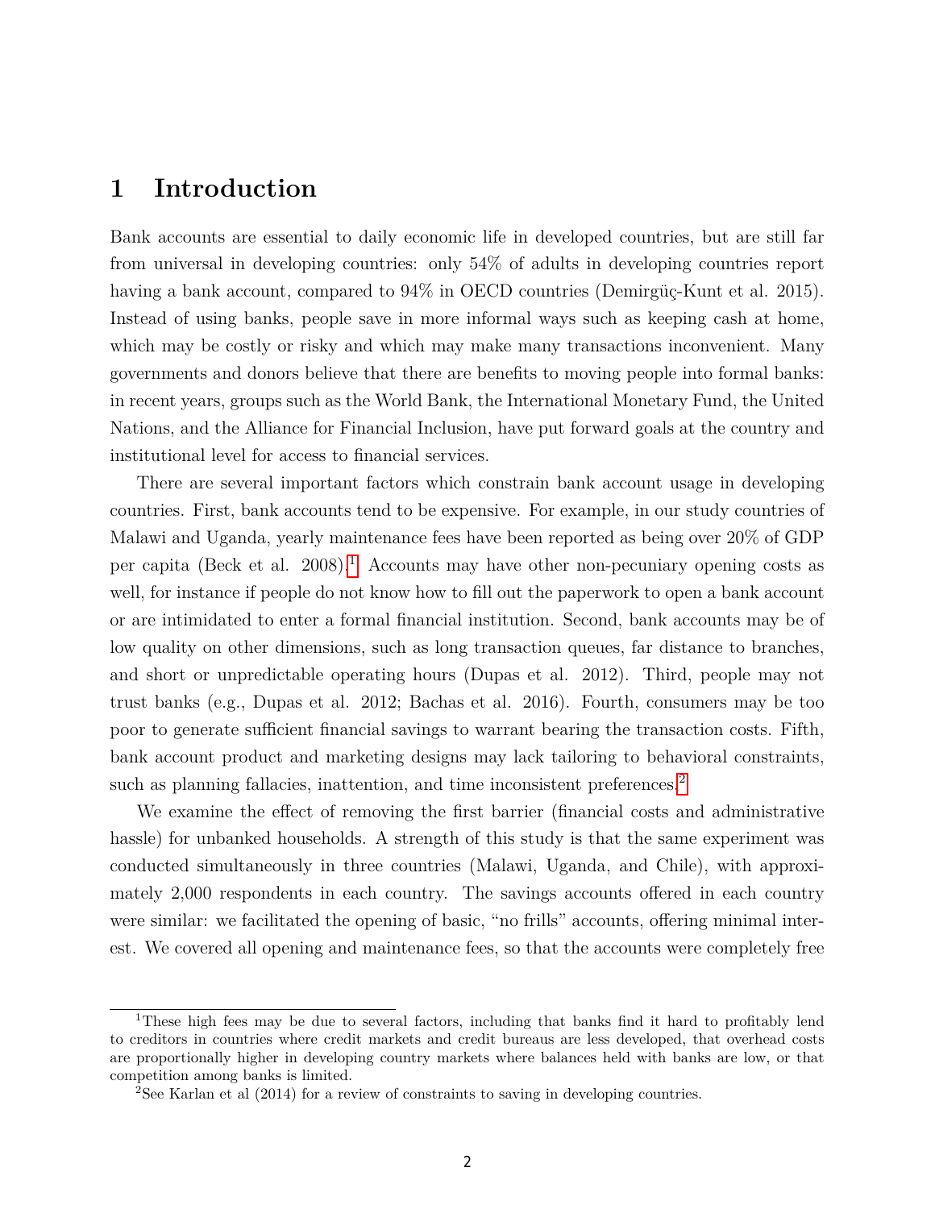# 1 Introduction

Bank accounts are essential to daily economic life in developed countries, but are still far from universal in developing countries: only 54% of adults in developing countries report having a bank account, compared to 94% in OECD countries (Demirgüç-Kunt et al. 2015). Instead of using banks, people save in more informal ways such as keeping cash at home, which may be costly or risky and which may make many transactions inconvenient. Many governments and donors believe that there are benefits to moving people into formal banks: in recent years, groups such as the World Bank, the International Monetary Fund, the United Nations, and the Alliance for Financial Inclusion, have put forward goals at the country and institutional level for access to financial services.

There are several important factors which constrain bank account usage in developing countries. First, bank accounts tend to be expensive. For example, in our study countries of Malawi and Uganda, yearly maintenance fees have been reported as being over 20% of GDP per capita (Beck et al. 2008).[1] Accounts may have other non-pecuniary opening costs as well, for instance if people do not know how to fill out the paperwork to open a bank account or are intimidated to enter a formal financial institution. Second, bank accounts may be of low quality on other dimensions, such as long transaction queues, far distance to branches, and short or unpredictable operating hours (Dupas et al. 2012). Third, people may not trust banks (e.g., Dupas et al. 2012; Bachas et al. 2016). Fourth, consumers may be too poor to generate sufficient financial savings to warrant bearing the transaction costs. Fifth, bank account product and marketing designs may lack tailoring to behavioral constraints, such as planning fallacies, inattention, and time inconsistent preferences.[2]

We examine the effect of removing the first barrier (financial costs and administrative hassle) for unbanked households. A strength of this study is that the same experiment was conducted simultaneously in three countries (Malawi, Uganda, and Chile), with approximately 2,000 respondents in each country. The savings accounts offered in each country were similar: we facilitated the opening of basic, "no frills" accounts, offering minimal interest. We covered all opening and maintenance fees, so that the accounts were completely free

[1] These high fees may be due to several factors, including that banks find it hard to profitably lend to creditors in countries where credit markets and credit bureaus are less developed, that overhead costs are proportionally higher in developing country markets where balances held with banks are low, or that competition among banks is limited.

[2] See Karlan et al (2014) for a review of constraints to saving in developing countries.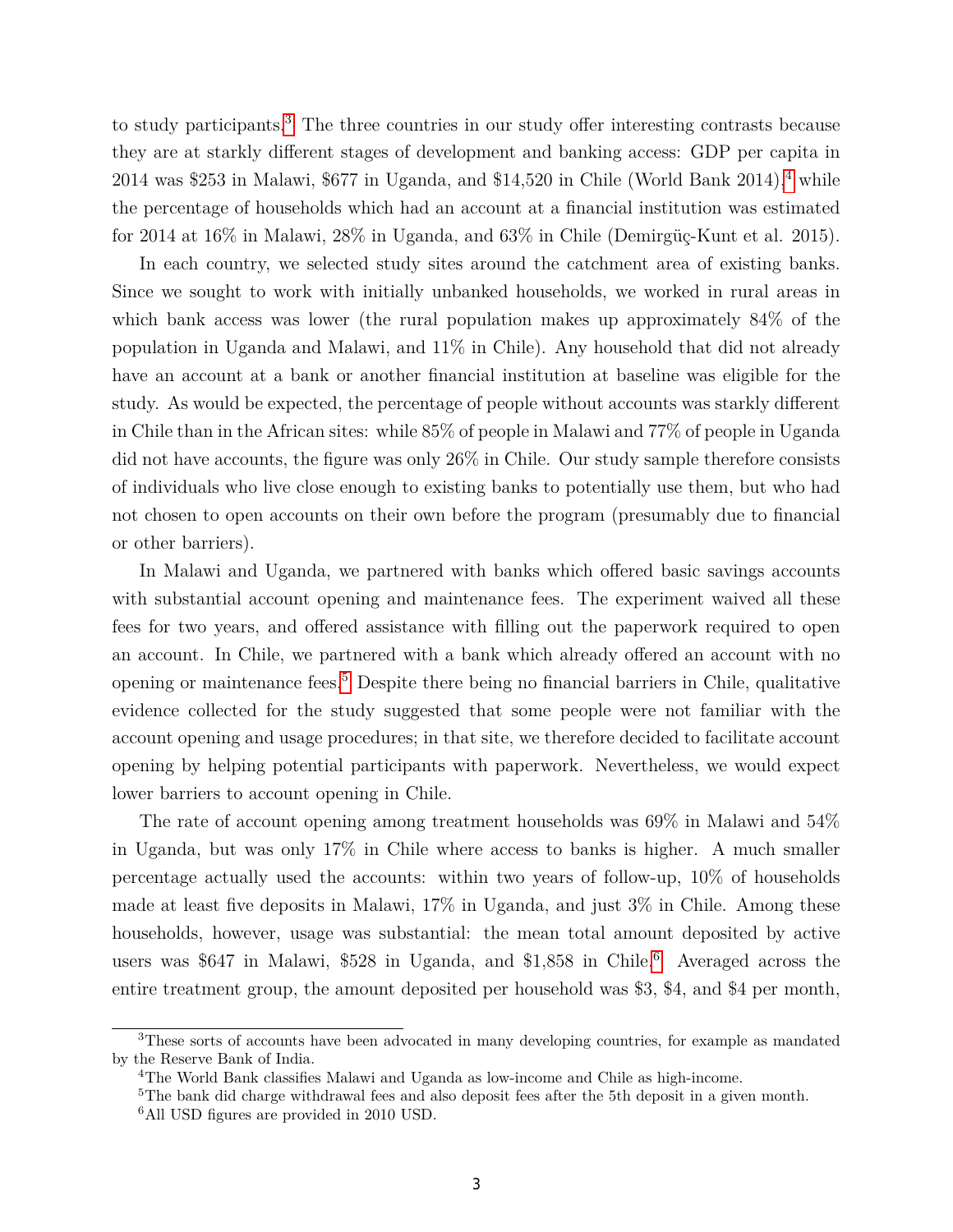to study participants.[3] The three countries in our study offer interesting contrasts because they are at starkly different stages of development and banking access: GDP per capita in 2014 was $253 in Malawi, $677 in Uganda, and $14,520 in Chile (World Bank 2014),[4] while the percentage of households which had an account at a financial institution was estimated for 2014 at 16% in Malawi, 28% in Uganda, and 63% in Chile (Demirgüç-Kunt et al. 2015).

In each country, we selected study sites around the catchment area of existing banks. Since we sought to work with initially unbanked households, we worked in rural areas in which bank access was lower (the rural population makes up approximately 84% of the population in Uganda and Malawi, and 11% in Chile). Any household that did not already have an account at a bank or another financial institution at baseline was eligible for the study. As would be expected, the percentage of people without accounts was starkly different in Chile than in the African sites: while 85% of people in Malawi and 77% of people in Uganda did not have accounts, the figure was only 26% in Chile. Our study sample therefore consists of individuals who live close enough to existing banks to potentially use them, but who had not chosen to open accounts on their own before the program (presumably due to financial or other barriers).

In Malawi and Uganda, we partnered with banks which offered basic savings accounts with substantial account opening and maintenance fees. The experiment waived all these fees for two years, and offered assistance with filling out the paperwork required to open an account. In Chile, we partnered with a bank which already offered an account with no opening or maintenance fees.[5] Despite there being no financial barriers in Chile, qualitative evidence collected for the study suggested that some people were not familiar with the account opening and usage procedures; in that site, we therefore decided to facilitate account opening by helping potential participants with paperwork. Nevertheless, we would expect lower barriers to account opening in Chile.

The rate of account opening among treatment households was 69% in Malawi and 54% in Uganda, but was only 17% in Chile where access to banks is higher. A much smaller percentage actually used the accounts: within two years of follow-up, 10% of households made at least five deposits in Malawi, 17% in Uganda, and just 3% in Chile. Among these households, however, usage was substantial: the mean total amount deposited by active users was $647 in Malawi, $528 in Uganda, and $1,858 in Chile.[6] Averaged across the entire treatment group, the amount deposited per household was $3, $4, and $4 per month,

[3] These sorts of accounts have been advocated in many developing countries, for example as mandated by the Reserve Bank of India.

[4] The World Bank classifies Malawi and Uganda as low-income and Chile as high-income.

[5] The bank did charge withdrawal fees and also deposit fees after the 5th deposit in a given month.

[6] All USD figures are provided in 2010 USD.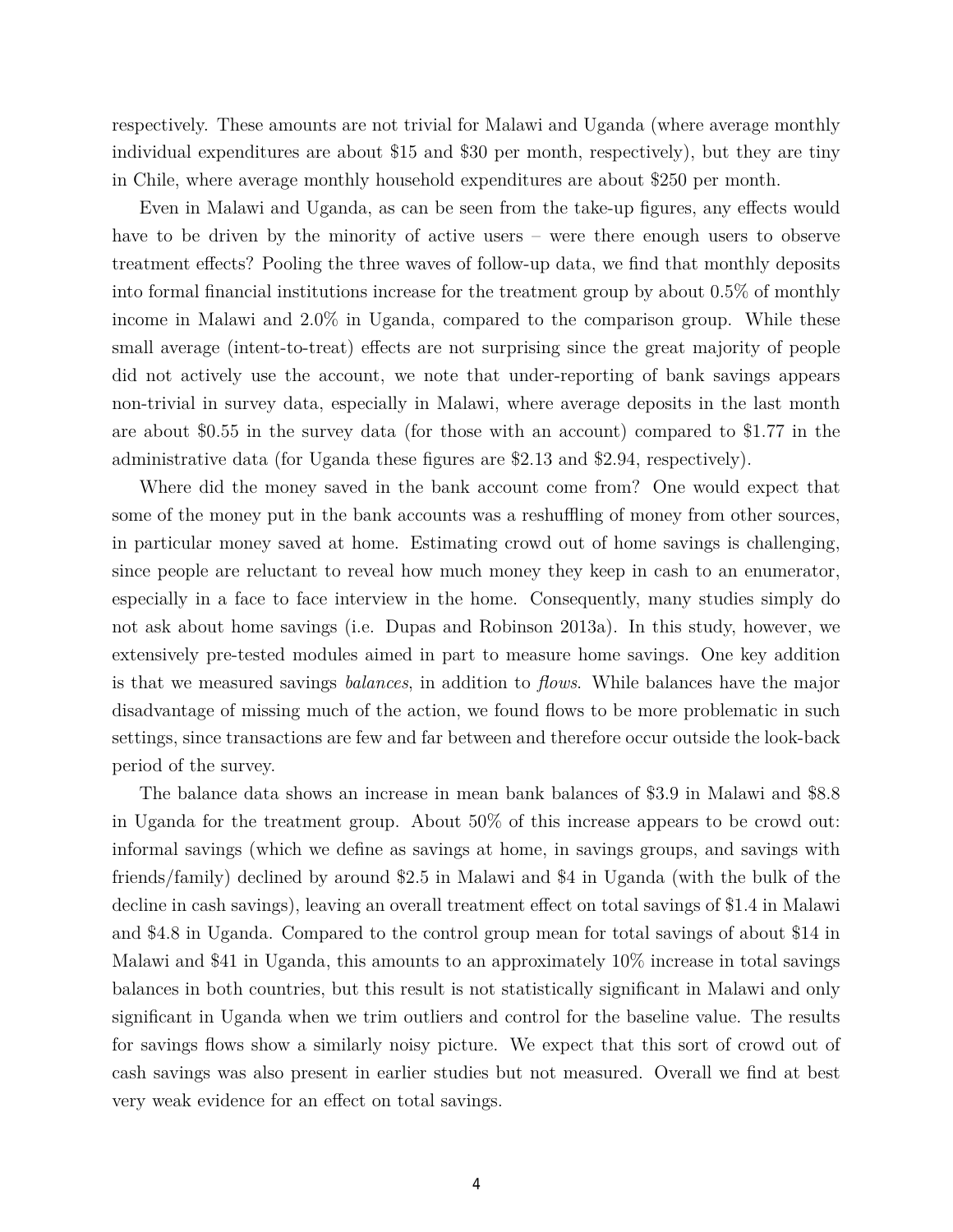respectively. These amounts are not trivial for Malawi and Uganda (where average monthly individual expenditures are about \$15 and \$30 per month, respectively), but they are tiny in Chile, where average monthly household expenditures are about \$250 per month.

Even in Malawi and Uganda, as can be seen from the take-up figures, any effects would have to be driven by the minority of active users – were there enough users to observe treatment effects? Pooling the three waves of follow-up data, we find that monthly deposits into formal financial institutions increase for the treatment group by about 0.5% of monthly income in Malawi and 2.0% in Uganda, compared to the comparison group. While these small average (intent-to-treat) effects are not surprising since the great majority of people did not actively use the account, we note that under-reporting of bank savings appears non-trivial in survey data, especially in Malawi, where average deposits in the last month are about \$0.55 in the survey data (for those with an account) compared to \$1.77 in the administrative data (for Uganda these figures are \$2.13 and \$2.94, respectively).

Where did the money saved in the bank account come from? One would expect that some of the money put in the bank accounts was a reshuffling of money from other sources, in particular money saved at home. Estimating crowd out of home savings is challenging, since people are reluctant to reveal how much money they keep in cash to an enumerator, especially in a face to face interview in the home. Consequently, many studies simply do not ask about home savings (i.e. Dupas and Robinson 2013a). In this study, however, we extensively pre-tested modules aimed in part to measure home savings. One key addition is that we measured savings *balances*, in addition to *flows*. While balances have the major disadvantage of missing much of the action, we found flows to be more problematic in such settings, since transactions are few and far between and therefore occur outside the look-back period of the survey.

The balance data shows an increase in mean bank balances of \$3.9 in Malawi and \$8.8 in Uganda for the treatment group. About 50% of this increase appears to be crowd out: informal savings (which we define as savings at home, in savings groups, and savings with friends/family) declined by around \$2.5 in Malawi and \$4 in Uganda (with the bulk of the decline in cash savings), leaving an overall treatment effect on total savings of \$1.4 in Malawi and \$4.8 in Uganda. Compared to the control group mean for total savings of about \$14 in Malawi and \$41 in Uganda, this amounts to an approximately 10% increase in total savings balances in both countries, but this result is not statistically significant in Malawi and only significant in Uganda when we trim outliers and control for the baseline value. The results for savings flows show a similarly noisy picture. We expect that this sort of crowd out of cash savings was also present in earlier studies but not measured. Overall we find at best very weak evidence for an effect on total savings.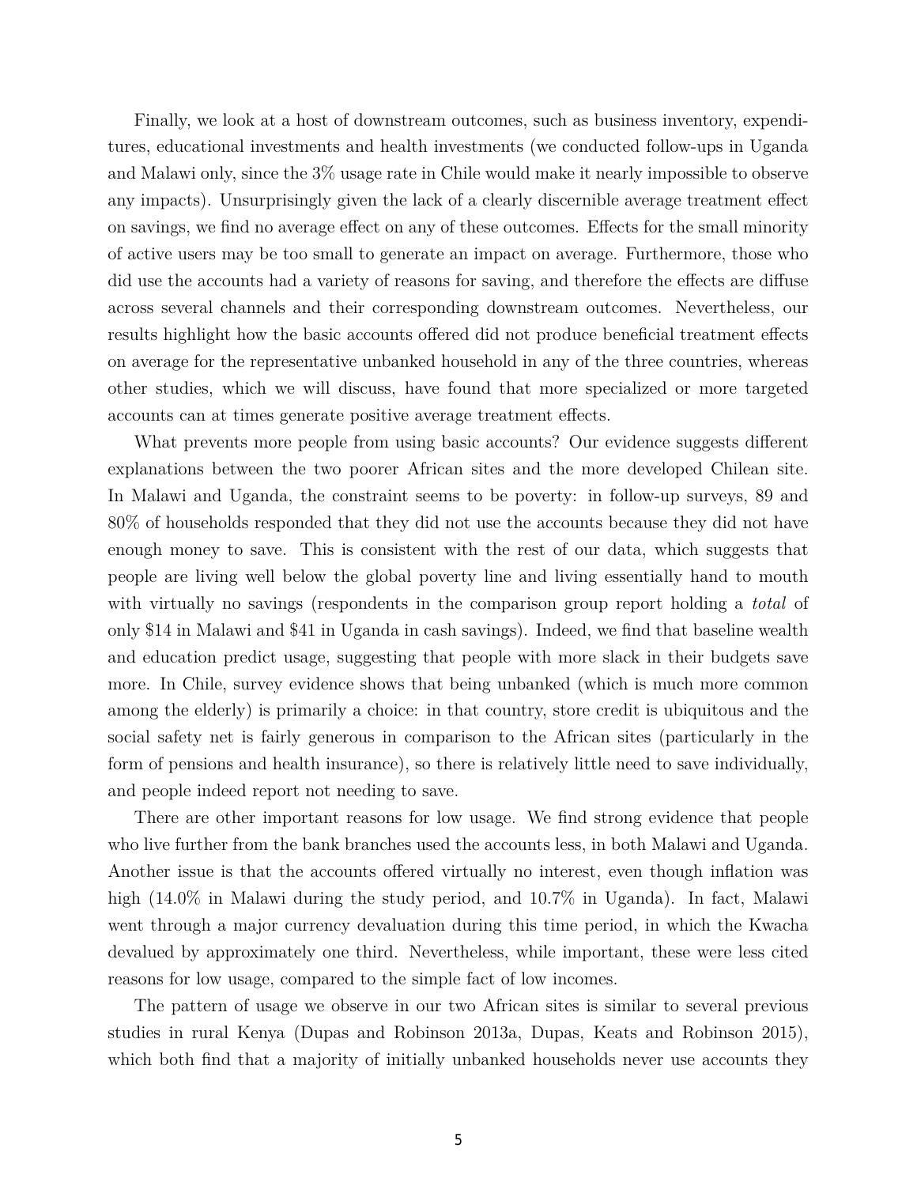Finally, we look at a host of downstream outcomes, such as business inventory, expenditures, educational investments and health investments (we conducted follow-ups in Uganda and Malawi only, since the 3% usage rate in Chile would make it nearly impossible to observe any impacts). Unsurprisingly given the lack of a clearly discernible average treatment effect on savings, we find no average effect on any of these outcomes. Effects for the small minority of active users may be too small to generate an impact on average. Furthermore, those who did use the accounts had a variety of reasons for saving, and therefore the effects are diffuse across several channels and their corresponding downstream outcomes. Nevertheless, our results highlight how the basic accounts offered did not produce beneficial treatment effects on average for the representative unbanked household in any of the three countries, whereas other studies, which we will discuss, have found that more specialized or more targeted accounts can at times generate positive average treatment effects.

What prevents more people from using basic accounts? Our evidence suggests different explanations between the two poorer African sites and the more developed Chilean site. In Malawi and Uganda, the constraint seems to be poverty: in follow-up surveys, 89 and 80% of households responded that they did not use the accounts because they did not have enough money to save. This is consistent with the rest of our data, which suggests that people are living well below the global poverty line and living essentially hand to mouth with virtually no savings (respondents in the comparison group report holding a *total* of only $14 in Malawi and $41 in Uganda in cash savings). Indeed, we find that baseline wealth and education predict usage, suggesting that people with more slack in their budgets save more. In Chile, survey evidence shows that being unbanked (which is much more common among the elderly) is primarily a choice: in that country, store credit is ubiquitous and the social safety net is fairly generous in comparison to the African sites (particularly in the form of pensions and health insurance), so there is relatively little need to save individually, and people indeed report not needing to save.

There are other important reasons for low usage. We find strong evidence that people who live further from the bank branches used the accounts less, in both Malawi and Uganda. Another issue is that the accounts offered virtually no interest, even though inflation was high (14.0% in Malawi during the study period, and 10.7% in Uganda). In fact, Malawi went through a major currency devaluation during this time period, in which the Kwacha devalued by approximately one third. Nevertheless, while important, these were less cited reasons for low usage, compared to the simple fact of low incomes.

The pattern of usage we observe in our two African sites is similar to several previous studies in rural Kenya (Dupas and Robinson 2013a, Dupas, Keats and Robinson 2015), which both find that a majority of initially unbanked households never use accounts they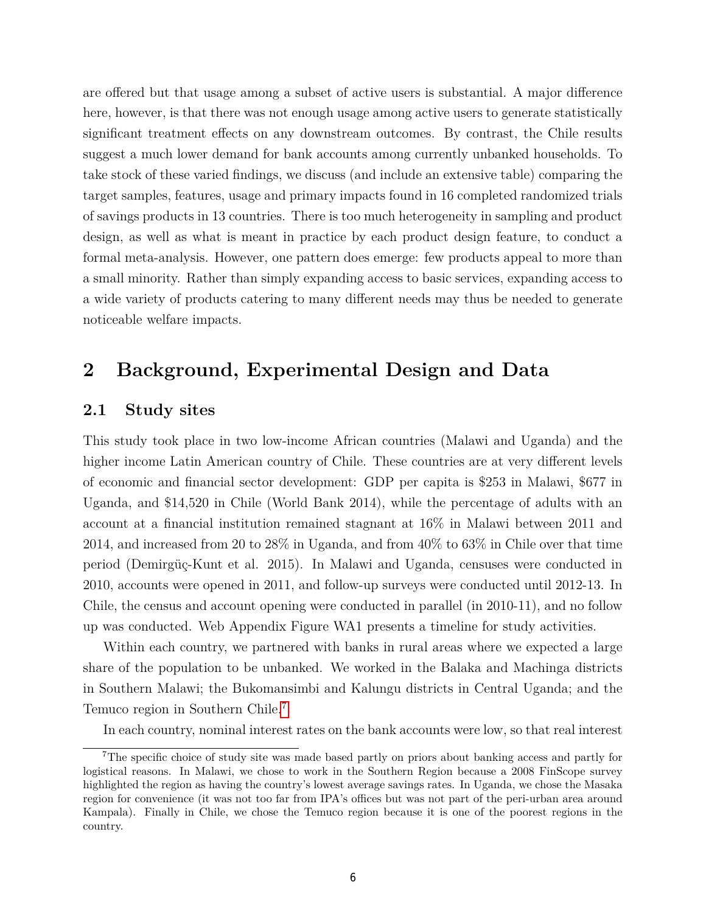are offered but that usage among a subset of active users is substantial. A major difference here, however, is that there was not enough usage among active users to generate statistically significant treatment effects on any downstream outcomes. By contrast, the Chile results suggest a much lower demand for bank accounts among currently unbanked households. To take stock of these varied findings, we discuss (and include an extensive table) comparing the target samples, features, usage and primary impacts found in 16 completed randomized trials of savings products in 13 countries. There is too much heterogeneity in sampling and product design, as well as what is meant in practice by each product design feature, to conduct a formal meta-analysis. However, one pattern does emerge: few products appeal to more than a small minority. Rather than simply expanding access to basic services, expanding access to a wide variety of products catering to many different needs may thus be needed to generate noticeable welfare impacts.

# 2 Background, Experimental Design and Data

## 2.1 Study sites

This study took place in two low-income African countries (Malawi and Uganda) and the higher income Latin American country of Chile. These countries are at very different levels of economic and financial sector development: GDP per capita is $253 in Malawi, $677 in Uganda, and $14,520 in Chile (World Bank 2014), while the percentage of adults with an account at a financial institution remained stagnant at 16% in Malawi between 2011 and 2014, and increased from 20 to 28% in Uganda, and from 40% to 63% in Chile over that time period (Demirgüç-Kunt et al. 2015). In Malawi and Uganda, censuses were conducted in 2010, accounts were opened in 2011, and follow-up surveys were conducted until 2012-13. In Chile, the census and account opening were conducted in parallel (in 2010-11), and no follow up was conducted. Web Appendix Figure WA1 presents a timeline for study activities.

Within each country, we partnered with banks in rural areas where we expected a large share of the population to be unbanked. We worked in the Balaka and Machinga districts in Southern Malawi; the Bukomansimbi and Kalungu districts in Central Uganda; and the Temuco region in Southern Chile.[7]

In each country, nominal interest rates on the bank accounts were low, so that real interest

[7] The specific choice of study site was made based partly on priors about banking access and partly for logistical reasons. In Malawi, we chose to work in the Southern Region because a 2008 FinScope survey highlighted the region as having the country's lowest average savings rates. In Uganda, we chose the Masaka region for convenience (it was not too far from IPA's offices but was not part of the peri-urban area around Kampala). Finally in Chile, we chose the Temuco region because it is one of the poorest regions in the country.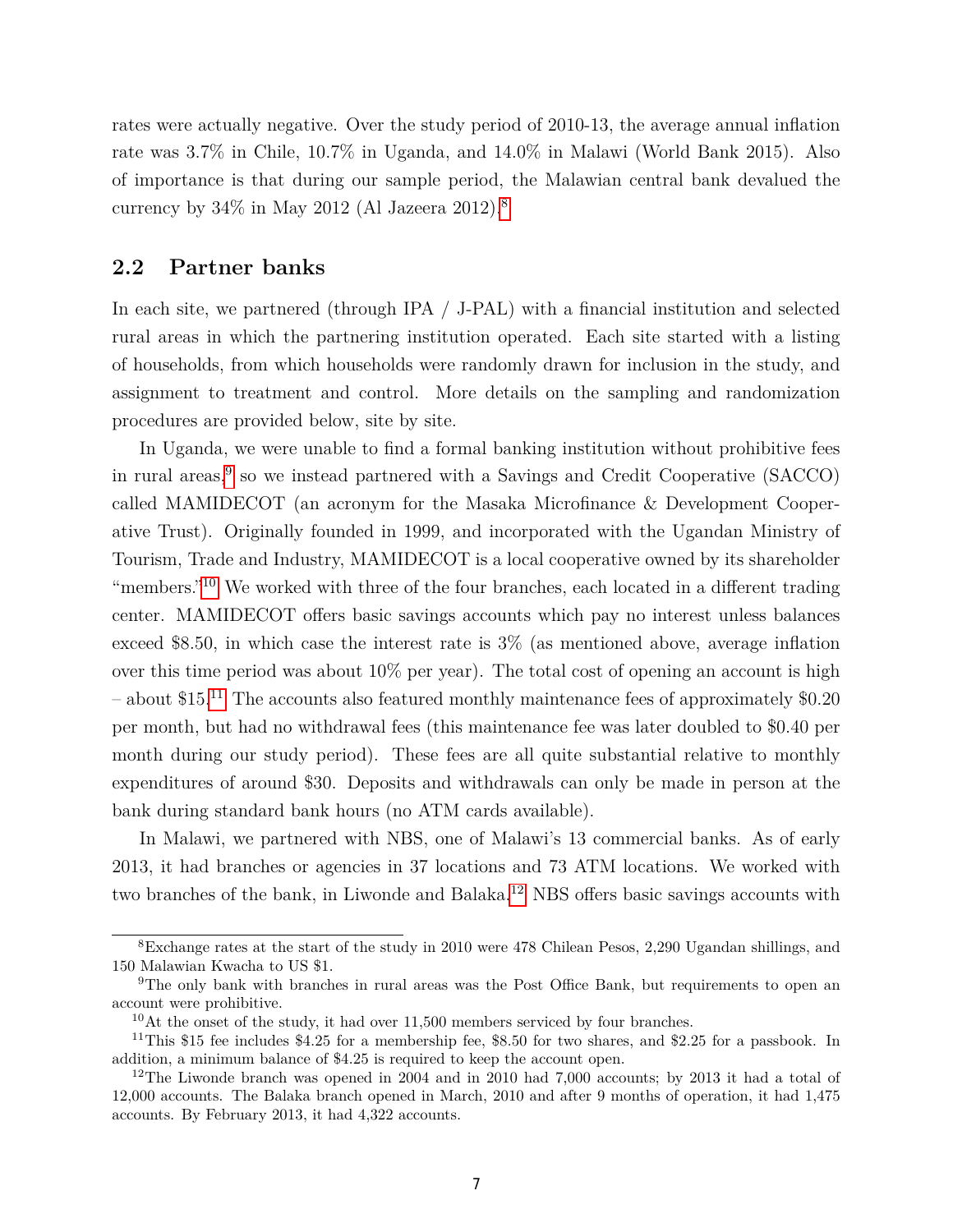rates were actually negative. Over the study period of 2010-13, the average annual inflation rate was 3.7% in Chile, 10.7% in Uganda, and 14.0% in Malawi (World Bank 2015). Also of importance is that during our sample period, the Malawian central bank devalued the currency by 34% in May 2012 (Al Jazeera 2012).[8]

## 2.2 Partner banks

In each site, we partnered (through IPA / J-PAL) with a financial institution and selected rural areas in which the partnering institution operated. Each site started with a listing of households, from which households were randomly drawn for inclusion in the study, and assignment to treatment and control. More details on the sampling and randomization procedures are provided below, site by site.

In Uganda, we were unable to find a formal banking institution without prohibitive fees in rural areas,[9] so we instead partnered with a Savings and Credit Cooperative (SACCO) called MAMIDECOT (an acronym for the Masaka Microfinance & Development Cooperative Trust). Originally founded in 1999, and incorporated with the Ugandan Ministry of Tourism, Trade and Industry, MAMIDECOT is a local cooperative owned by its shareholder "members."[10] We worked with three of the four branches, each located in a different trading center. MAMIDECOT offers basic savings accounts which pay no interest unless balances exceed $8.50, in which case the interest rate is 3% (as mentioned above, average inflation over this time period was about 10% per year). The total cost of opening an account is high – about $15.[11] The accounts also featured monthly maintenance fees of approximately $0.20 per month, but had no withdrawal fees (this maintenance fee was later doubled to $0.40 per month during our study period). These fees are all quite substantial relative to monthly expenditures of around $30. Deposits and withdrawals can only be made in person at the bank during standard bank hours (no ATM cards available).

In Malawi, we partnered with NBS, one of Malawi's 13 commercial banks. As of early 2013, it had branches or agencies in 37 locations and 73 ATM locations. We worked with two branches of the bank, in Liwonde and Balaka.[12] NBS offers basic savings accounts with

---

[8] Exchange rates at the start of the study in 2010 were 478 Chilean Pesos, 2,290 Ugandan shillings, and 150 Malawian Kwacha to US $1.

[9] The only bank with branches in rural areas was the Post Office Bank, but requirements to open an account were prohibitive.

[10] At the onset of the study, it had over 11,500 members serviced by four branches.

[11] This $15 fee includes $4.25 for a membership fee, $8.50 for two shares, and $2.25 for a passbook. In addition, a minimum balance of $4.25 is required to keep the account open.

[12] The Liwonde branch was opened in 2004 and in 2010 had 7,000 accounts; by 2013 it had a total of 12,000 accounts. The Balaka branch opened in March, 2010 and after 9 months of operation, it had 1,475 accounts. By February 2013, it had 4,322 accounts.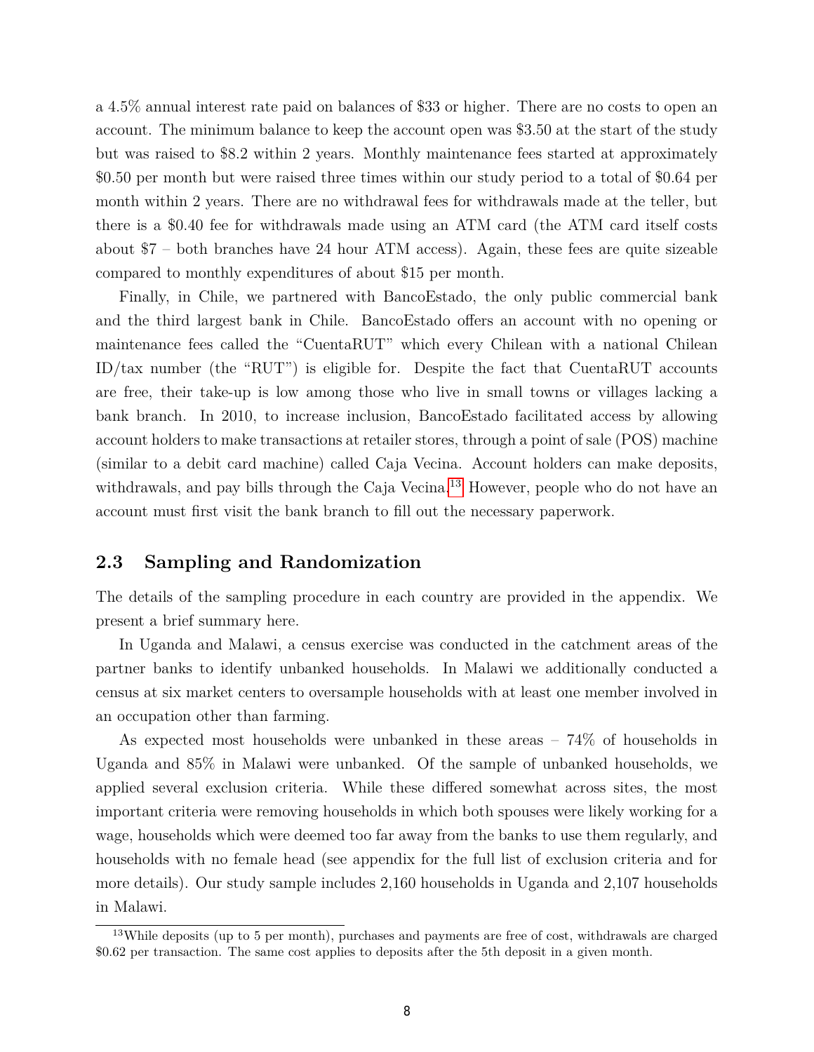a 4.5% annual interest rate paid on balances of $33 or higher. There are no costs to open an account. The minimum balance to keep the account open was $3.50 at the start of the study but was raised to $8.2 within 2 years. Monthly maintenance fees started at approximately $0.50 per month but were raised three times within our study period to a total of $0.64 per month within 2 years. There are no withdrawal fees for withdrawals made at the teller, but there is a $0.40 fee for withdrawals made using an ATM card (the ATM card itself costs about $7 – both branches have 24 hour ATM access). Again, these fees are quite sizeable compared to monthly expenditures of about $15 per month.

Finally, in Chile, we partnered with BancoEstado, the only public commercial bank and the third largest bank in Chile. BancoEstado offers an account with no opening or maintenance fees called the "CuentaRUT" which every Chilean with a national Chilean ID/tax number (the "RUT") is eligible for. Despite the fact that CuentaRUT accounts are free, their take-up is low among those who live in small towns or villages lacking a bank branch. In 2010, to increase inclusion, BancoEstado facilitated access by allowing account holders to make transactions at retailer stores, through a point of sale (POS) machine (similar to a debit card machine) called Caja Vecina. Account holders can make deposits, withdrawals, and pay bills through the Caja Vecina.[13] However, people who do not have an account must first visit the bank branch to fill out the necessary paperwork.

## 2.3 Sampling and Randomization

The details of the sampling procedure in each country are provided in the appendix. We present a brief summary here.

In Uganda and Malawi, a census exercise was conducted in the catchment areas of the partner banks to identify unbanked households. In Malawi we additionally conducted a census at six market centers to oversample households with at least one member involved in an occupation other than farming.

As expected most households were unbanked in these areas – 74% of households in Uganda and 85% in Malawi were unbanked. Of the sample of unbanked households, we applied several exclusion criteria. While these differed somewhat across sites, the most important criteria were removing households in which both spouses were likely working for a wage, households which were deemed too far away from the banks to use them regularly, and households with no female head (see appendix for the full list of exclusion criteria and for more details). Our study sample includes 2,160 households in Uganda and 2,107 households in Malawi.

[13] While deposits (up to 5 per month), purchases and payments are free of cost, withdrawals are charged $0.62 per transaction. The same cost applies to deposits after the 5th deposit in a given month.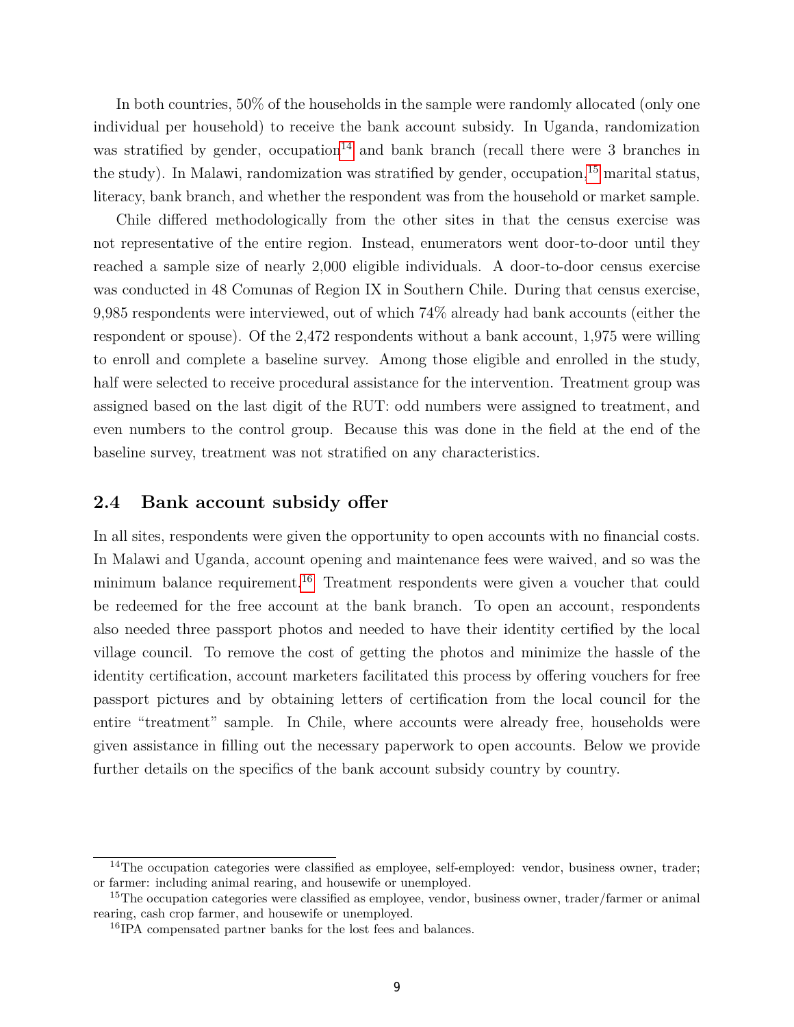In both countries, 50% of the households in the sample were randomly allocated (only one individual per household) to receive the bank account subsidy. In Uganda, randomization was stratified by gender, occupation[14] and bank branch (recall there were 3 branches in the study). In Malawi, randomization was stratified by gender, occupation,[15] marital status, literacy, bank branch, and whether the respondent was from the household or market sample.

Chile differed methodologically from the other sites in that the census exercise was not representative of the entire region. Instead, enumerators went door-to-door until they reached a sample size of nearly 2,000 eligible individuals. A door-to-door census exercise was conducted in 48 Comunas of Region IX in Southern Chile. During that census exercise, 9,985 respondents were interviewed, out of which 74% already had bank accounts (either the respondent or spouse). Of the 2,472 respondents without a bank account, 1,975 were willing to enroll and complete a baseline survey. Among those eligible and enrolled in the study, half were selected to receive procedural assistance for the intervention. Treatment group was assigned based on the last digit of the RUT: odd numbers were assigned to treatment, and even numbers to the control group. Because this was done in the field at the end of the baseline survey, treatment was not stratified on any characteristics.

## 2.4 Bank account subsidy offer

In all sites, respondents were given the opportunity to open accounts with no financial costs. In Malawi and Uganda, account opening and maintenance fees were waived, and so was the minimum balance requirement.[16] Treatment respondents were given a voucher that could be redeemed for the free account at the bank branch. To open an account, respondents also needed three passport photos and needed to have their identity certified by the local village council. To remove the cost of getting the photos and minimize the hassle of the identity certification, account marketers facilitated this process by offering vouchers for free passport pictures and by obtaining letters of certification from the local council for the entire "treatment" sample. In Chile, where accounts were already free, households were given assistance in filling out the necessary paperwork to open accounts. Below we provide further details on the specifics of the bank account subsidy country by country.

---

[14] The occupation categories were classified as employee, self-employed: vendor, business owner, trader; or farmer: including animal rearing, and housewife or unemployed.

[15] The occupation categories were classified as employee, vendor, business owner, trader/farmer or animal rearing, cash crop farmer, and housewife or unemployed.

[16] IPA compensated partner banks for the lost fees and balances.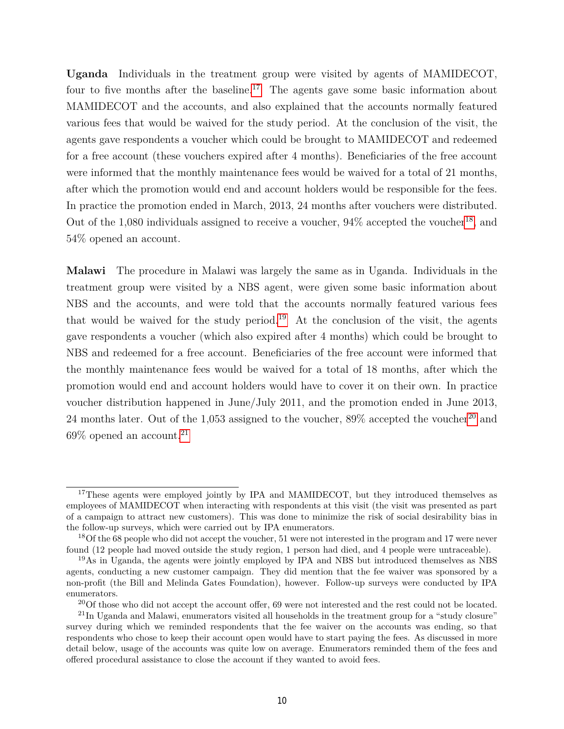**Uganda** Individuals in the treatment group were visited by agents of MAMIDECOT, four to five months after the baseline.[17] The agents gave some basic information about MAMIDECOT and the accounts, and also explained that the accounts normally featured various fees that would be waived for the study period. At the conclusion of the visit, the agents gave respondents a voucher which could be brought to MAMIDECOT and redeemed for a free account (these vouchers expired after 4 months). Beneficiaries of the free account were informed that the monthly maintenance fees would be waived for a total of 21 months, after which the promotion would end and account holders would be responsible for the fees. In practice the promotion ended in March, 2013, 24 months after vouchers were distributed. Out of the 1,080 individuals assigned to receive a voucher, 94% accepted the voucher[18], and 54% opened an account.

**Malawi** The procedure in Malawi was largely the same as in Uganda. Individuals in the treatment group were visited by a NBS agent, were given some basic information about NBS and the accounts, and were told that the accounts normally featured various fees that would be waived for the study period.[19] At the conclusion of the visit, the agents gave respondents a voucher (which also expired after 4 months) which could be brought to NBS and redeemed for a free account. Beneficiaries of the free account were informed that the monthly maintenance fees would be waived for a total of 18 months, after which the promotion would end and account holders would have to cover it on their own. In practice voucher distribution happened in June/July 2011, and the promotion ended in June 2013, 24 months later. Out of the 1,053 assigned to the voucher, 89% accepted the voucher[20] and 69% opened an account.[21]

---

[17] These agents were employed jointly by IPA and MAMIDECOT, but they introduced themselves as employees of MAMIDECOT when interacting with respondents at this visit (the visit was presented as part of a campaign to attract new customers). This was done to minimize the risk of social desirability bias in the follow-up surveys, which were carried out by IPA enumerators.

[18] Of the 68 people who did not accept the voucher, 51 were not interested in the program and 17 were never found (12 people had moved outside the study region, 1 person had died, and 4 people were untraceable).

[19] As in Uganda, the agents were jointly employed by IPA and NBS but introduced themselves as NBS agents, conducting a new customer campaign. They did mention that the fee waiver was sponsored by a non-profit (the Bill and Melinda Gates Foundation), however. Follow-up surveys were conducted by IPA enumerators.

[20] Of those who did not accept the account offer, 69 were not interested and the rest could not be located.

[21] In Uganda and Malawi, enumerators visited all households in the treatment group for a "study closure" survey during which we reminded respondents that the fee waiver on the accounts was ending, so that respondents who chose to keep their account open would have to start paying the fees. As discussed in more detail below, usage of the accounts was quite low on average. Enumerators reminded them of the fees and offered procedural assistance to close the account if they wanted to avoid fees.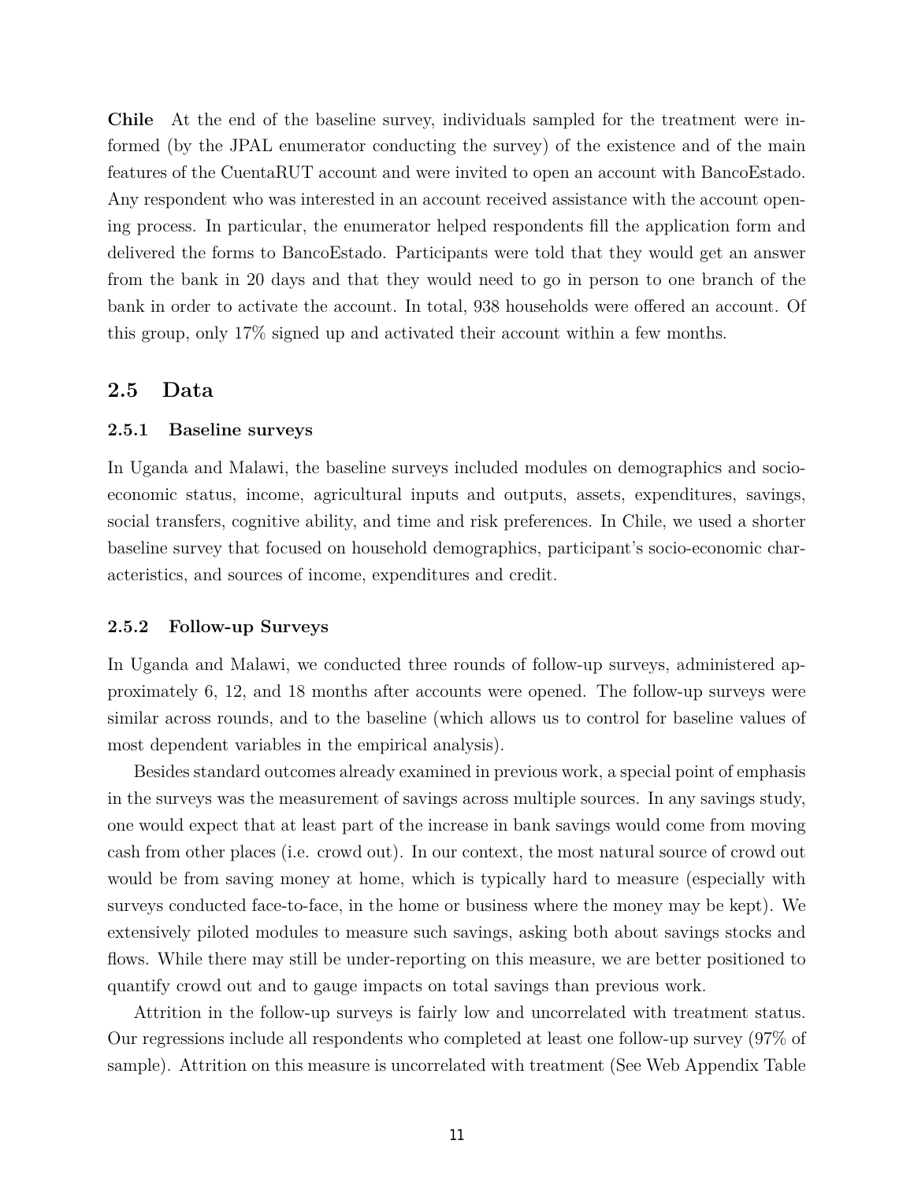**Chile** At the end of the baseline survey, individuals sampled for the treatment were informed (by the JPAL enumerator conducting the survey) of the existence and of the main features of the CuentaRUT account and were invited to open an account with BancoEstado. Any respondent who was interested in an account received assistance with the account opening process. In particular, the enumerator helped respondents fill the application form and delivered the forms to BancoEstado. Participants were told that they would get an answer from the bank in 20 days and that they would need to go in person to one branch of the bank in order to activate the account. In total, 938 households were offered an account. Of this group, only 17% signed up and activated their account within a few months.

## 2.5 Data

### 2.5.1 Baseline surveys

In Uganda and Malawi, the baseline surveys included modules on demographics and socio-economic status, income, agricultural inputs and outputs, assets, expenditures, savings, social transfers, cognitive ability, and time and risk preferences. In Chile, we used a shorter baseline survey that focused on household demographics, participant's socio-economic characteristics, and sources of income, expenditures and credit.

### 2.5.2 Follow-up Surveys

In Uganda and Malawi, we conducted three rounds of follow-up surveys, administered approximately 6, 12, and 18 months after accounts were opened. The follow-up surveys were similar across rounds, and to the baseline (which allows us to control for baseline values of most dependent variables in the empirical analysis).

Besides standard outcomes already examined in previous work, a special point of emphasis in the surveys was the measurement of savings across multiple sources. In any savings study, one would expect that at least part of the increase in bank savings would come from moving cash from other places (i.e. crowd out). In our context, the most natural source of crowd out would be from saving money at home, which is typically hard to measure (especially with surveys conducted face-to-face, in the home or business where the money may be kept). We extensively piloted modules to measure such savings, asking both about savings stocks and flows. While there may still be under-reporting on this measure, we are better positioned to quantify crowd out and to gauge impacts on total savings than previous work.

Attrition in the follow-up surveys is fairly low and uncorrelated with treatment status. Our regressions include all respondents who completed at least one follow-up survey (97% of sample). Attrition on this measure is uncorrelated with treatment (See Web Appendix Table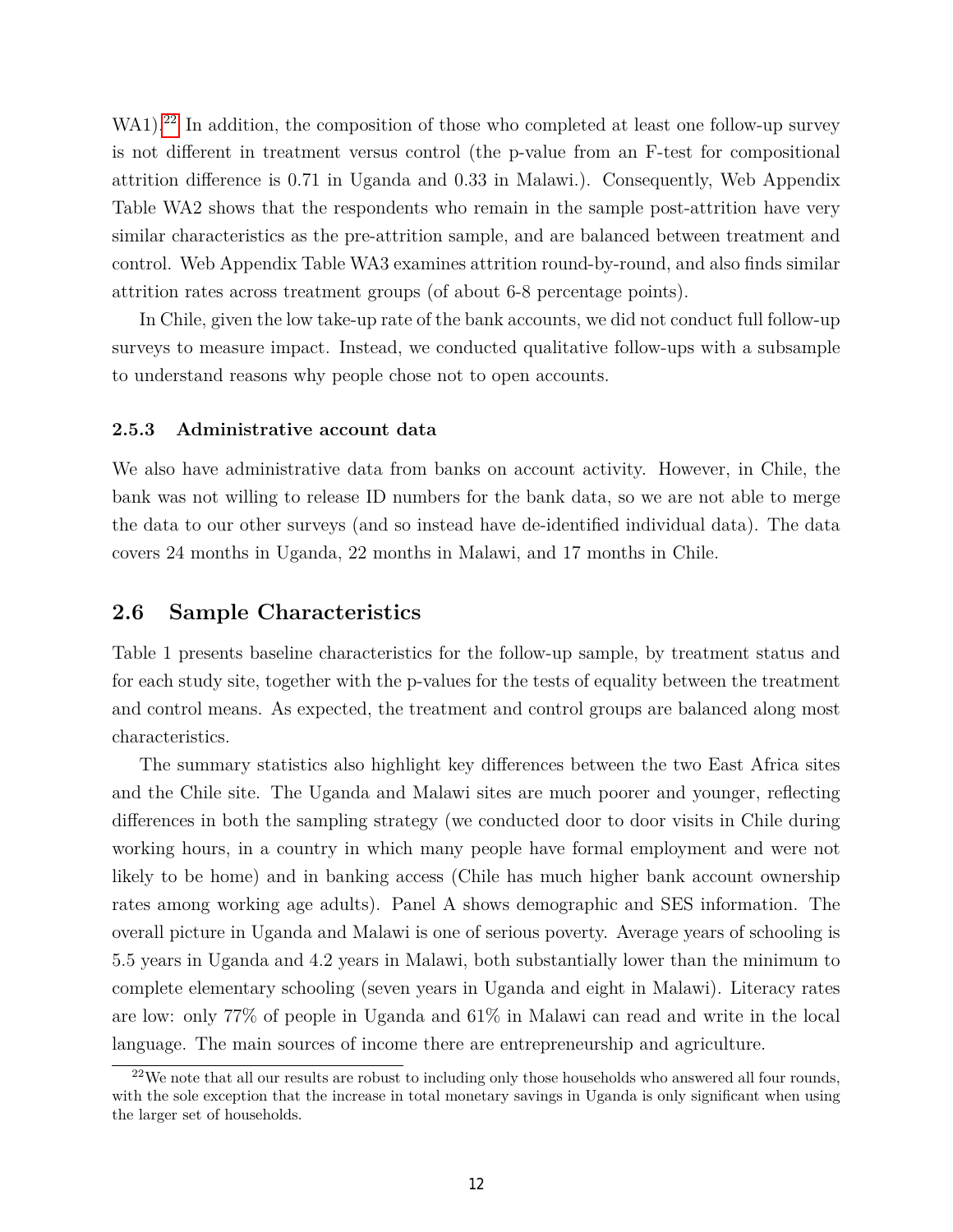WA1).[22] In addition, the composition of those who completed at least one follow-up survey is not different in treatment versus control (the p-value from an F-test for compositional attrition difference is 0.71 in Uganda and 0.33 in Malawi.). Consequently, Web Appendix Table WA2 shows that the respondents who remain in the sample post-attrition have very similar characteristics as the pre-attrition sample, and are balanced between treatment and control. Web Appendix Table WA3 examines attrition round-by-round, and also finds similar attrition rates across treatment groups (of about 6-8 percentage points).

In Chile, given the low take-up rate of the bank accounts, we did not conduct full follow-up surveys to measure impact. Instead, we conducted qualitative follow-ups with a subsample to understand reasons why people chose not to open accounts.

### 2.5.3 Administrative account data

We also have administrative data from banks on account activity. However, in Chile, the bank was not willing to release ID numbers for the bank data, so we are not able to merge the data to our other surveys (and so instead have de-identified individual data). The data covers 24 months in Uganda, 22 months in Malawi, and 17 months in Chile.

## 2.6 Sample Characteristics

Table 1 presents baseline characteristics for the follow-up sample, by treatment status and for each study site, together with the p-values for the tests of equality between the treatment and control means. As expected, the treatment and control groups are balanced along most characteristics.

The summary statistics also highlight key differences between the two East Africa sites and the Chile site. The Uganda and Malawi sites are much poorer and younger, reflecting differences in both the sampling strategy (we conducted door to door visits in Chile during working hours, in a country in which many people have formal employment and were not likely to be home) and in banking access (Chile has much higher bank account ownership rates among working age adults). Panel A shows demographic and SES information. The overall picture in Uganda and Malawi is one of serious poverty. Average years of schooling is 5.5 years in Uganda and 4.2 years in Malawi, both substantially lower than the minimum to complete elementary schooling (seven years in Uganda and eight in Malawi). Literacy rates are low: only 77% of people in Uganda and 61% in Malawi can read and write in the local language. The main sources of income there are entrepreneurship and agriculture.

[22] We note that all our results are robust to including only those households who answered all four rounds, with the sole exception that the increase in total monetary savings in Uganda is only significant when using the larger set of households.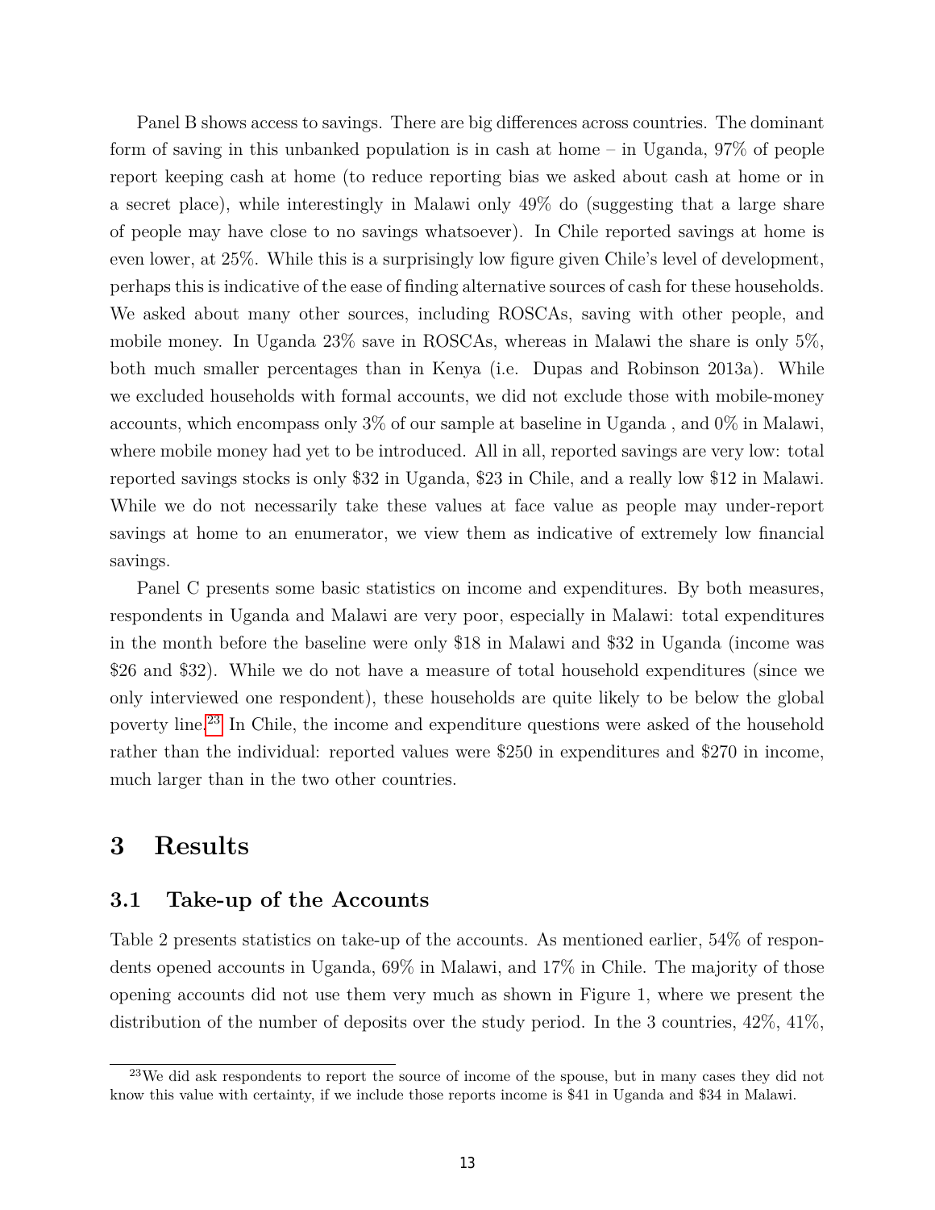Panel B shows access to savings. There are big differences across countries. The dominant form of saving in this unbanked population is in cash at home – in Uganda, 97% of people report keeping cash at home (to reduce reporting bias we asked about cash at home or in a secret place), while interestingly in Malawi only 49% do (suggesting that a large share of people may have close to no savings whatsoever). In Chile reported savings at home is even lower, at 25%. While this is a surprisingly low figure given Chile's level of development, perhaps this is indicative of the ease of finding alternative sources of cash for these households. We asked about many other sources, including ROSCAs, saving with other people, and mobile money. In Uganda 23% save in ROSCAs, whereas in Malawi the share is only 5%, both much smaller percentages than in Kenya (i.e. Dupas and Robinson 2013a). While we excluded households with formal accounts, we did not exclude those with mobile-money accounts, which encompass only 3% of our sample at baseline in Uganda , and 0% in Malawi, where mobile money had yet to be introduced. All in all, reported savings are very low: total reported savings stocks is only $32 in Uganda, $23 in Chile, and a really low $12 in Malawi. While we do not necessarily take these values at face value as people may under-report savings at home to an enumerator, we view them as indicative of extremely low financial savings.

Panel C presents some basic statistics on income and expenditures. By both measures, respondents in Uganda and Malawi are very poor, especially in Malawi: total expenditures in the month before the baseline were only $18 in Malawi and $32 in Uganda (income was $26 and $32). While we do not have a measure of total household expenditures (since we only interviewed one respondent), these households are quite likely to be below the global poverty line.[23] In Chile, the income and expenditure questions were asked of the household rather than the individual: reported values were $250 in expenditures and $270 in income, much larger than in the two other countries.

# 3 Results

## 3.1 Take-up of the Accounts

Table 2 presents statistics on take-up of the accounts. As mentioned earlier, 54% of respondents opened accounts in Uganda, 69% in Malawi, and 17% in Chile. The majority of those opening accounts did not use them very much as shown in Figure 1, where we present the distribution of the number of deposits over the study period. In the 3 countries, 42%, 41%,

[23] We did ask respondents to report the source of income of the spouse, but in many cases they did not know this value with certainty, if we include those reports income is $41 in Uganda and $34 in Malawi.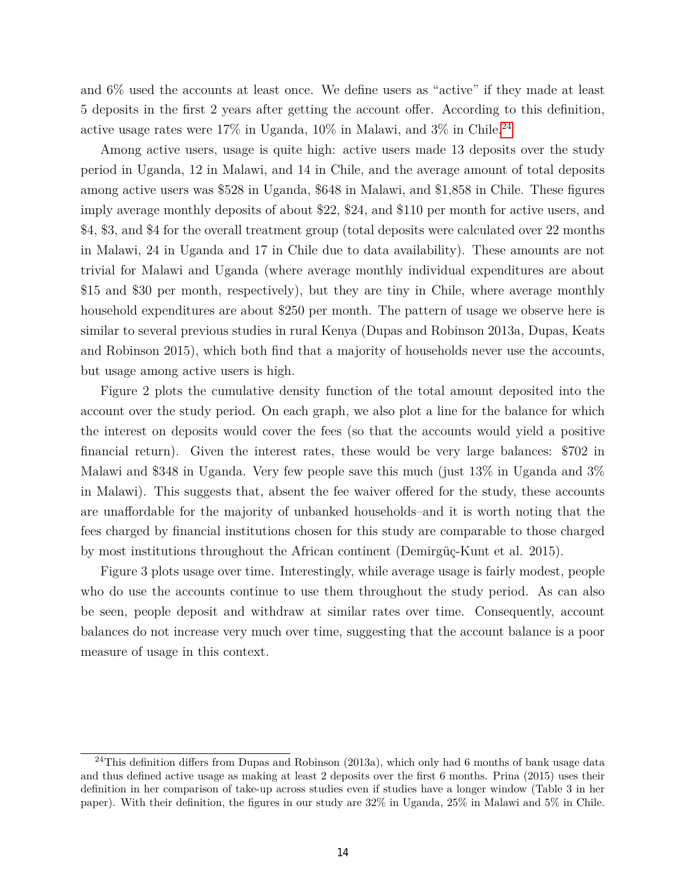and 6% used the accounts at least once. We define users as "active" if they made at least 5 deposits in the first 2 years after getting the account offer. According to this definition, active usage rates were 17% in Uganda, 10% in Malawi, and 3% in Chile.[24]

Among active users, usage is quite high: active users made 13 deposits over the study period in Uganda, 12 in Malawi, and 14 in Chile, and the average amount of total deposits among active users was $528 in Uganda, $648 in Malawi, and $1,858 in Chile. These figures imply average monthly deposits of about $22, $24, and $110 per month for active users, and $4, $3, and $4 for the overall treatment group (total deposits were calculated over 22 months in Malawi, 24 in Uganda and 17 in Chile due to data availability). These amounts are not trivial for Malawi and Uganda (where average monthly individual expenditures are about $15 and $30 per month, respectively), but they are tiny in Chile, where average monthly household expenditures are about $250 per month. The pattern of usage we observe here is similar to several previous studies in rural Kenya (Dupas and Robinson 2013a, Dupas, Keats and Robinson 2015), which both find that a majority of households never use the accounts, but usage among active users is high.

Figure 2 plots the cumulative density function of the total amount deposited into the account over the study period. On each graph, we also plot a line for the balance for which the interest on deposits would cover the fees (so that the accounts would yield a positive financial return). Given the interest rates, these would be very large balances: $702 in Malawi and $348 in Uganda. Very few people save this much (just 13% in Uganda and 3% in Malawi). This suggests that, absent the fee waiver offered for the study, these accounts are unaffordable for the majority of unbanked households–and it is worth noting that the fees charged by financial institutions chosen for this study are comparable to those charged by most institutions throughout the African continent (Demirgüç-Kunt et al. 2015).

Figure 3 plots usage over time. Interestingly, while average usage is fairly modest, people who do use the accounts continue to use them throughout the study period. As can also be seen, people deposit and withdraw at similar rates over time. Consequently, account balances do not increase very much over time, suggesting that the account balance is a poor measure of usage in this context.

---

[24] This definition differs from Dupas and Robinson (2013a), which only had 6 months of bank usage data and thus defined active usage as making at least 2 deposits over the first 6 months. Prina (2015) uses their definition in her comparison of take-up across studies even if studies have a longer window (Table 3 in her paper). With their definition, the figures in our study are 32% in Uganda, 25% in Malawi and 5% in Chile.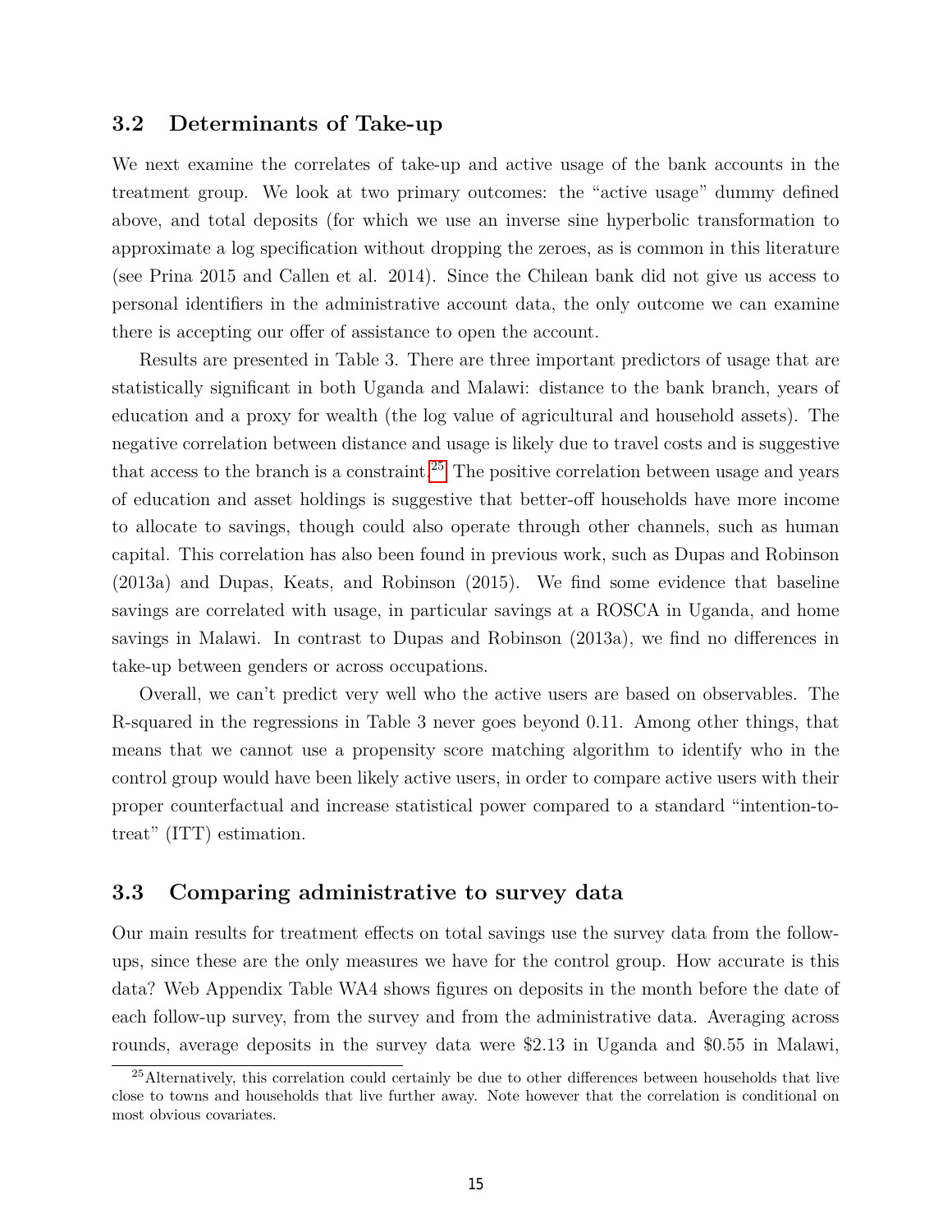### 3.2 Determinants of Take-up

We next examine the correlates of take-up and active usage of the bank accounts in the treatment group. We look at two primary outcomes: the "active usage" dummy defined above, and total deposits (for which we use an inverse sine hyperbolic transformation to approximate a log specification without dropping the zeroes, as is common in this literature (see Prina 2015 and Callen et al. 2014). Since the Chilean bank did not give us access to personal identifiers in the administrative account data, the only outcome we can examine there is accepting our offer of assistance to open the account.

Results are presented in Table 3. There are three important predictors of usage that are statistically significant in both Uganda and Malawi: distance to the bank branch, years of education and a proxy for wealth (the log value of agricultural and household assets). The negative correlation between distance and usage is likely due to travel costs and is suggestive that access to the branch is a constraint.[25] The positive correlation between usage and years of education and asset holdings is suggestive that better-off households have more income to allocate to savings, though could also operate through other channels, such as human capital. This correlation has also been found in previous work, such as Dupas and Robinson (2013a) and Dupas, Keats, and Robinson (2015). We find some evidence that baseline savings are correlated with usage, in particular savings at a ROSCA in Uganda, and home savings in Malawi. In contrast to Dupas and Robinson (2013a), we find no differences in take-up between genders or across occupations.

Overall, we can't predict very well who the active users are based on observables. The R-squared in the regressions in Table 3 never goes beyond 0.11. Among other things, that means that we cannot use a propensity score matching algorithm to identify who in the control group would have been likely active users, in order to compare active users with their proper counterfactual and increase statistical power compared to a standard "intention-to-treat" (ITT) estimation.

### 3.3 Comparing administrative to survey data

Our main results for treatment effects on total savings use the survey data from the follow-ups, since these are the only measures we have for the control group. How accurate is this data? Web Appendix Table WA4 shows figures on deposits in the month before the date of each follow-up survey, from the survey and from the administrative data. Averaging across rounds, average deposits in the survey data were $2.13 in Uganda and $0.55 in Malawi,

[25] Alternatively, this correlation could certainly be due to other differences between households that live close to towns and households that live further away. Note however that the correlation is conditional on most obvious covariates.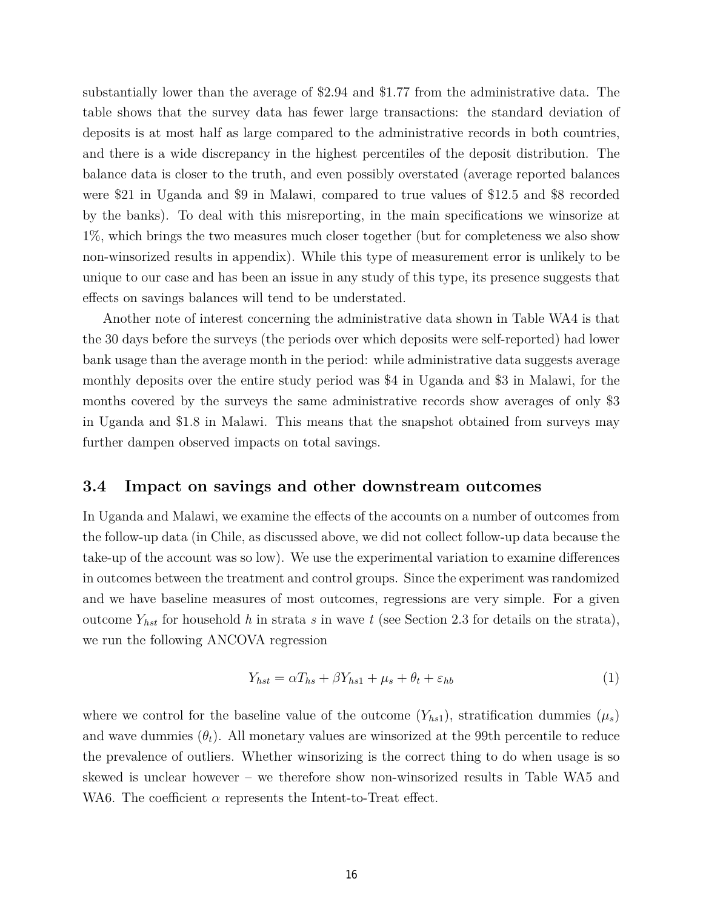substantially lower than the average of \$2.94 and \$1.77 from the administrative data. The table shows that the survey data has fewer large transactions: the standard deviation of deposits is at most half as large compared to the administrative records in both countries, and there is a wide discrepancy in the highest percentiles of the deposit distribution. The balance data is closer to the truth, and even possibly overstated (average reported balances were \$21 in Uganda and \$9 in Malawi, compared to true values of \$12.5 and \$8 recorded by the banks). To deal with this misreporting, in the main specifications we winsorize at 1%, which brings the two measures much closer together (but for completeness we also show non-winsorized results in appendix). While this type of measurement error is unlikely to be unique to our case and has been an issue in any study of this type, its presence suggests that effects on savings balances will tend to be understated.

Another note of interest concerning the administrative data shown in Table WA4 is that the 30 days before the surveys (the periods over which deposits were self-reported) had lower bank usage than the average month in the period: while administrative data suggests average monthly deposits over the entire study period was \$4 in Uganda and \$3 in Malawi, for the months covered by the surveys the same administrative records show averages of only \$3 in Uganda and \$1.8 in Malawi. This means that the snapshot obtained from surveys may further dampen observed impacts on total savings.

### 3.4 Impact on savings and other downstream outcomes

In Uganda and Malawi, we examine the effects of the accounts on a number of outcomes from the follow-up data (in Chile, as discussed above, we did not collect follow-up data because the take-up of the account was so low). We use the experimental variation to examine differences in outcomes between the treatment and control groups. Since the experiment was randomized and we have baseline measures of most outcomes, regressions are very simple. For a given outcome $Y_{hst}$ for household $h$ in strata $s$ in wave $t$ (see Section 2.3 for details on the strata), we run the following ANCOVA regression

$$Y_{hst} = \alpha T_{hs} + \beta Y_{hs1} + \mu_s + \theta_t + \varepsilon_{hb} \tag{1}$$

where we control for the baseline value of the outcome ($Y_{hs1}$), stratification dummies ($\mu_s$) and wave dummies ($\theta_t$). All monetary values are winsorized at the 99th percentile to reduce the prevalence of outliers. Whether winsorizing is the correct thing to do when usage is so skewed is unclear however – we therefore show non-winsorized results in Table WA5 and WA6. The coefficient $\alpha$ represents the Intent-to-Treat effect.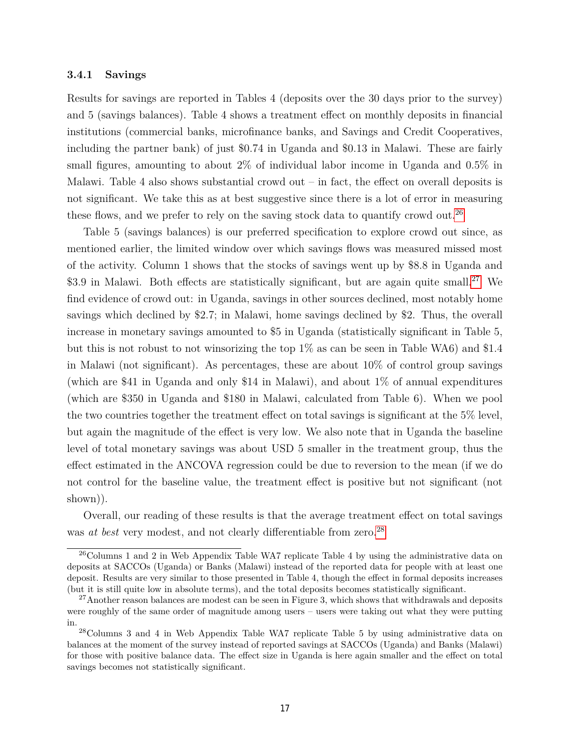### 3.4.1 Savings

Results for savings are reported in Tables 4 (deposits over the 30 days prior to the survey) and 5 (savings balances). Table 4 shows a treatment effect on monthly deposits in financial institutions (commercial banks, microfinance banks, and Savings and Credit Cooperatives, including the partner bank) of just \$0.74 in Uganda and \$0.13 in Malawi. These are fairly small figures, amounting to about 2% of individual labor income in Uganda and 0.5% in Malawi. Table 4 also shows substantial crowd out – in fact, the effect on overall deposits is not significant. We take this as at best suggestive since there is a lot of error in measuring these flows, and we prefer to rely on the saving stock data to quantify crowd out.[26]

Table 5 (savings balances) is our preferred specification to explore crowd out since, as mentioned earlier, the limited window over which savings flows was measured missed most of the activity. Column 1 shows that the stocks of savings went up by \$8.8 in Uganda and \$3.9 in Malawi. Both effects are statistically significant, but are again quite small.[27] We find evidence of crowd out: in Uganda, savings in other sources declined, most notably home savings which declined by \$2.7; in Malawi, home savings declined by \$2. Thus, the overall increase in monetary savings amounted to \$5 in Uganda (statistically significant in Table 5, but this is not robust to not winsorizing the top 1% as can be seen in Table WA6) and \$1.4 in Malawi (not significant). As percentages, these are about 10% of control group savings (which are \$41 in Uganda and only \$14 in Malawi), and about 1% of annual expenditures (which are \$350 in Uganda and \$180 in Malawi, calculated from Table 6). When we pool the two countries together the treatment effect on total savings is significant at the 5% level, but again the magnitude of the effect is very low. We also note that in Uganda the baseline level of total monetary savings was about USD 5 smaller in the treatment group, thus the effect estimated in the ANCOVA regression could be due to reversion to the mean (if we do not control for the baseline value, the treatment effect is positive but not significant (not shown)).

Overall, our reading of these results is that the average treatment effect on total savings was *at best* very modest, and not clearly differentiable from zero.[28]

---

[26] Columns 1 and 2 in Web Appendix Table WA7 replicate Table 4 by using the administrative data on deposits at SACCOs (Uganda) or Banks (Malawi) instead of the reported data for people with at least one deposit. Results are very similar to those presented in Table 4, though the effect in formal deposits increases (but it is still quite low in absolute terms), and the total deposits becomes statistically significant.

[27] Another reason balances are modest can be seen in Figure 3, which shows that withdrawals and deposits were roughly of the same order of magnitude among users – users were taking out what they were putting in.

[28] Columns 3 and 4 in Web Appendix Table WA7 replicate Table 5 by using administrative data on balances at the moment of the survey instead of reported savings at SACCOs (Uganda) and Banks (Malawi) for those with positive balance data. The effect size in Uganda is here again smaller and the effect on total savings becomes not statistically significant.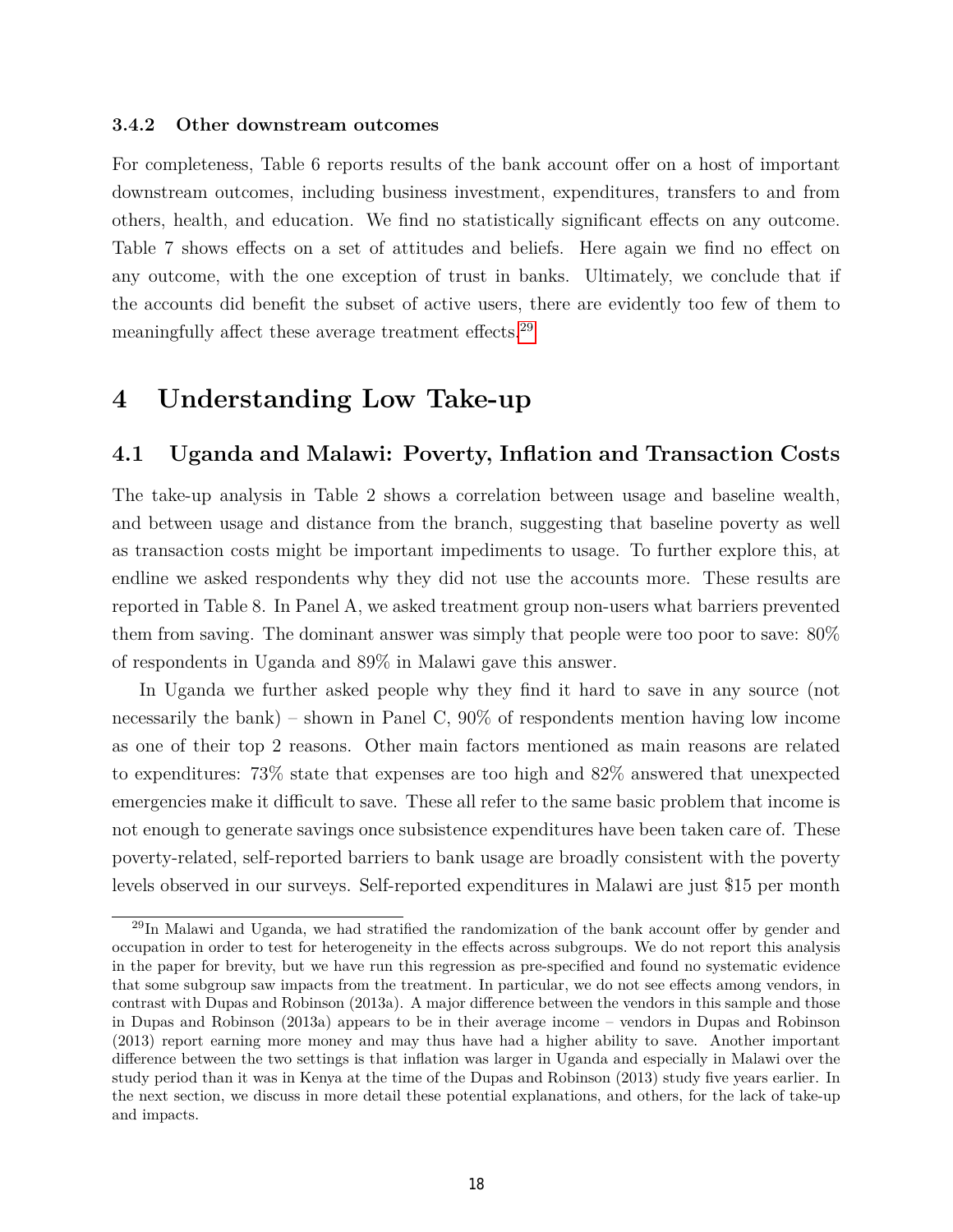#### 3.4.2 Other downstream outcomes

For completeness, Table 6 reports results of the bank account offer on a host of important downstream outcomes, including business investment, expenditures, transfers to and from others, health, and education. We find no statistically significant effects on any outcome. Table 7 shows effects on a set of attitudes and beliefs. Here again we find no effect on any outcome, with the one exception of trust in banks. Ultimately, we conclude that if the accounts did benefit the subset of active users, there are evidently too few of them to meaningfully affect these average treatment effects.[29]

# 4 Understanding Low Take-up

## 4.1 Uganda and Malawi: Poverty, Inflation and Transaction Costs

The take-up analysis in Table 2 shows a correlation between usage and baseline wealth, and between usage and distance from the branch, suggesting that baseline poverty as well as transaction costs might be important impediments to usage. To further explore this, at endline we asked respondents why they did not use the accounts more. These results are reported in Table 8. In Panel A, we asked treatment group non-users what barriers prevented them from saving. The dominant answer was simply that people were too poor to save: 80% of respondents in Uganda and 89% in Malawi gave this answer.

In Uganda we further asked people why they find it hard to save in any source (not necessarily the bank) – shown in Panel C, 90% of respondents mention having low income as one of their top 2 reasons. Other main factors mentioned as main reasons are related to expenditures: 73% state that expenses are too high and 82% answered that unexpected emergencies make it difficult to save. These all refer to the same basic problem that income is not enough to generate savings once subsistence expenditures have been taken care of. These poverty-related, self-reported barriers to bank usage are broadly consistent with the poverty levels observed in our surveys. Self-reported expenditures in Malawi are just $15 per month

[29] In Malawi and Uganda, we had stratified the randomization of the bank account offer by gender and occupation in order to test for heterogeneity in the effects across subgroups. We do not report this analysis in the paper for brevity, but we have run this regression as pre-specified and found no systematic evidence that some subgroup saw impacts from the treatment. In particular, we do not see effects among vendors, in contrast with Dupas and Robinson (2013a). A major difference between the vendors in this sample and those in Dupas and Robinson (2013a) appears to be in their average income – vendors in Dupas and Robinson (2013) report earning more money and may thus have had a higher ability to save. Another important difference between the two settings is that inflation was larger in Uganda and especially in Malawi over the study period than it was in Kenya at the time of the Dupas and Robinson (2013) study five years earlier. In the next section, we discuss in more detail these potential explanations, and others, for the lack of take-up and impacts.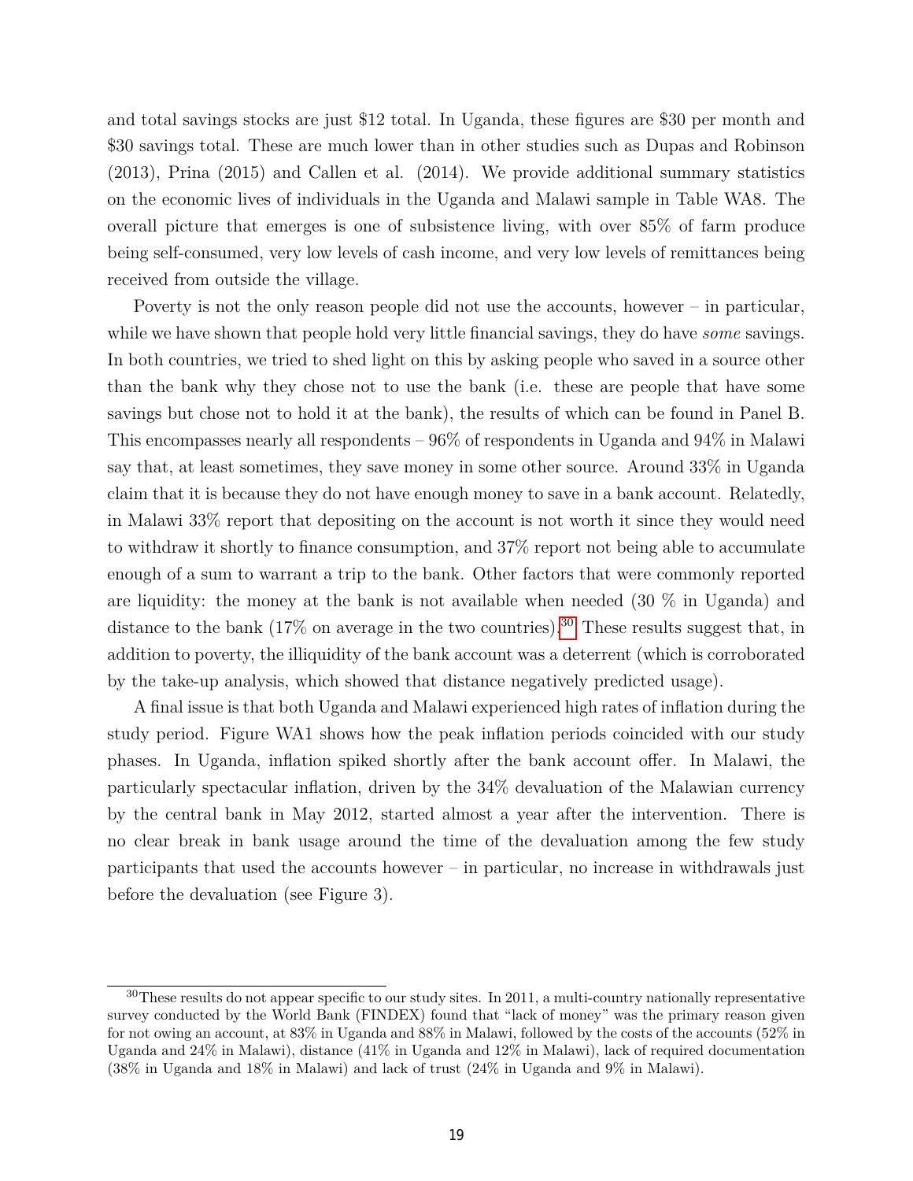and total savings stocks are just $12 total. In Uganda, these figures are $30 per month and $30 savings total. These are much lower than in other studies such as Dupas and Robinson (2013), Prina (2015) and Callen et al. (2014). We provide additional summary statistics on the economic lives of individuals in the Uganda and Malawi sample in Table WA8. The overall picture that emerges is one of subsistence living, with over 85% of farm produce being self-consumed, very low levels of cash income, and very low levels of remittances being received from outside the village.

Poverty is not the only reason people did not use the accounts, however – in particular, while we have shown that people hold very little financial savings, they do have *some* savings. In both countries, we tried to shed light on this by asking people who saved in a source other than the bank why they chose not to use the bank (i.e. these are people that have some savings but chose not to hold it at the bank), the results of which can be found in Panel B. This encompasses nearly all respondents – 96% of respondents in Uganda and 94% in Malawi say that, at least sometimes, they save money in some other source. Around 33% in Uganda claim that it is because they do not have enough money to save in a bank account. Relatedly, in Malawi 33% report that depositing on the account is not worth it since they would need to withdraw it shortly to finance consumption, and 37% report not being able to accumulate enough of a sum to warrant a trip to the bank. Other factors that were commonly reported are liquidity: the money at the bank is not available when needed (30 % in Uganda) and distance to the bank (17% on average in the two countries).[30] These results suggest that, in addition to poverty, the illiquidity of the bank account was a deterrent (which is corroborated by the take-up analysis, which showed that distance negatively predicted usage).

A final issue is that both Uganda and Malawi experienced high rates of inflation during the study period. Figure WA1 shows how the peak inflation periods coincided with our study phases. In Uganda, inflation spiked shortly after the bank account offer. In Malawi, the particularly spectacular inflation, driven by the 34% devaluation of the Malawian currency by the central bank in May 2012, started almost a year after the intervention. There is no clear break in bank usage around the time of the devaluation among the few study participants that used the accounts however – in particular, no increase in withdrawals just before the devaluation (see Figure 3).

[30] These results do not appear specific to our study sites. In 2011, a multi-country nationally representative survey conducted by the World Bank (FINDEX) found that "lack of money" was the primary reason given for not owing an account, at 83% in Uganda and 88% in Malawi, followed by the costs of the accounts (52% in Uganda and 24% in Malawi), distance (41% in Uganda and 12% in Malawi), lack of required documentation (38% in Uganda and 18% in Malawi) and lack of trust (24% in Uganda and 9% in Malawi).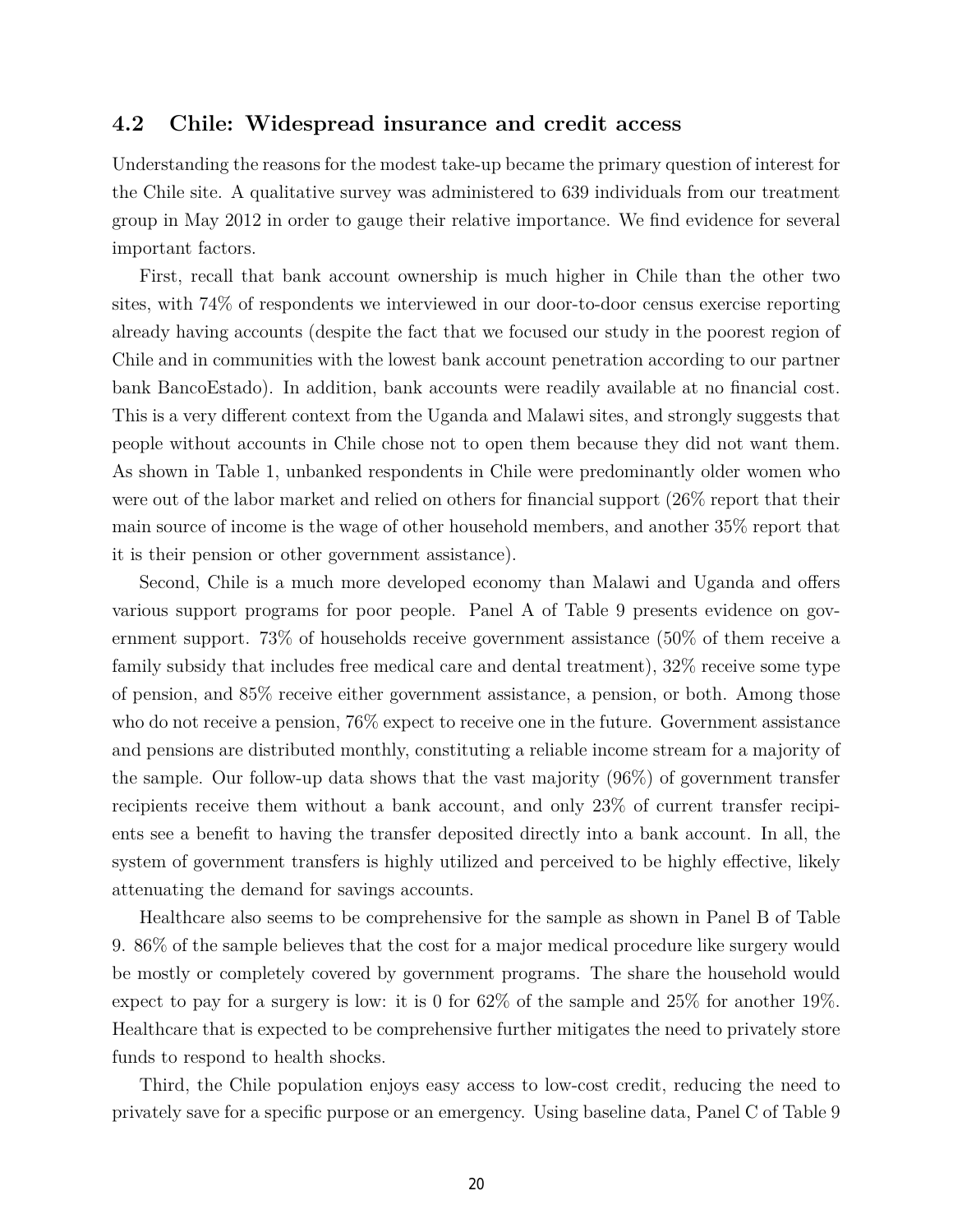### 4.2 Chile: Widespread insurance and credit access

Understanding the reasons for the modest take-up became the primary question of interest for the Chile site. A qualitative survey was administered to 639 individuals from our treatment group in May 2012 in order to gauge their relative importance. We find evidence for several important factors.

First, recall that bank account ownership is much higher in Chile than the other two sites, with 74% of respondents we interviewed in our door-to-door census exercise reporting already having accounts (despite the fact that we focused our study in the poorest region of Chile and in communities with the lowest bank account penetration according to our partner bank BancoEstado). In addition, bank accounts were readily available at no financial cost. This is a very different context from the Uganda and Malawi sites, and strongly suggests that people without accounts in Chile chose not to open them because they did not want them. As shown in Table 1, unbanked respondents in Chile were predominantly older women who were out of the labor market and relied on others for financial support (26% report that their main source of income is the wage of other household members, and another 35% report that it is their pension or other government assistance).

Second, Chile is a much more developed economy than Malawi and Uganda and offers various support programs for poor people. Panel A of Table 9 presents evidence on government support. 73% of households receive government assistance (50% of them receive a family subsidy that includes free medical care and dental treatment), 32% receive some type of pension, and 85% receive either government assistance, a pension, or both. Among those who do not receive a pension, 76% expect to receive one in the future. Government assistance and pensions are distributed monthly, constituting a reliable income stream for a majority of the sample. Our follow-up data shows that the vast majority (96%) of government transfer recipients receive them without a bank account, and only 23% of current transfer recipients see a benefit to having the transfer deposited directly into a bank account. In all, the system of government transfers is highly utilized and perceived to be highly effective, likely attenuating the demand for savings accounts.

Healthcare also seems to be comprehensive for the sample as shown in Panel B of Table 9. 86% of the sample believes that the cost for a major medical procedure like surgery would be mostly or completely covered by government programs. The share the household would expect to pay for a surgery is low: it is 0 for 62% of the sample and 25% for another 19%. Healthcare that is expected to be comprehensive further mitigates the need to privately store funds to respond to health shocks.

Third, the Chile population enjoys easy access to low-cost credit, reducing the need to privately save for a specific purpose or an emergency. Using baseline data, Panel C of Table 9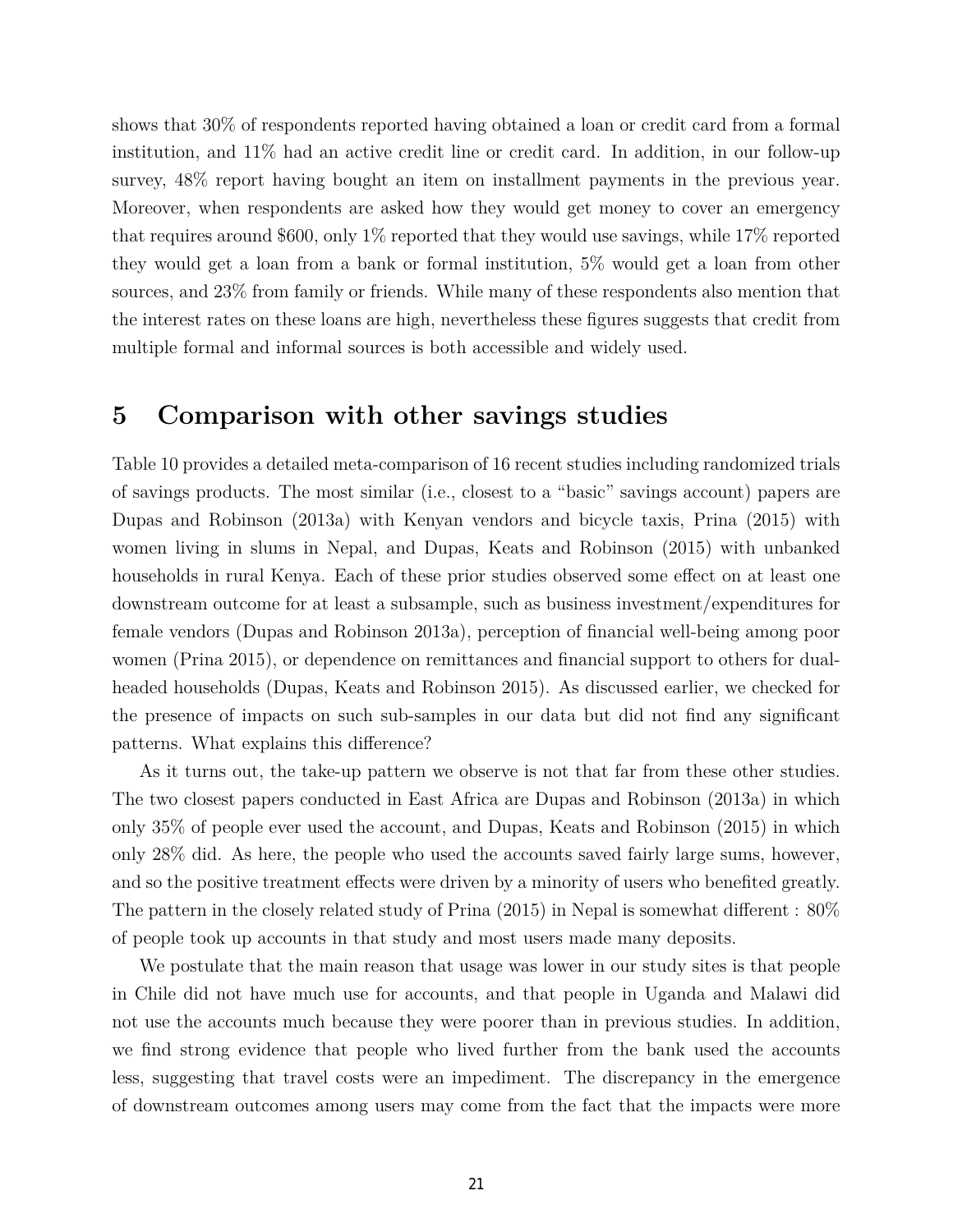shows that 30% of respondents reported having obtained a loan or credit card from a formal institution, and 11% had an active credit line or credit card. In addition, in our follow-up survey, 48% report having bought an item on installment payments in the previous year. Moreover, when respondents are asked how they would get money to cover an emergency that requires around $600, only 1% reported that they would use savings, while 17% reported they would get a loan from a bank or formal institution, 5% would get a loan from other sources, and 23% from family or friends. While many of these respondents also mention that the interest rates on these loans are high, nevertheless these figures suggests that credit from multiple formal and informal sources is both accessible and widely used.

## 5 Comparison with other savings studies

Table 10 provides a detailed meta-comparison of 16 recent studies including randomized trials of savings products. The most similar (i.e., closest to a "basic" savings account) papers are Dupas and Robinson (2013a) with Kenyan vendors and bicycle taxis, Prina (2015) with women living in slums in Nepal, and Dupas, Keats and Robinson (2015) with unbanked households in rural Kenya. Each of these prior studies observed some effect on at least one downstream outcome for at least a subsample, such as business investment/expenditures for female vendors (Dupas and Robinson 2013a), perception of financial well-being among poor women (Prina 2015), or dependence on remittances and financial support to others for dual-headed households (Dupas, Keats and Robinson 2015). As discussed earlier, we checked for the presence of impacts on such sub-samples in our data but did not find any significant patterns. What explains this difference?

As it turns out, the take-up pattern we observe is not that far from these other studies. The two closest papers conducted in East Africa are Dupas and Robinson (2013a) in which only 35% of people ever used the account, and Dupas, Keats and Robinson (2015) in which only 28% did. As here, the people who used the accounts saved fairly large sums, however, and so the positive treatment effects were driven by a minority of users who benefited greatly. The pattern in the closely related study of Prina (2015) in Nepal is somewhat different : 80% of people took up accounts in that study and most users made many deposits.

We postulate that the main reason that usage was lower in our study sites is that people in Chile did not have much use for accounts, and that people in Uganda and Malawi did not use the accounts much because they were poorer than in previous studies. In addition, we find strong evidence that people who lived further from the bank used the accounts less, suggesting that travel costs were an impediment. The discrepancy in the emergence of downstream outcomes among users may come from the fact that the impacts were more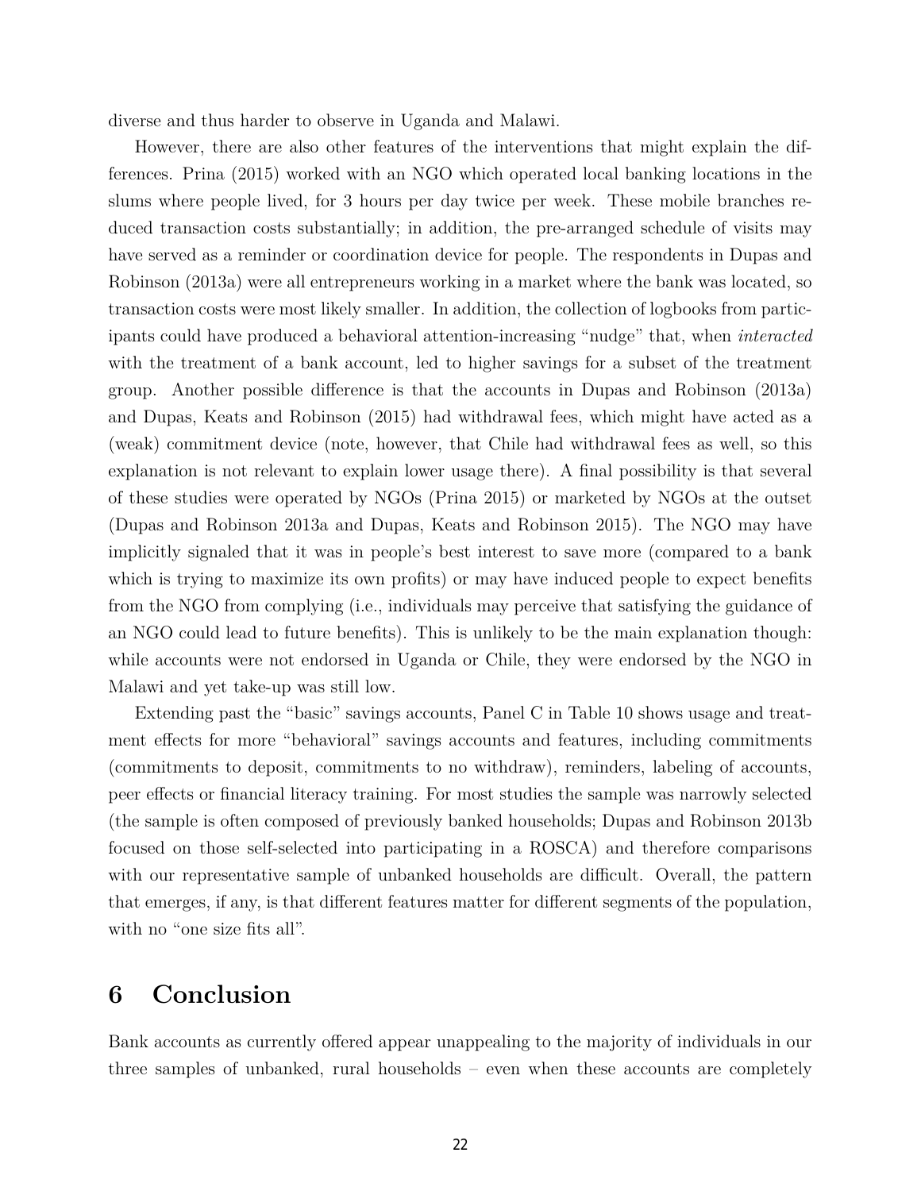diverse and thus harder to observe in Uganda and Malawi.

However, there are also other features of the interventions that might explain the differences. Prina (2015) worked with an NGO which operated local banking locations in the slums where people lived, for 3 hours per day twice per week. These mobile branches reduced transaction costs substantially; in addition, the pre-arranged schedule of visits may have served as a reminder or coordination device for people. The respondents in Dupas and Robinson (2013a) were all entrepreneurs working in a market where the bank was located, so transaction costs were most likely smaller. In addition, the collection of logbooks from participants could have produced a behavioral attention-increasing "nudge" that, when *interacted* with the treatment of a bank account, led to higher savings for a subset of the treatment group. Another possible difference is that the accounts in Dupas and Robinson (2013a) and Dupas, Keats and Robinson (2015) had withdrawal fees, which might have acted as a (weak) commitment device (note, however, that Chile had withdrawal fees as well, so this explanation is not relevant to explain lower usage there). A final possibility is that several of these studies were operated by NGOs (Prina 2015) or marketed by NGOs at the outset (Dupas and Robinson 2013a and Dupas, Keats and Robinson 2015). The NGO may have implicitly signaled that it was in people's best interest to save more (compared to a bank which is trying to maximize its own profits) or may have induced people to expect benefits from the NGO from complying (i.e., individuals may perceive that satisfying the guidance of an NGO could lead to future benefits). This is unlikely to be the main explanation though: while accounts were not endorsed in Uganda or Chile, they were endorsed by the NGO in Malawi and yet take-up was still low.

Extending past the "basic" savings accounts, Panel C in Table 10 shows usage and treatment effects for more "behavioral" savings accounts and features, including commitments (commitments to deposit, commitments to no withdraw), reminders, labeling of accounts, peer effects or financial literacy training. For most studies the sample was narrowly selected (the sample is often composed of previously banked households; Dupas and Robinson 2013b focused on those self-selected into participating in a ROSCA) and therefore comparisons with our representative sample of unbanked households are difficult. Overall, the pattern that emerges, if any, is that different features matter for different segments of the population, with no "one size fits all".

# 6 Conclusion

Bank accounts as currently offered appear unappealing to the majority of individuals in our three samples of unbanked, rural households – even when these accounts are completely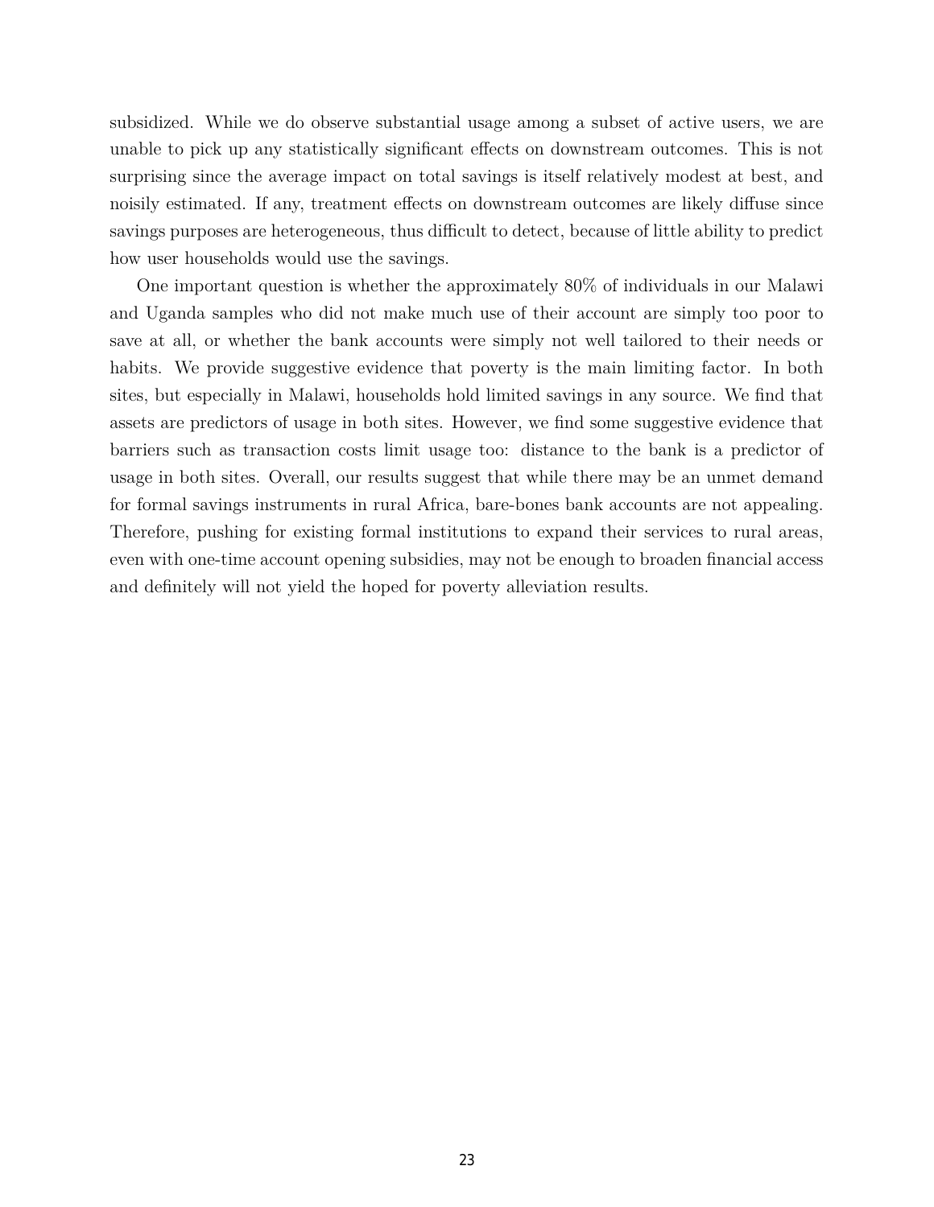subsidized. While we do observe substantial usage among a subset of active users, we are unable to pick up any statistically significant effects on downstream outcomes. This is not surprising since the average impact on total savings is itself relatively modest at best, and noisily estimated. If any, treatment effects on downstream outcomes are likely diffuse since savings purposes are heterogeneous, thus difficult to detect, because of little ability to predict how user households would use the savings.

One important question is whether the approximately 80% of individuals in our Malawi and Uganda samples who did not make much use of their account are simply too poor to save at all, or whether the bank accounts were simply not well tailored to their needs or habits. We provide suggestive evidence that poverty is the main limiting factor. In both sites, but especially in Malawi, households hold limited savings in any source. We find that assets are predictors of usage in both sites. However, we find some suggestive evidence that barriers such as transaction costs limit usage too: distance to the bank is a predictor of usage in both sites. Overall, our results suggest that while there may be an unmet demand for formal savings instruments in rural Africa, bare-bones bank accounts are not appealing. Therefore, pushing for existing formal institutions to expand their services to rural areas, even with one-time account opening subsidies, may not be enough to broaden financial access and definitely will not yield the hoped for poverty alleviation results.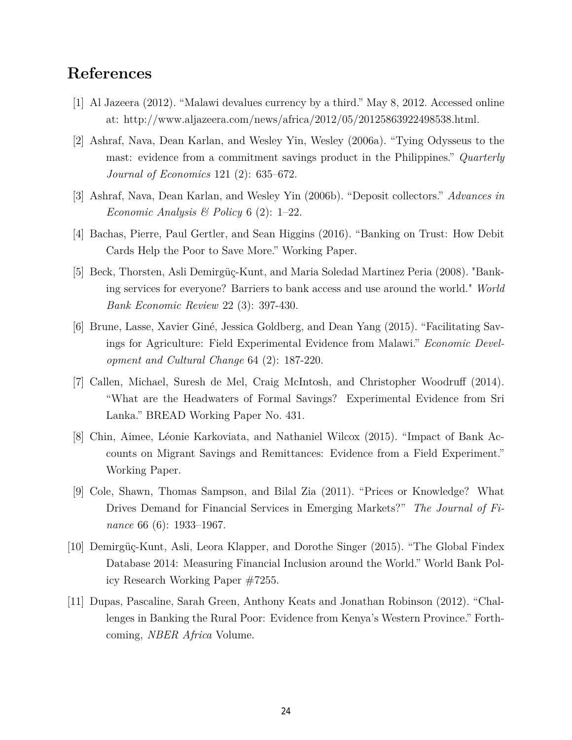## References

[1] Al Jazeera (2012). "Malawi devalues currency by a third." May 8, 2012. Accessed online at: http://www.aljazeera.com/news/africa/2012/05/20125863922498538.html.

[2] Ashraf, Nava, Dean Karlan, and Wesley Yin, Wesley (2006a). "Tying Odysseus to the mast: evidence from a commitment savings product in the Philippines." *Quarterly Journal of Economics* 121 (2): 635–672.

[3] Ashraf, Nava, Dean Karlan, and Wesley Yin (2006b). "Deposit collectors." *Advances in Economic Analysis & Policy* 6 (2): 1–22.

[4] Bachas, Pierre, Paul Gertler, and Sean Higgins (2016). "Banking on Trust: How Debit Cards Help the Poor to Save More." Working Paper.

[5] Beck, Thorsten, Asli Demirgüç-Kunt, and Maria Soledad Martinez Peria (2008). "Banking services for everyone? Barriers to bank access and use around the world." *World Bank Economic Review* 22 (3): 397-430.

[6] Brune, Lasse, Xavier Giné, Jessica Goldberg, and Dean Yang (2015). "Facilitating Savings for Agriculture: Field Experimental Evidence from Malawi." *Economic Development and Cultural Change* 64 (2): 187-220.

[7] Callen, Michael, Suresh de Mel, Craig McIntosh, and Christopher Woodruff (2014). "What are the Headwaters of Formal Savings? Experimental Evidence from Sri Lanka." BREAD Working Paper No. 431.

[8] Chin, Aimee, Léonie Karkoviata, and Nathaniel Wilcox (2015). "Impact of Bank Accounts on Migrant Savings and Remittances: Evidence from a Field Experiment." Working Paper.

[9] Cole, Shawn, Thomas Sampson, and Bilal Zia (2011). "Prices or Knowledge? What Drives Demand for Financial Services in Emerging Markets?" *The Journal of Finance* 66 (6): 1933–1967.

[10] Demirgüç-Kunt, Asli, Leora Klapper, and Dorothe Singer (2015). "The Global Findex Database 2014: Measuring Financial Inclusion around the World." World Bank Policy Research Working Paper #7255.

[11] Dupas, Pascaline, Sarah Green, Anthony Keats and Jonathan Robinson (2012). "Challenges in Banking the Rural Poor: Evidence from Kenya's Western Province." Forthcoming, *NBER Africa* Volume.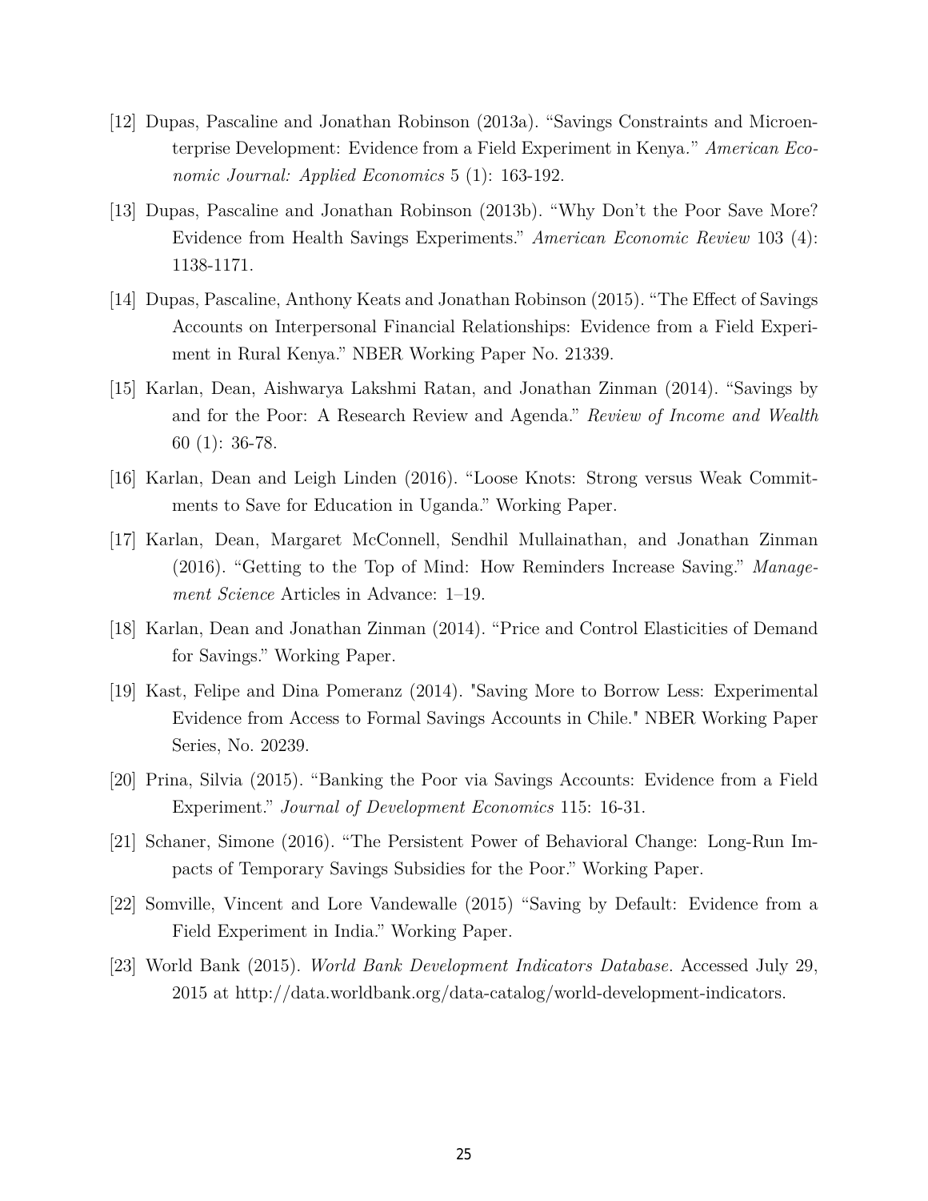[12] Dupas, Pascaline and Jonathan Robinson (2013a). "Savings Constraints and Microenterprise Development: Evidence from a Field Experiment in Kenya." *American Economic Journal: Applied Economics* 5 (1): 163-192.

[13] Dupas, Pascaline and Jonathan Robinson (2013b). "Why Don't the Poor Save More? Evidence from Health Savings Experiments." *American Economic Review* 103 (4): 1138-1171.

[14] Dupas, Pascaline, Anthony Keats and Jonathan Robinson (2015). "The Effect of Savings Accounts on Interpersonal Financial Relationships: Evidence from a Field Experiment in Rural Kenya." NBER Working Paper No. 21339.

[15] Karlan, Dean, Aishwarya Lakshmi Ratan, and Jonathan Zinman (2014). "Savings by and for the Poor: A Research Review and Agenda." *Review of Income and Wealth* 60 (1): 36-78.

[16] Karlan, Dean and Leigh Linden (2016). "Loose Knots: Strong versus Weak Commitments to Save for Education in Uganda." Working Paper.

[17] Karlan, Dean, Margaret McConnell, Sendhil Mullainathan, and Jonathan Zinman (2016). "Getting to the Top of Mind: How Reminders Increase Saving." *Management Science* Articles in Advance: 1–19.

[18] Karlan, Dean and Jonathan Zinman (2014). "Price and Control Elasticities of Demand for Savings." Working Paper.

[19] Kast, Felipe and Dina Pomeranz (2014). "Saving More to Borrow Less: Experimental Evidence from Access to Formal Savings Accounts in Chile." NBER Working Paper Series, No. 20239.

[20] Prina, Silvia (2015). "Banking the Poor via Savings Accounts: Evidence from a Field Experiment." *Journal of Development Economics* 115: 16-31.

[21] Schaner, Simone (2016). "The Persistent Power of Behavioral Change: Long-Run Impacts of Temporary Savings Subsidies for the Poor." Working Paper.

[22] Somville, Vincent and Lore Vandewalle (2015) "Saving by Default: Evidence from a Field Experiment in India." Working Paper.

[23] World Bank (2015). *World Bank Development Indicators Database*. Accessed July 29, 2015 at http://data.worldbank.org/data-catalog/world-development-indicators.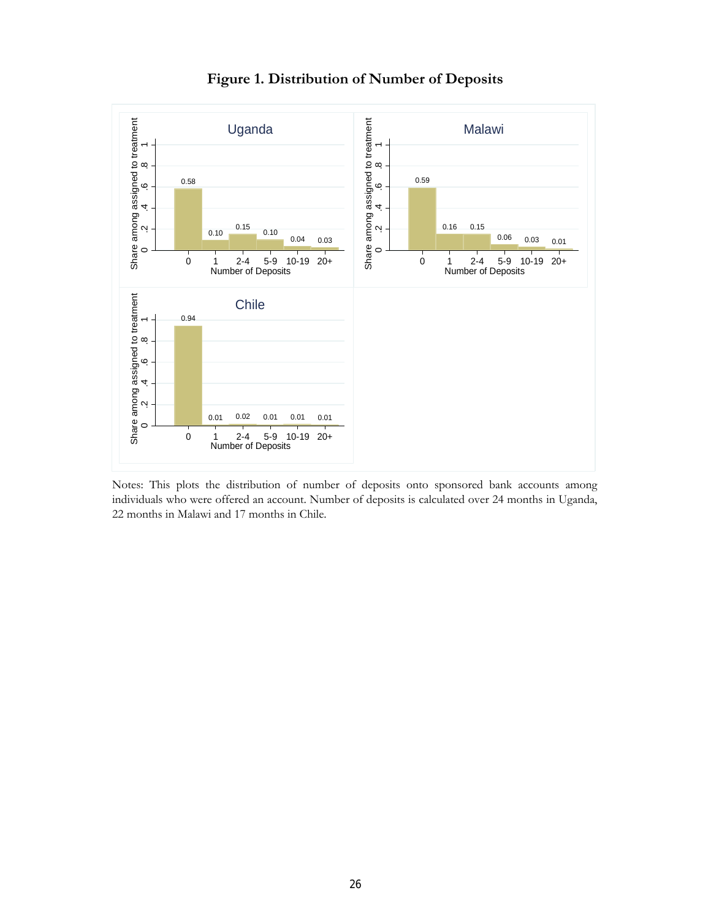# Figure 1. Distribution of Number of Deposits

Notes: This plots the distribution of number of deposits onto sponsored bank accounts among individuals who were offered an account. Number of deposits is calculated over 24 months in Uganda, 22 months in Malawi and 17 months in Chile.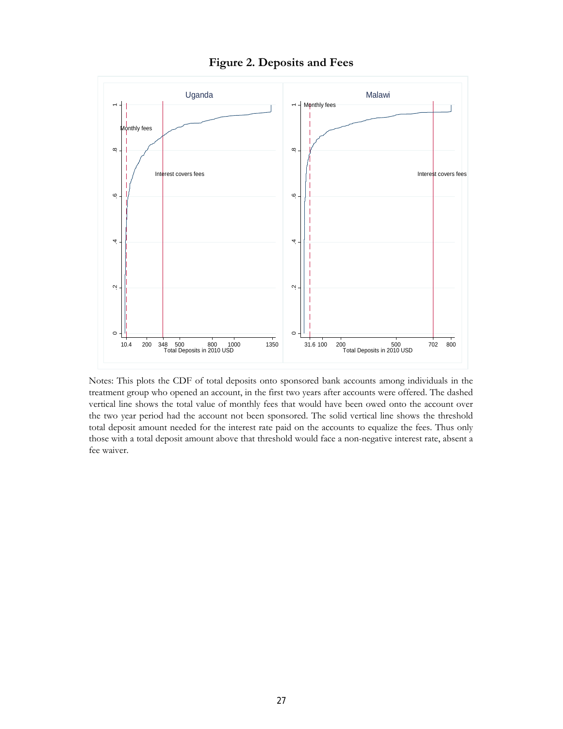**Figure 2. Deposits and Fees**

Notes: This plots the CDF of total deposits onto sponsored bank accounts among individuals in the treatment group who opened an account, in the first two years after accounts were offered. The dashed vertical line shows the total value of monthly fees that would have been owed onto the account over the two year period had the account not been sponsored. The solid vertical line shows the threshold total deposit amount needed for the interest rate paid on the accounts to equalize the fees. Thus only those with a total deposit amount above that threshold would face a non-negative interest rate, absent a fee waiver.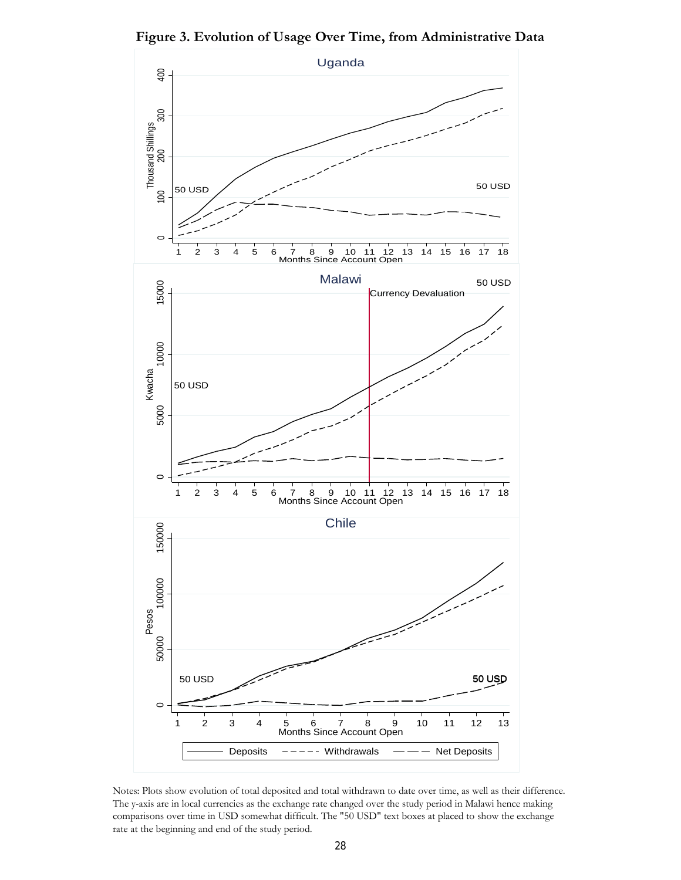**Figure 3. Evolution of Usage Over Time, from Administrative Data**

Notes: Plots show evolution of total deposited and total withdrawn to date over time, as well as their difference. The y-axis are in local currencies as the exchange rate changed over the study period in Malawi hence making comparisons over time in USD somewhat difficult. The "50 USD" text boxes at placed to show the exchange rate at the beginning and end of the study period.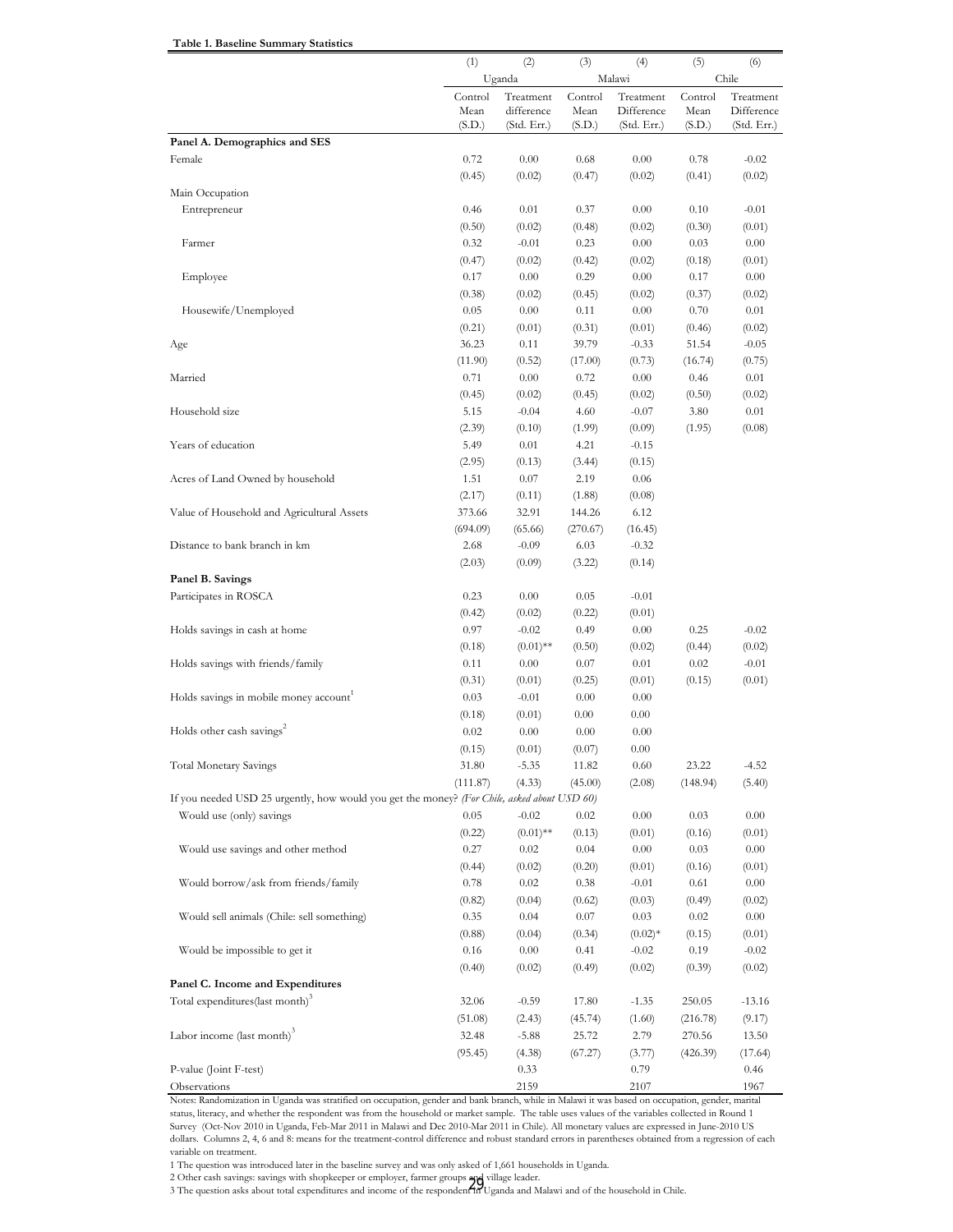**Table 1. Baseline Summary Statistics**

| | (1) | (2) | (3) | (4) | (5) | (6) |
|---|---|---|---|---|---|---|
| | Uganda | | Malawi | | Chile | |
| | Control Mean (S.D.) | Treatment difference (Std. Err.) | Control Mean (S.D.) | Treatment Difference (Std. Err.) | Control Mean (S.D.) | Treatment Difference (Std. Err.) |
| **Panel A. Demographics and SES** | | | | | | |
| Female | 0.72 | 0.00 | 0.68 | 0.00 | 0.78 | -0.02 |
| | (0.45) | (0.02) | (0.47) | (0.02) | (0.41) | (0.02) |
| Main Occupation | | | | | | |
| Entrepreneur | 0.46 | 0.01 | 0.37 | 0.00 | 0.10 | -0.01 |
| | (0.50) | (0.02) | (0.48) | (0.02) | (0.30) | (0.01) |
| Farmer | 0.32 | -0.01 | 0.23 | 0.00 | 0.03 | 0.00 |
| | (0.47) | (0.02) | (0.42) | (0.02) | (0.18) | (0.01) |
| Employee | 0.17 | 0.00 | 0.29 | 0.00 | 0.17 | 0.00 |
| | (0.38) | (0.02) | (0.45) | (0.02) | (0.37) | (0.02) |
| Housewife/Unemployed | 0.05 | 0.00 | 0.11 | 0.00 | 0.70 | 0.01 |
| | (0.21) | (0.01) | (0.31) | (0.01) | (0.46) | (0.02) |
| Age | 36.23 | 0.11 | 39.79 | -0.33 | 51.54 | -0.05 |
| | (11.90) | (0.52) | (17.00) | (0.73) | (16.74) | (0.75) |
| Married | 0.71 | 0.00 | 0.72 | 0.00 | 0.46 | 0.01 |
| | (0.45) | (0.02) | (0.45) | (0.02) | (0.50) | (0.02) |
| Household size | 5.15 | -0.04 | 4.60 | -0.07 | 3.80 | 0.01 |
| | (2.39) | (0.10) | (1.99) | (0.09) | (1.95) | (0.08) |
| Years of education | 5.49 | 0.01 | 4.21 | -0.15 | | |
| | (2.95) | (0.13) | (3.44) | (0.15) | | |
| Acres of Land Owned by household | 1.51 | 0.07 | 2.19 | 0.06 | | |
| | (2.17) | (0.11) | (1.88) | (0.08) | | |
| Value of Household and Agricultural Assets | 373.66 | 32.91 | 144.26 | 6.12 | | |
| | (694.09) | (65.66) | (270.67) | (16.45) | | |
| Distance to bank branch in km | 2.68 | -0.09 | 6.03 | -0.32 | | |
| | (2.03) | (0.09) | (3.22) | (0.14) | | |
| **Panel B. Savings** | | | | | | |
| Participates in ROSCA | 0.23 | 0.00 | 0.05 | -0.01 | | |
| | (0.42) | (0.02) | (0.22) | (0.01) | | |
| Holds savings in cash at home | 0.97 | -0.02 | 0.49 | 0.00 | 0.25 | -0.02 |
| | (0.18) | (0.01)** | (0.50) | (0.02) | (0.44) | (0.02) |
| Holds savings with friends/family | 0.11 | 0.00 | 0.07 | 0.01 | 0.02 | -0.01 |
| | (0.31) | (0.01) | (0.25) | (0.01) | (0.15) | (0.01) |
| Holds savings in mobile money account[1] | 0.03 | -0.01 | 0.00 | 0.00 | | |
| | (0.18) | (0.01) | 0.00 | 0.00 | | |
| Holds other cash savings[2] | 0.02 | 0.00 | 0.00 | 0.00 | | |
| | (0.15) | (0.01) | (0.07) | 0.00 | | |
| Total Monetary Savings | 31.80 | -5.35 | 11.82 | 0.60 | 23.22 | -4.52 |
| | (111.87) | (4.33) | (45.00) | (2.08) | (148.94) | (5.40) |
| If you needed USD 25 urgently, how would you get the money? *(For Chile, asked about USD 60)* | | | | | | |
| Would use (only) savings | 0.05 | -0.02 | 0.02 | 0.00 | 0.03 | 0.00 |
| | (0.22) | (0.01)** | (0.13) | (0.01) | (0.16) | (0.01) |
| Would use savings and other method | 0.27 | 0.02 | 0.04 | 0.00 | 0.03 | 0.00 |
| | (0.44) | (0.02) | (0.20) | (0.01) | (0.16) | (0.01) |
| Would borrow/ask from friends/family | 0.78 | 0.02 | 0.38 | -0.01 | 0.61 | 0.00 |
| | (0.82) | (0.04) | (0.62) | (0.03) | (0.49) | (0.02) |
| Would sell animals (Chile: sell something) | 0.35 | 0.04 | 0.07 | 0.03 | 0.02 | 0.00 |
| | (0.88) | (0.04) | (0.34) | (0.02)* | (0.15) | (0.01) |
| Would be impossible to get it | 0.16 | 0.00 | 0.41 | -0.02 | 0.19 | -0.02 |
| | (0.40) | (0.02) | (0.49) | (0.02) | (0.39) | (0.02) |
| **Panel C. Income and Expenditures** | | | | | | |
| Total expenditures(last month)[3] | 32.06 | -0.59 | 17.80 | -1.35 | 250.05 | -13.16 |
| | (51.08) | (2.43) | (45.74) | (1.60) | (216.78) | (9.17) |
| Labor income (last month)[3] | 32.48 | -5.88 | 25.72 | 2.79 | 270.56 | 13.50 |
| | (95.45) | (4.38) | (67.27) | (3.77) | (426.39) | (17.64) |
| P-value (Joint F-test) | | 0.33 | | 0.79 | | 0.46 |
| Observations | | 2159 | | 2107 | | 1967 |

Notes: Randomization in Uganda was stratified on occupation, gender and bank branch, while in Malawi it was based on occupation, gender, marital status, literacy, and whether the respondent was from the household or market sample. The table uses values of the variables collected in Round 1 Survey (Oct-Nov 2010 in Uganda, Feb-Mar 2011 in Malawi and Dec 2010-Mar 2011 in Chile). All monetary values are expressed in June-2010 US dollars. Columns 2, 4, 6 and 8: means for the treatment-control difference and robust standard errors in parentheses obtained from a regression of each variable on treatment.

1 The question was introduced later in the baseline survey and was only asked of 1,661 households in Uganda.

2 Other cash savings: savings with shopkeeper or employer, farmer groups and village leader.

3 The question asks about total expenditures and income of the respondent in Uganda and Malawi and of the household in Chile.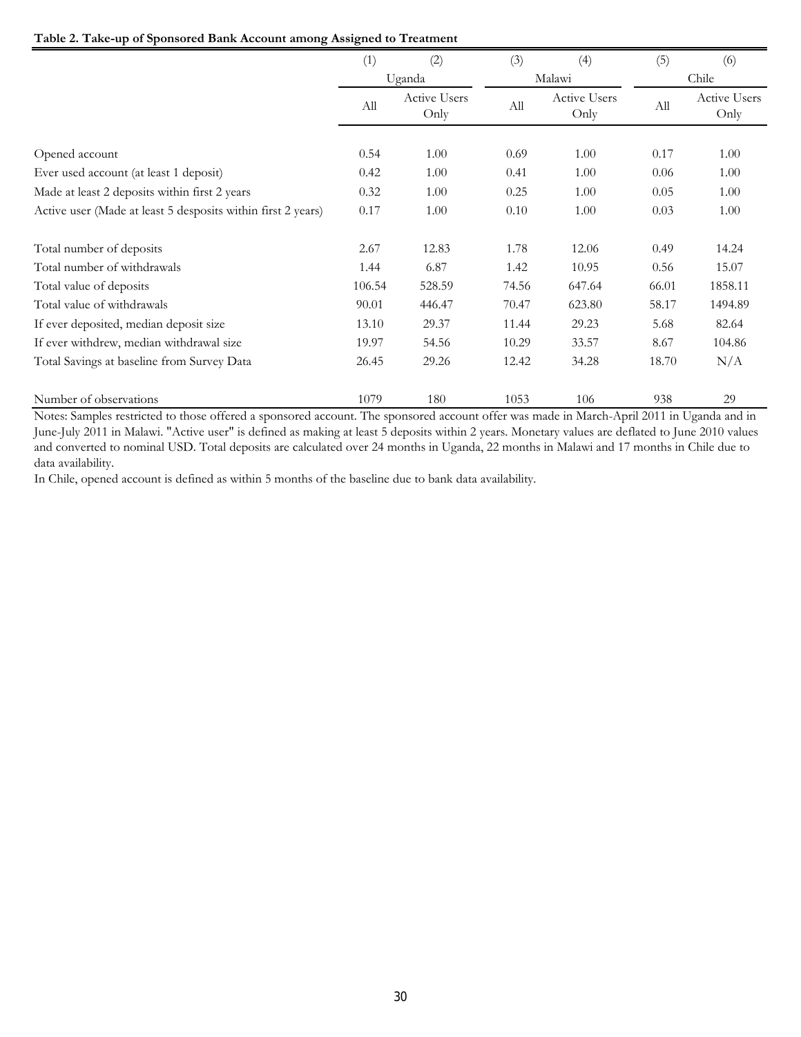**Table 2. Take-up of Sponsored Bank Account among Assigned to Treatment**

| | (1) | (2) | (3) | (4) | (5) | (6) |
|---|---|---|---|---|---|---|
| | Uganda | | Malawi | | Chile | |
| | All | Active Users Only | All | Active Users Only | All | Active Users Only |
| Opened account | 0.54 | 1.00 | 0.69 | 1.00 | 0.17 | 1.00 |
| Ever used account (at least 1 deposit) | 0.42 | 1.00 | 0.41 | 1.00 | 0.06 | 1.00 |
| Made at least 2 deposits within first 2 years | 0.32 | 1.00 | 0.25 | 1.00 | 0.05 | 1.00 |
| Active user (Made at least 5 desposits within first 2 years) | 0.17 | 1.00 | 0.10 | 1.00 | 0.03 | 1.00 |
| Total number of deposits | 2.67 | 12.83 | 1.78 | 12.06 | 0.49 | 14.24 |
| Total number of withdrawals | 1.44 | 6.87 | 1.42 | 10.95 | 0.56 | 15.07 |
| Total value of deposits | 106.54 | 528.59 | 74.56 | 647.64 | 66.01 | 1858.11 |
| Total value of withdrawals | 90.01 | 446.47 | 70.47 | 623.80 | 58.17 | 1494.89 |
| If ever deposited, median deposit size | 13.10 | 29.37 | 11.44 | 29.23 | 5.68 | 82.64 |
| If ever withdrew, median withdrawal size | 19.97 | 54.56 | 10.29 | 33.57 | 8.67 | 104.86 |
| Total Savings at baseline from Survey Data | 26.45 | 29.26 | 12.42 | 34.28 | 18.70 | N/A |
| Number of observations | 1079 | 180 | 1053 | 106 | 938 | 29 |

Notes: Samples restricted to those offered a sponsored account. The sponsored account offer was made in March-April 2011 in Uganda and in June-July 2011 in Malawi. "Active user" is defined as making at least 5 deposits within 2 years. Monetary values are deflated to June 2010 values and converted to nominal USD. Total deposits are calculated over 24 months in Uganda, 22 months in Malawi and 17 months in Chile due to data availability.

In Chile, opened account is defined as within 5 months of the baseline due to bank data availability.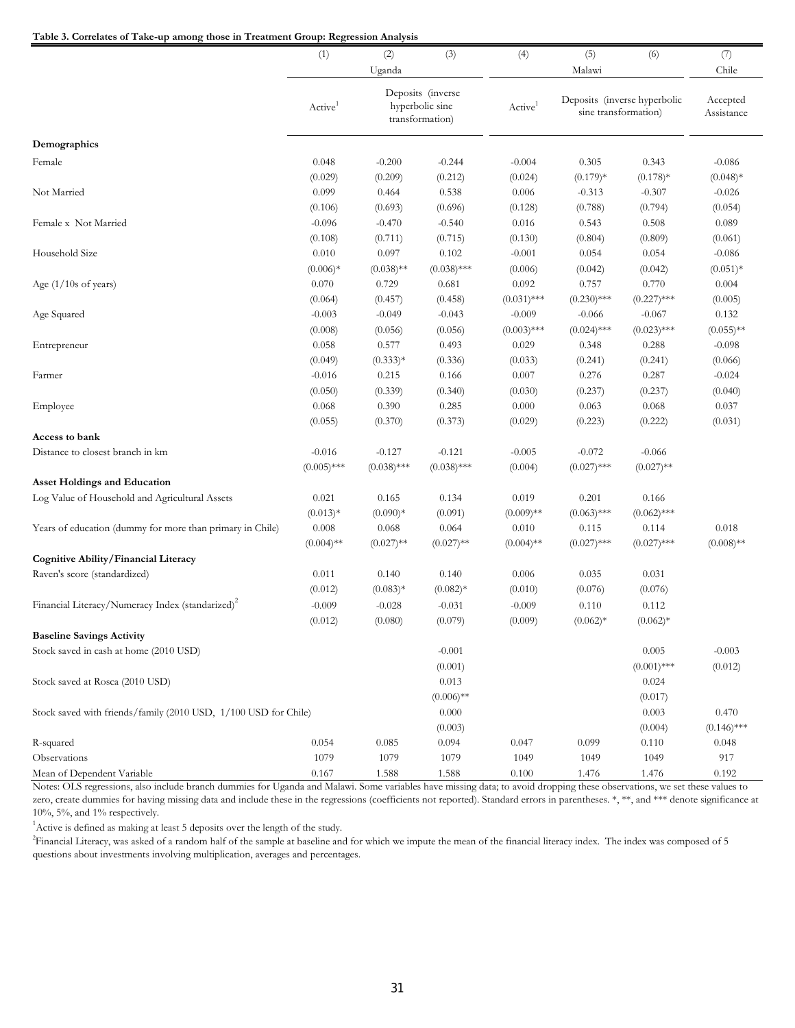**Table 3. Correlates of Take-up among those in Treatment Group: Regression Analysis**

| | (1) | (2) | (3) | (4) | (5) | (6) | (7) |
|---|---|---|---|---|---|---|---|
| | Uganda | | | Malawi | | | Chile |
| | Active[1] | Deposits (inverse hyperbolic sine transformation) | | Active[1] | Deposits (inverse hyperbolic sine transformation) | | Accepted Assistance |
| **Demographics** | | | | | | | |
| Female | 0.048 | -0.200 | -0.244 | -0.004 | 0.305 | 0.343 | -0.086 |
| | (0.029) | (0.209) | (0.212) | (0.024) | (0.179)* | (0.178)* | (0.048)* |
| Not Married | 0.099 | 0.464 | 0.538 | 0.006 | -0.313 | -0.307 | -0.026 |
| | (0.106) | (0.693) | (0.696) | (0.128) | (0.788) | (0.794) | (0.054) |
| Female x Not Married | -0.096 | -0.470 | -0.540 | 0.016 | 0.543 | 0.508 | 0.089 |
| | (0.108) | (0.711) | (0.715) | (0.130) | (0.804) | (0.809) | (0.061) |
| Household Size | 0.010 | 0.097 | 0.102 | -0.001 | 0.054 | 0.054 | -0.086 |
| | (0.006)* | (0.038)** | (0.038)*** | (0.006) | (0.042) | (0.042) | (0.051)* |
| Age (1/10s of years) | 0.070 | 0.729 | 0.681 | 0.092 | 0.757 | 0.770 | 0.004 |
| | (0.064) | (0.457) | (0.458) | (0.031)*** | (0.230)*** | (0.227)*** | (0.005) |
| Age Squared | -0.003 | -0.049 | -0.043 | -0.009 | -0.066 | -0.067 | 0.132 |
| | (0.008) | (0.056) | (0.056) | (0.003)*** | (0.024)*** | (0.023)*** | (0.055)** |
| Entrepreneur | 0.058 | 0.577 | 0.493 | 0.029 | 0.348 | 0.288 | -0.098 |
| | (0.049) | (0.333)* | (0.336) | (0.033) | (0.241) | (0.241) | (0.066) |
| Farmer | -0.016 | 0.215 | 0.166 | 0.007 | 0.276 | 0.287 | -0.024 |
| | (0.050) | (0.339) | (0.340) | (0.030) | (0.237) | (0.237) | (0.040) |
| Employee | 0.068 | 0.390 | 0.285 | 0.000 | 0.063 | 0.068 | 0.037 |
| | (0.055) | (0.370) | (0.373) | (0.029) | (0.223) | (0.222) | (0.031) |
| **Access to bank** | | | | | | | |
| Distance to closest branch in km | -0.016 | -0.127 | -0.121 | -0.005 | -0.072 | -0.066 | |
| | (0.005)*** | (0.038)*** | (0.038)*** | (0.004) | (0.027)*** | (0.027)** | |
| **Asset Holdings and Education** | | | | | | | |
| Log Value of Household and Agricultural Assets | 0.021 | 0.165 | 0.134 | 0.019 | 0.201 | 0.166 | |
| | (0.013)* | (0.090)* | (0.091) | (0.009)** | (0.063)*** | (0.062)*** | |
| Years of education (dummy for more than primary in Chile) | 0.008 | 0.068 | 0.064 | 0.010 | 0.115 | 0.114 | 0.018 |
| | (0.004)** | (0.027)** | (0.027)** | (0.004)** | (0.027)*** | (0.027)*** | (0.008)** |
| **Cognitive Ability/Financial Literacy** | | | | | | | |
| Raven's score (standardized) | 0.011 | 0.140 | 0.140 | 0.006 | 0.035 | 0.031 | |
| | (0.012) | (0.083)* | (0.082)* | (0.010) | (0.076) | (0.076) | |
| Financial Literacy/Numeracy Index (standarized)[2] | -0.009 | -0.028 | -0.031 | -0.009 | 0.110 | 0.112 | |
| | (0.012) | (0.080) | (0.079) | (0.009) | (0.062)* | (0.062)* | |
| **Baseline Savings Activity** | | | | | | | |
| Stock saved in cash at home (2010 USD) | | | -0.001 | | | 0.005 | -0.003 |
| | | | (0.001) | | | (0.001)*** | (0.012) |
| Stock saved at Rosca (2010 USD) | | | 0.013 | | | 0.024 | |
| | | | (0.006)** | | | (0.017) | |
| Stock saved with friends/family (2010 USD, 1/100 USD for Chile) | | | 0.000 | | | 0.003 | 0.470 |
| | | | (0.003) | | | (0.004) | (0.146)*** |
| R-squared | 0.054 | 0.085 | 0.094 | 0.047 | 0.099 | 0.110 | 0.048 |
| Observations | 1079 | 1079 | 1079 | 1049 | 1049 | 1049 | 917 |
| Mean of Dependent Variable | 0.167 | 1.588 | 1.588 | 0.100 | 1.476 | 1.476 | 0.192 |

Notes: OLS regressions, also include branch dummies for Uganda and Malawi. Some variables have missing data; to avoid dropping these observations, we set these values to zero, create dummies for having missing data and include these in the regressions (coefficients not reported). Standard errors in parentheses. *, **, and *** denote significance at 10%, 5%, and 1% respectively.

[1]Active is defined as making at least 5 deposits over the length of the study.

[2]Financial Literacy, was asked of a random half of the sample at baseline and for which we impute the mean of the financial literacy index. The index was composed of 5 questions about investments involving multiplication, averages and percentages.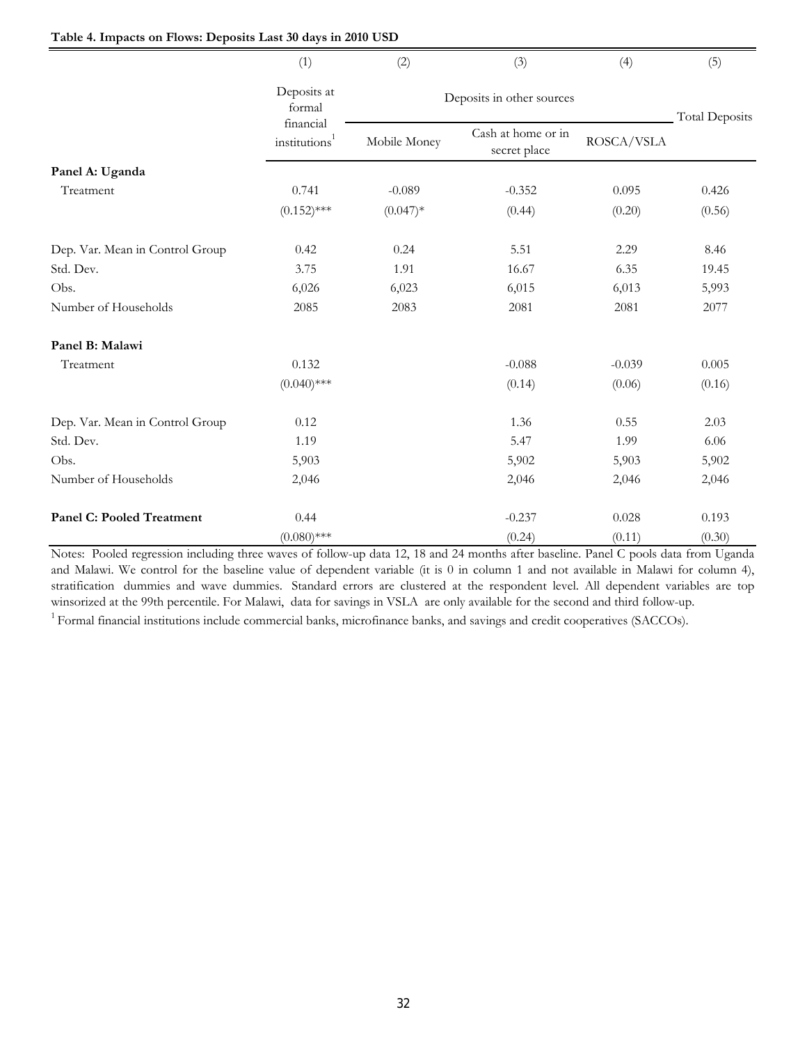**Table 4. Impacts on Flows: Deposits Last 30 days in 2010 USD**

| | (1) | (2) | (3) | (4) | (5) |
|---|---|---|---|---|---|
| | Deposits at formal financial institutions[1] | Deposits in other sources | | | Total Deposits |
| | | Mobile Money | Cash at home or in secret place | ROSCA/VSLA | |
| **Panel A: Uganda** | | | | | |
| Treatment | 0.741 | -0.089 | -0.352 | 0.095 | 0.426 |
| | (0.152)*** | (0.047)* | (0.44) | (0.20) | (0.56) |
| Dep. Var. Mean in Control Group | 0.42 | 0.24 | 5.51 | 2.29 | 8.46 |
| Std. Dev. | 3.75 | 1.91 | 16.67 | 6.35 | 19.45 |
| Obs. | 6,026 | 6,023 | 6,015 | 6,013 | 5,993 |
| Number of Households | 2085 | 2083 | 2081 | 2081 | 2077 |
| **Panel B: Malawi** | | | | | |
| Treatment | 0.132 | | -0.088 | -0.039 | 0.005 |
| | (0.040)*** | | (0.14) | (0.06) | (0.16) |
| Dep. Var. Mean in Control Group | 0.12 | | 1.36 | 0.55 | 2.03 |
| Std. Dev. | 1.19 | | 5.47 | 1.99 | 6.06 |
| Obs. | 5,903 | | 5,902 | 5,903 | 5,902 |
| Number of Households | 2,046 | | 2,046 | 2,046 | 2,046 |
| **Panel C: Pooled Treatment** | 0.44 | | -0.237 | 0.028 | 0.193 |
| | (0.080)*** | | (0.24) | (0.11) | (0.30) |

Notes: Pooled regression including three waves of follow-up data 12, 18 and 24 months after baseline. Panel C pools data from Uganda and Malawi. We control for the baseline value of dependent variable (it is 0 in column 1 and not available in Malawi for column 4), stratification dummies and wave dummies. Standard errors are clustered at the respondent level. All dependent variables are top winsorized at the 99th percentile. For Malawi, data for savings in VSLA are only available for the second and third follow-up.

[1] Formal financial institutions include commercial banks, microfinance banks, and savings and credit cooperatives (SACCOs).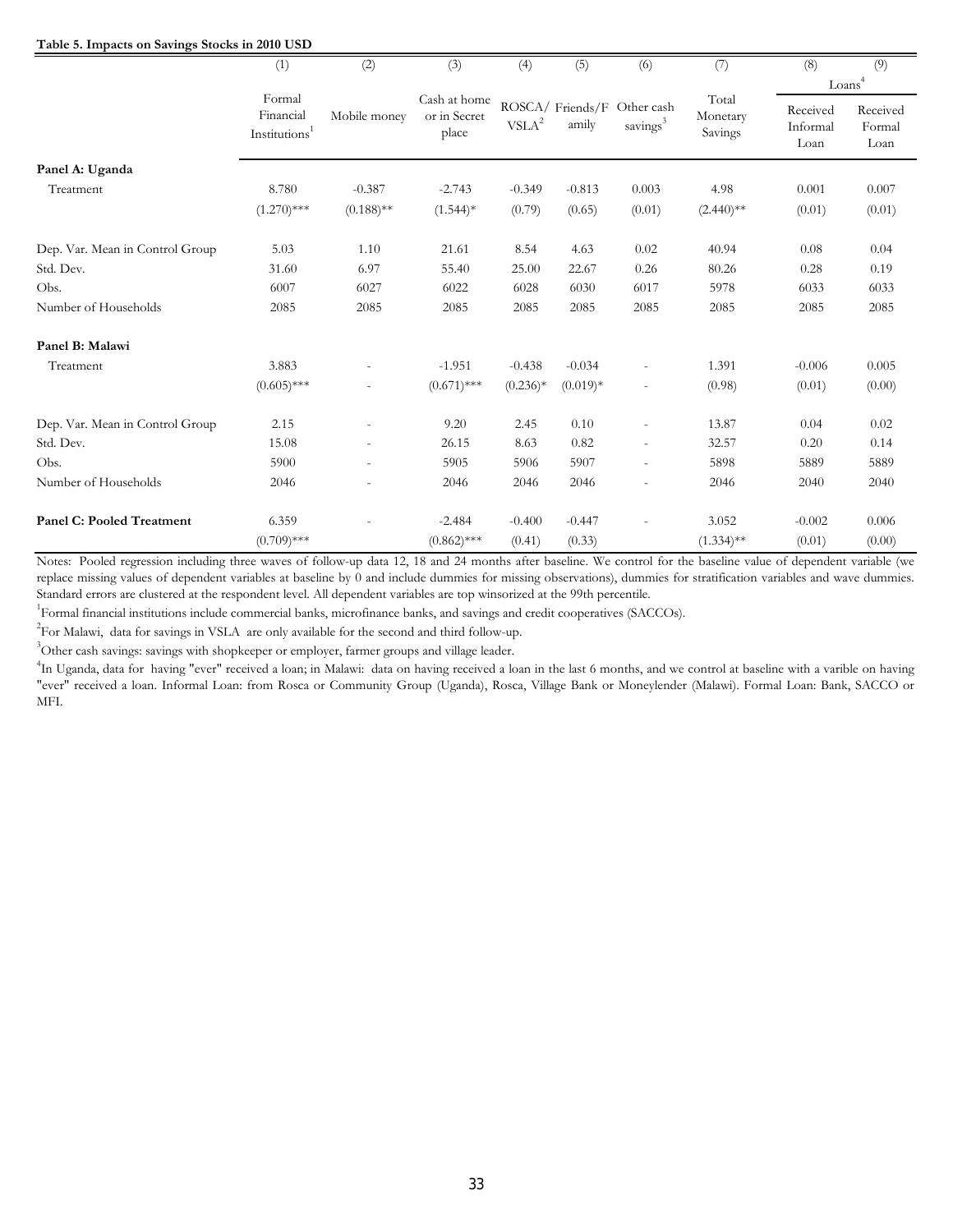**Table 5. Impacts on Savings Stocks in 2010 USD**

| | (1) | (2) | (3) | (4) | (5) | (6) | (7) | (8) | (9) |
|---|---|---|---|---|---|---|---|---|---|
| | | | | | | | | Loans[4] | |
| | Formal Financial Institutions[1] | Mobile money | Cash at home or in Secret place | ROSCA/ VSLA[2] | Friends/Family | Other cash savings[3] | Total Monetary Savings | Received Informal Loan | Received Formal Loan |
| **Panel A: Uganda** | | | | | | | | | |
| Treatment | 8.780 | -0.387 | -2.743 | -0.349 | -0.813 | 0.003 | 4.98 | 0.001 | 0.007 |
| | (1.270)*** | (0.188)** | (1.544)* | (0.79) | (0.65) | (0.01) | (2.440)** | (0.01) | (0.01) |
| Dep. Var. Mean in Control Group | 5.03 | 1.10 | 21.61 | 8.54 | 4.63 | 0.02 | 40.94 | 0.08 | 0.04 |
| Std. Dev. | 31.60 | 6.97 | 55.40 | 25.00 | 22.67 | 0.26 | 80.26 | 0.28 | 0.19 |
| Obs. | 6007 | 6027 | 6022 | 6028 | 6030 | 6017 | 5978 | 6033 | 6033 |
| Number of Households | 2085 | 2085 | 2085 | 2085 | 2085 | 2085 | 2085 | 2085 | 2085 |
| **Panel B: Malawi** | | | | | | | | | |
| Treatment | 3.883 | - | -1.951 | -0.438 | -0.034 | - | 1.391 | -0.006 | 0.005 |
| | (0.605)*** | - | (0.671)*** | (0.236)* | (0.019)* | - | (0.98) | (0.01) | (0.00) |
| Dep. Var. Mean in Control Group | 2.15 | - | 9.20 | 2.45 | 0.10 | - | 13.87 | 0.04 | 0.02 |
| Std. Dev. | 15.08 | - | 26.15 | 8.63 | 0.82 | - | 32.57 | 0.20 | 0.14 |
| Obs. | 5900 | - | 5905 | 5906 | 5907 | - | 5898 | 5889 | 5889 |
| Number of Households | 2046 | - | 2046 | 2046 | 2046 | - | 2046 | 2040 | 2040 |
| **Panel C: Pooled Treatment** | 6.359 | - | -2.484 | -0.400 | -0.447 | - | 3.052 | -0.002 | 0.006 |
| | (0.709)*** | | (0.862)*** | (0.41) | (0.33) | | (1.334)** | (0.01) | (0.00) |

Notes: Pooled regression including three waves of follow-up data 12, 18 and 24 months after baseline. We control for the baseline value of dependent variable (we replace missing values of dependent variables at baseline by 0 and include dummies for missing observations), dummies for stratification variables and wave dummies. Standard errors are clustered at the respondent level. All dependent variables are top winsorized at the 99th percentile.

[1]Formal financial institutions include commercial banks, microfinance banks, and savings and credit cooperatives (SACCOs).

[2]For Malawi, data for savings in VSLA are only available for the second and third follow-up.

[3]Other cash savings: savings with shopkeeper or employer, farmer groups and village leader.

[4]In Uganda, data for having "ever" received a loan; in Malawi: data on having received a loan in the last 6 months, and we control at baseline with a varible on having "ever" received a loan. Informal Loan: from Rosca or Community Group (Uganda), Rosca, Village Bank or Moneylender (Malawi). Formal Loan: Bank, SACCO or MFI.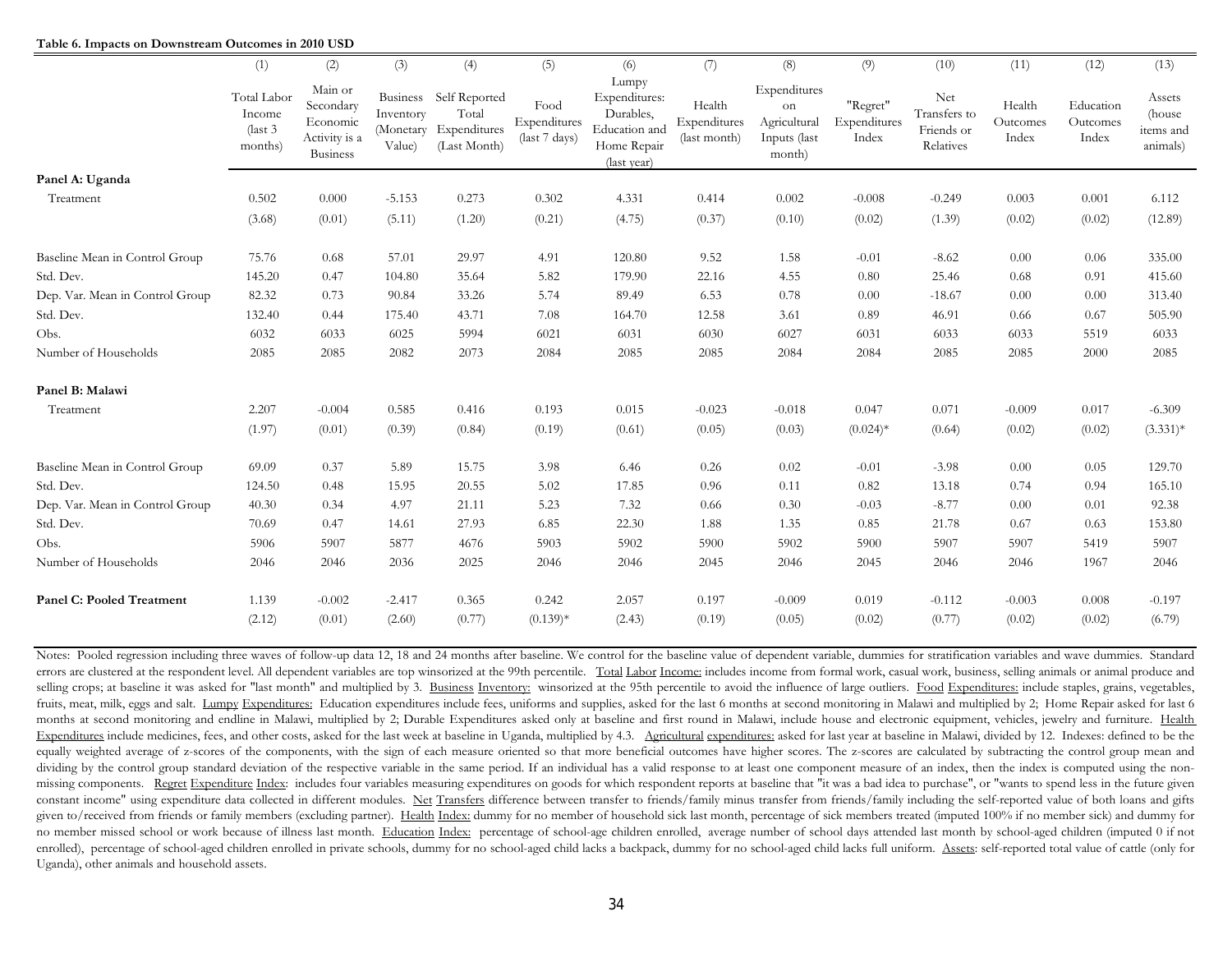**Table 6. Impacts on Downstream Outcomes in 2010 USD**

| | (1) | (2) | (3) | (4) | (5) | (6) | (7) | (8) | (9) | (10) | (11) | (12) | (13) |
|---|---|---|---|---|---|---|---|---|---|---|---|---|---|
| | Total Labor Income (last 3 months) | Main or Secondary Economic Activity is a Business | Business Inventory (Monetary Value) | Self Reported Total Expenditures (Last Month) | Food Expenditures (last 7 days) | Lumpy Expenditures: Durables, Education and Home Repair (last year) | Health Expenditures (last month) | Expenditures on Agricultural Inputs (last month) | "Regret" Expenditures Index | Net Transfers to Friends or Relatives | Health Outcomes Index | Education Outcomes Index | Assets (house items and animals) |
| **Panel A: Uganda** | | | | | | | | | | | | | |
| Treatment | 0.502 | 0.000 | -5.153 | 0.273 | 0.302 | 4.331 | 0.414 | 0.002 | -0.008 | -0.249 | 0.003 | 0.001 | 6.112 |
| | (3.68) | (0.01) | (5.11) | (1.20) | (0.21) | (4.75) | (0.37) | (0.10) | (0.02) | (1.39) | (0.02) | (0.02) | (12.89) |
| Baseline Mean in Control Group | 75.76 | 0.68 | 57.01 | 29.97 | 4.91 | 120.80 | 9.52 | 1.58 | -0.01 | -8.62 | 0.00 | 0.06 | 335.00 |
| Std. Dev. | 145.20 | 0.47 | 104.80 | 35.64 | 5.82 | 179.90 | 22.16 | 4.55 | 0.80 | 25.46 | 0.68 | 0.91 | 415.60 |
| Dep. Var. Mean in Control Group | 82.32 | 0.73 | 90.84 | 33.26 | 5.74 | 89.49 | 6.53 | 0.78 | 0.00 | -18.67 | 0.00 | 0.00 | 313.40 |
| Std. Dev. | 132.40 | 0.44 | 175.40 | 43.71 | 7.08 | 164.70 | 12.58 | 3.61 | 0.89 | 46.91 | 0.66 | 0.67 | 505.90 |
| Obs. | 6032 | 6033 | 6025 | 5994 | 6021 | 6031 | 6030 | 6027 | 6031 | 6033 | 6033 | 5519 | 6033 |
| Number of Households | 2085 | 2085 | 2082 | 2073 | 2084 | 2085 | 2085 | 2084 | 2084 | 2085 | 2085 | 2000 | 2085 |
| **Panel B: Malawi** | | | | | | | | | | | | | |
| Treatment | 2.207 | -0.004 | 0.585 | 0.416 | 0.193 | 0.015 | -0.023 | -0.018 | 0.047 | 0.071 | -0.009 | 0.017 | -6.309 |
| | (1.97) | (0.01) | (0.39) | (0.84) | (0.19) | (0.61) | (0.05) | (0.03) | (0.024)* | (0.64) | (0.02) | (0.02) | (3.331)* |
| Baseline Mean in Control Group | 69.09 | 0.37 | 5.89 | 15.75 | 3.98 | 6.46 | 0.26 | 0.02 | -0.01 | -3.98 | 0.00 | 0.05 | 129.70 |
| Std. Dev. | 124.50 | 0.48 | 15.95 | 20.55 | 5.02 | 17.85 | 0.96 | 0.11 | 0.82 | 13.18 | 0.74 | 0.94 | 165.10 |
| Dep. Var. Mean in Control Group | 40.30 | 0.34 | 4.97 | 21.11 | 5.23 | 7.32 | 0.66 | 0.30 | -0.03 | -8.77 | 0.00 | 0.01 | 92.38 |
| Std. Dev. | 70.69 | 0.47 | 14.61 | 27.93 | 6.85 | 22.30 | 1.88 | 1.35 | 0.85 | 21.78 | 0.67 | 0.63 | 153.80 |
| Obs. | 5906 | 5907 | 5877 | 4676 | 5903 | 5902 | 5900 | 5902 | 5900 | 5907 | 5907 | 5419 | 5907 |
| Number of Households | 2046 | 2046 | 2036 | 2025 | 2046 | 2046 | 2045 | 2046 | 2045 | 2046 | 2046 | 1967 | 2046 |
| **Panel C: Pooled Treatment** | 1.139 | -0.002 | -2.417 | 0.365 | 0.242 | 2.057 | 0.197 | -0.009 | 0.019 | -0.112 | -0.003 | 0.008 | -0.197 |
| | (2.12) | (0.01) | (2.60) | (0.77) | (0.139)* | (2.43) | (0.19) | (0.05) | (0.02) | (0.77) | (0.02) | (0.02) | (6.79) |

Notes: Pooled regression including three waves of follow-up data 12, 18 and 24 months after baseline. We control for the baseline value of dependent variable, dummies for stratification variables and wave dummies. Standard errors are clustered at the respondent level. All dependent variables are top winsorized at the 99th percentile. Total Labor Income: includes income from formal work, casual work, business, selling animals or animal produce and selling crops; at baseline it was asked for "last month" and multiplied by 3. Business Inventory: winsorized at the 95th percentile to avoid the influence of large outliers. Food Expenditures: include staples, grains, vegetables, fruits, meat, milk, eggs and salt. Lumpy Expenditures: Education expenditures include fees, uniforms and supplies, asked for the last 6 months at second monitoring in Malawi and multiplied by 2; Home Repair asked for last 6 months at second monitoring and endline in Malawi, multiplied by 2; Durable Expenditures asked only at baseline and first round in Malawi, include house and electronic equipment, vehicles, jewelry and furniture. Health Expenditures include medicines, fees, and other costs, asked for the last week at baseline in Uganda, multiplied by 4.3. Agricultural expenditures: asked for last year at baseline in Malawi, divided by 12. Indexes: defined to be the equally weighted average of z-scores of the components, with the sign of each measure oriented so that more beneficial outcomes have higher scores. The z-scores are calculated by subtracting the control group mean and dividing by the control group standard deviation of the respective variable in the same period. If an individual has a valid response to at least one component measure of an index, then the index is computed using the non-missing components. Regret Expenditure Index: includes four variables measuring expenditures on goods for which respondent reports at baseline that "it was a bad idea to purchase", or "wants to spend less in the future given constant income" using expenditure data collected in different modules. Net Transfers difference between transfer to friends/family minus transfer from friends/family including the self-reported value of both loans and gifts given to/received from friends or family members (excluding partner). Health Index: dummy for no member of household sick last month, percentage of sick members treated (imputed 100% if no member sick) and dummy for no member missed school or work because of illness last month. Education Index: percentage of school-age children enrolled, average number of school days attended last month by school-aged children (imputed 0 if not enrolled), percentage of school-aged children enrolled in private schools, dummy for no school-aged child lacks a backpack, dummy for no school-aged child lacks full uniform. Assets: self-reported total value of cattle (only for Uganda), other animals and household assets.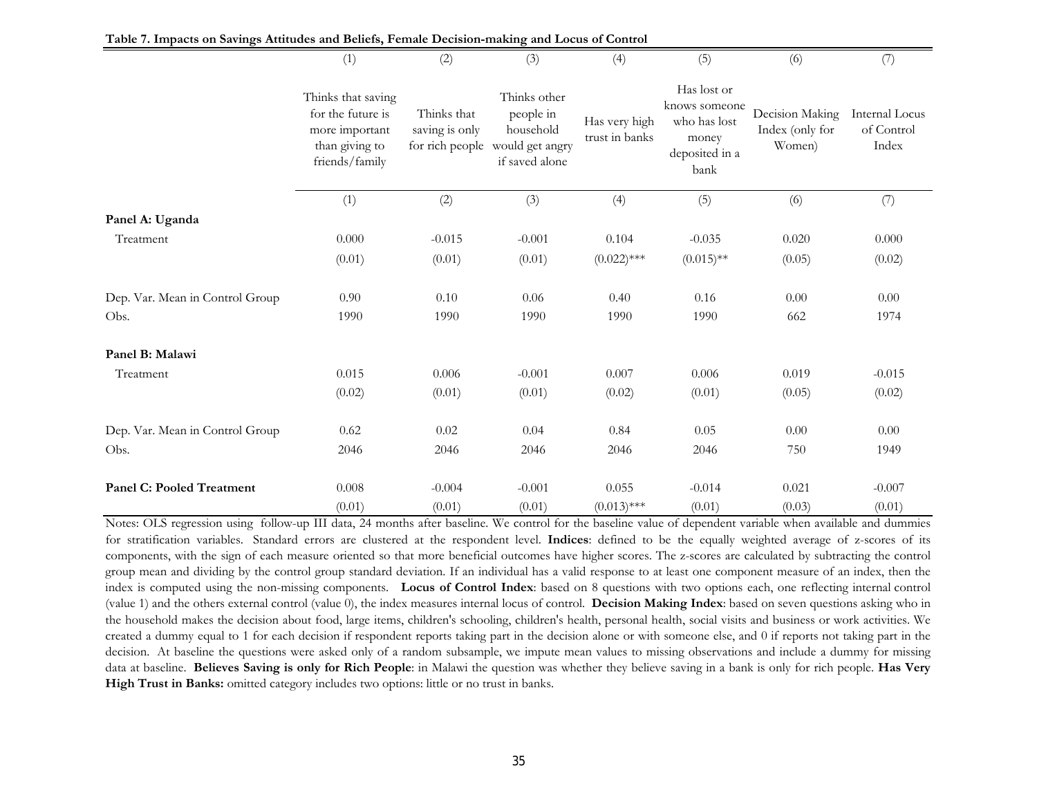**Table 7. Impacts on Savings Attitudes and Beliefs, Female Decision-making and Locus of Control**

| | (1) | (2) | (3) | (4) | (5) | (6) | (7) |
|---|---|---|---|---|---|---|---|
| | Thinks that saving for the future is more important than giving to friends/family | Thinks that saving is only for rich people | Thinks other people in household would get angry if saved alone | Has very high trust in banks | Has lost or knows someone who has lost money deposited in a bank | Decision Making Index (only for Women) | Internal Locus of Control Index |
| | (1) | (2) | (3) | (4) | (5) | (6) | (7) |
| **Panel A: Uganda** | | | | | | | |
| Treatment | 0.000 | -0.015 | -0.001 | 0.104 | -0.035 | 0.020 | 0.000 |
| | (0.01) | (0.01) | (0.01) | (0.022)*** | (0.015)** | (0.05) | (0.02) |
| Dep. Var. Mean in Control Group | 0.90 | 0.10 | 0.06 | 0.40 | 0.16 | 0.00 | 0.00 |
| Obs. | 1990 | 1990 | 1990 | 1990 | 1990 | 662 | 1974 |
| **Panel B: Malawi** | | | | | | | |
| Treatment | 0.015 | 0.006 | -0.001 | 0.007 | 0.006 | 0.019 | -0.015 |
| | (0.02) | (0.01) | (0.01) | (0.02) | (0.01) | (0.05) | (0.02) |
| Dep. Var. Mean in Control Group | 0.62 | 0.02 | 0.04 | 0.84 | 0.05 | 0.00 | 0.00 |
| Obs. | 2046 | 2046 | 2046 | 2046 | 2046 | 750 | 1949 |
| **Panel C: Pooled Treatment** | 0.008 | -0.004 | -0.001 | 0.055 | -0.014 | 0.021 | -0.007 |
| | (0.01) | (0.01) | (0.01) | (0.013)*** | (0.01) | (0.03) | (0.01) |

Notes: OLS regression using follow-up III data, 24 months after baseline. We control for the baseline value of dependent variable when available and dummies for stratification variables. Standard errors are clustered at the respondent level. **Indices**: defined to be the equally weighted average of z-scores of its components, with the sign of each measure oriented so that more beneficial outcomes have higher scores. The z-scores are calculated by subtracting the control group mean and dividing by the control group standard deviation. If an individual has a valid response to at least one component measure of an index, then the index is computed using the non-missing components. **Locus of Control Index**: based on 8 questions with two options each, one reflecting internal control (value 1) and the others external control (value 0), the index measures internal locus of control. **Decision Making Index**: based on seven questions asking who in the household makes the decision about food, large items, children's schooling, children's health, personal health, social visits and business or work activities. We created a dummy equal to 1 for each decision if respondent reports taking part in the decision alone or with someone else, and 0 if reports not taking part in the decision. At baseline the questions were asked only of a random subsample, we impute mean values to missing observations and include a dummy for missing data at baseline. **Believes Saving is only for Rich People**: in Malawi the question was whether they believe saving in a bank is only for rich people. **Has Very High Trust in Banks:** omitted category includes two options: little or no trust in banks.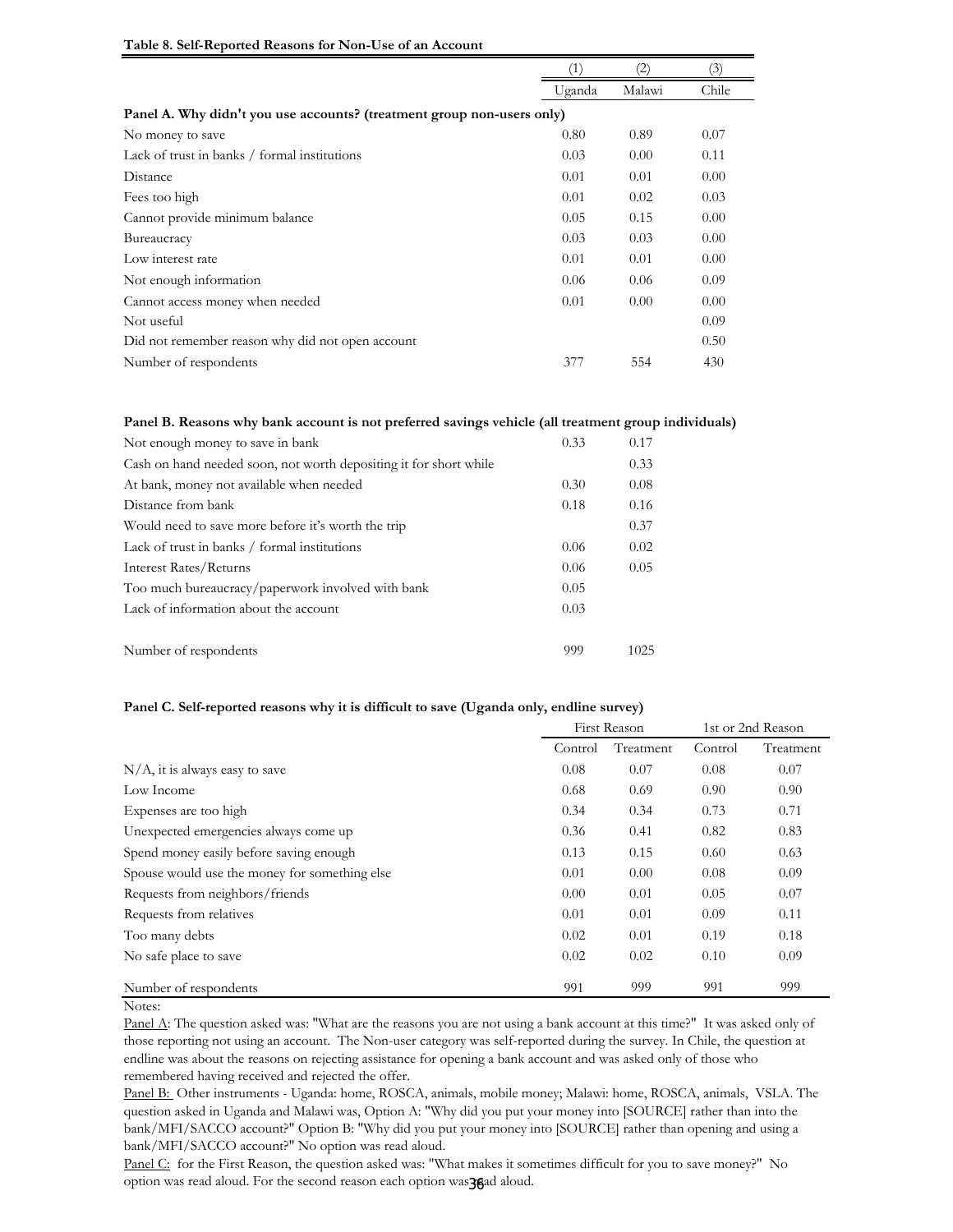**Table 8. Self-Reported Reasons for Non-Use of an Account**

| | (1) | (2) | (3) |
|---|---|---|---|
| | Uganda | Malawi | Chile |
| **Panel A. Why didn't you use accounts? (treatment group non-users only)** | | | |
| No money to save | 0.80 | 0.89 | 0.07 |
| Lack of trust in banks / formal institutions | 0.03 | 0.00 | 0.11 |
| Distance | 0.01 | 0.01 | 0.00 |
| Fees too high | 0.01 | 0.02 | 0.03 |
| Cannot provide minimum balance | 0.05 | 0.15 | 0.00 |
| Bureaucracy | 0.03 | 0.03 | 0.00 |
| Low interest rate | 0.01 | 0.01 | 0.00 |
| Not enough information | 0.06 | 0.06 | 0.09 |
| Cannot access money when needed | 0.01 | 0.00 | 0.00 |
| Not useful | | | 0.09 |
| Did not remember reason why did not open account | | | 0.50 |
| Number of respondents | 377 | 554 | 430 |

| **Panel B. Reasons why bank account is not preferred savings vehicle (all treatment group individuals)** | Uganda | Malawi |
|---|---|---|
| Not enough money to save in bank | 0.33 | 0.17 |
| Cash on hand needed soon, not worth depositing it for short while | | 0.33 |
| At bank, money not available when needed | 0.30 | 0.08 |
| Distance from bank | 0.18 | 0.16 |
| Would need to save more before it's worth the trip | | 0.37 |
| Lack of trust in banks / formal institutions | 0.06 | 0.02 |
| Interest Rates/Returns | 0.06 | 0.05 |
| Too much bureaucracy/paperwork involved with bank | 0.05 | |
| Lack of information about the account | 0.03 | |
| Number of respondents | 999 | 1025 |

**Panel C. Self-reported reasons why it is difficult to save (Uganda only, endline survey)**

| | First Reason | | 1st or 2nd Reason | |
|---|---|---|---|---|
| | Control | Treatment | Control | Treatment |
| N/A, it is always easy to save | 0.08 | 0.07 | 0.08 | 0.07 |
| Low Income | 0.68 | 0.69 | 0.90 | 0.90 |
| Expenses are too high | 0.34 | 0.34 | 0.73 | 0.71 |
| Unexpected emergencies always come up | 0.36 | 0.41 | 0.82 | 0.83 |
| Spend money easily before saving enough | 0.13 | 0.15 | 0.60 | 0.63 |
| Spouse would use the money for something else | 0.01 | 0.00 | 0.08 | 0.09 |
| Requests from neighbors/friends | 0.00 | 0.01 | 0.05 | 0.07 |
| Requests from relatives | 0.01 | 0.01 | 0.09 | 0.11 |
| Too many debts | 0.02 | 0.01 | 0.19 | 0.18 |
| No safe place to save | 0.02 | 0.02 | 0.10 | 0.09 |
| Number of respondents | 991 | 999 | 991 | 999 |

Notes:

Panel A: The question asked was: "What are the reasons you are not using a bank account at this time?" It was asked only of those reporting not using an account. The Non-user category was self-reported during the survey. In Chile, the question at endline was about the reasons on rejecting assistance for opening a bank account and was asked only of those who remembered having received and rejected the offer.

Panel B: Other instruments - Uganda: home, ROSCA, animals, mobile money; Malawi: home, ROSCA, animals, VSLA. The question asked in Uganda and Malawi was, Option A: "Why did you put your money into [SOURCE] rather than into the bank/MFI/SACCO account?" Option B: "Why did you put your money into [SOURCE] rather than opening and using a bank/MFI/SACCO account?" No option was read aloud.

Panel C: for the First Reason, the question asked was: "What makes it sometimes difficult for you to save money?" No option was read aloud. For the second reason each option was read aloud.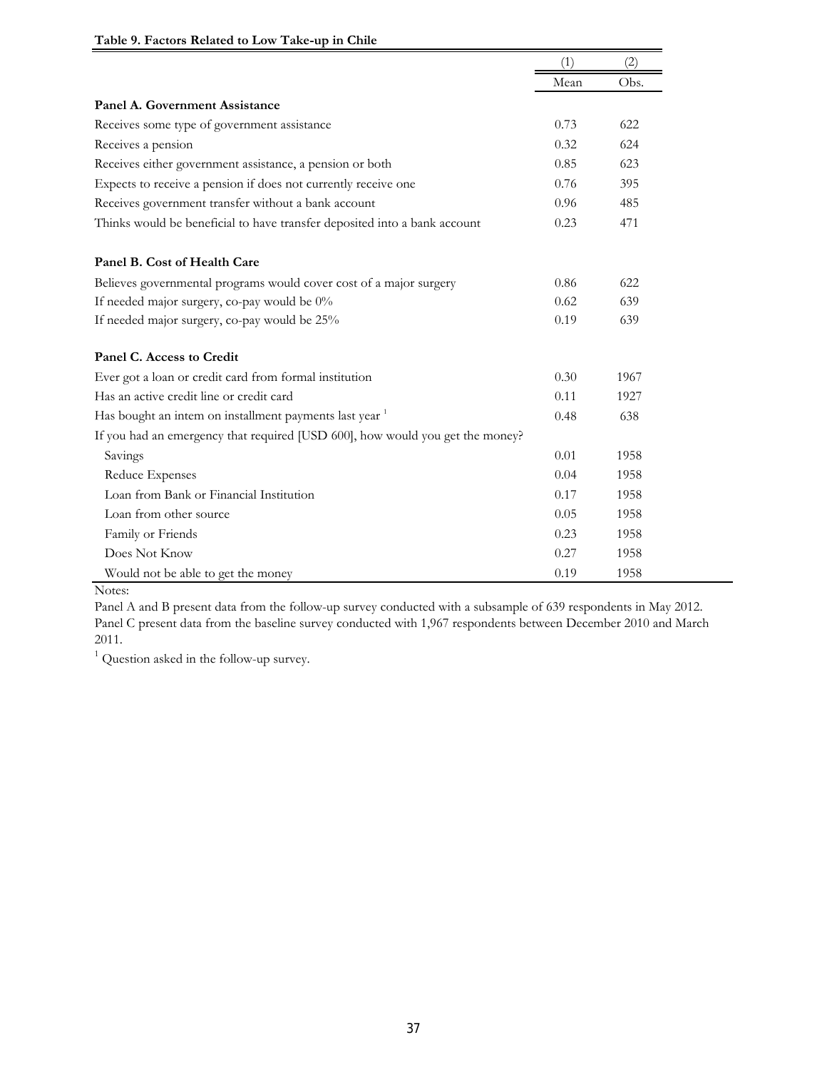**Table 9. Factors Related to Low Take-up in Chile**

| | (1) | (2) |
|---|---|---|
| | Mean | Obs. |
| **Panel A. Government Assistance** | | |
| Receives some type of government assistance | 0.73 | 622 |
| Receives a pension | 0.32 | 624 |
| Receives either government assistance, a pension or both | 0.85 | 623 |
| Expects to receive a pension if does not currently receive one | 0.76 | 395 |
| Receives government transfer without a bank account | 0.96 | 485 |
| Thinks would be beneficial to have transfer deposited into a bank account | 0.23 | 471 |
| **Panel B. Cost of Health Care** | | |
| Believes governmental programs would cover cost of a major surgery | 0.86 | 622 |
| If needed major surgery, co-pay would be 0% | 0.62 | 639 |
| If needed major surgery, co-pay would be 25% | 0.19 | 639 |
| **Panel C. Access to Credit** | | |
| Ever got a loan or credit card from formal institution | 0.30 | 1967 |
| Has an active credit line or credit card | 0.11 | 1927 |
| Has bought an intem on installment payments last year [1] | 0.48 | 638 |
| If you had an emergency that required [USD 600], how would you get the money? | | |
| Savings | 0.01 | 1958 |
| Reduce Expenses | 0.04 | 1958 |
| Loan from Bank or Financial Institution | 0.17 | 1958 |
| Loan from other source | 0.05 | 1958 |
| Family or Friends | 0.23 | 1958 |
| Does Not Know | 0.27 | 1958 |
| Would not be able to get the money | 0.19 | 1958 |

Notes:

Panel A and B present data from the follow-up survey conducted with a subsample of 639 respondents in May 2012. Panel C present data from the baseline survey conducted with 1,967 respondents between December 2010 and March 2011.

[1] Question asked in the follow-up survey.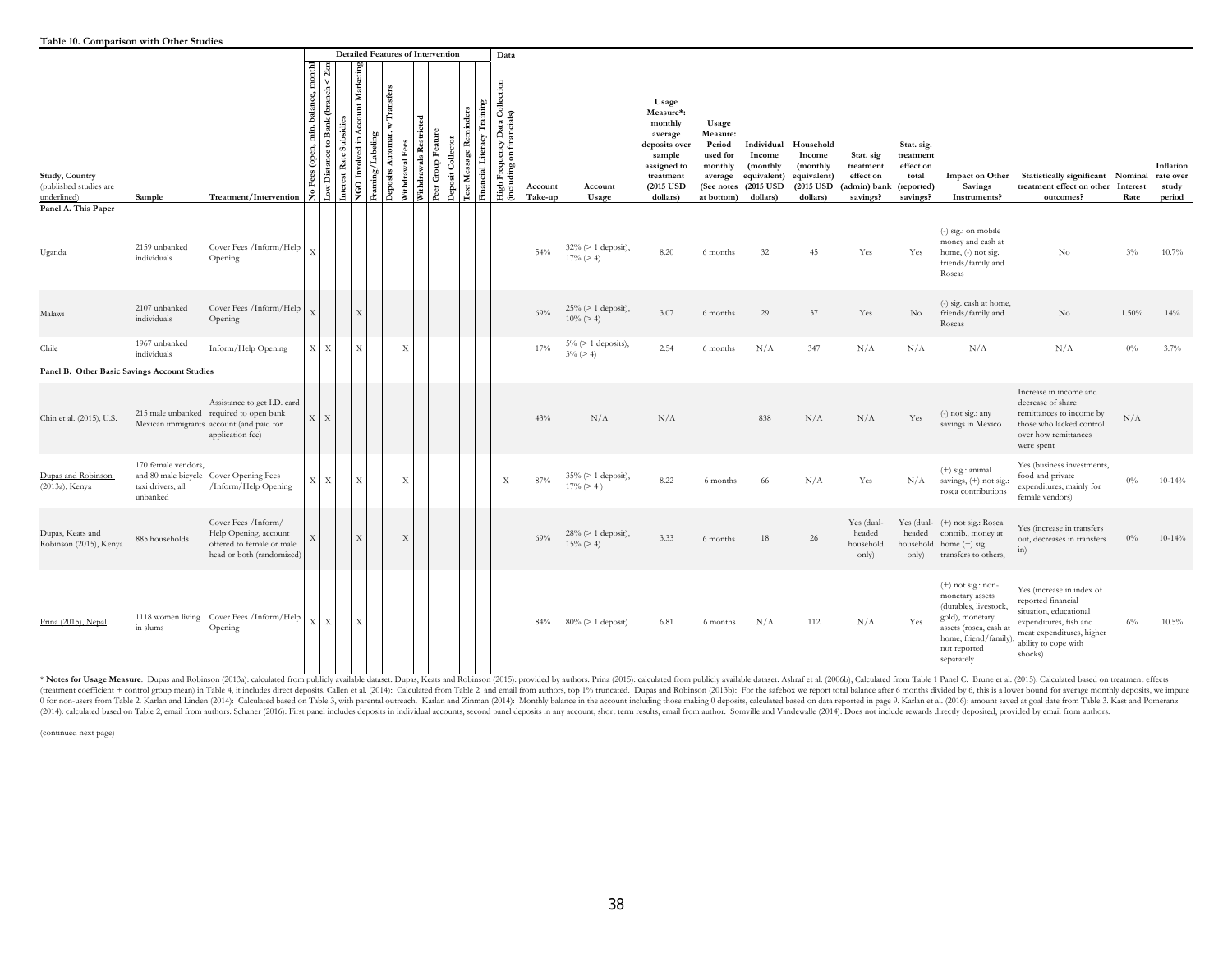**Table 10. Comparison with Other Studies**

| Study, Country (published studies are underlined) | Sample | Treatment/Intervention | No Fees (open, min. balance, monthly) | Low Distance to Bank (branch < 2km) | Interest Rate Subsidies | NGO Involved in Account Marketing | Framing/Labeling | Deposits Automat. w Transfers | Withdrawal Fees | Withdrawals Restricted | Peer Group Feature | Deposit Collector | Text Message Reminders | Financial Literacy Training | High Frequency Data Collection (including on financials) | Account Take-up | Account Usage | Usage Measure*: monthly average deposits over sample assigned to treatment (2015 USD dollars) | Usage Measure: Period used for monthly average (See notes at bottom) | Individual Income (monthly equivalent) (2015 USD dollars) | Household Income (monthly equivalent) (2015 USD dollars) | Stat. sig treatment effect on (admin) bank savings? | Stat. sig. treatment effect on total (reported) savings? | Impact on Other Savings Instruments? | Statistically significant treatment effect on other outcomes? | Nominal Interest Rate | Inflation rate over study period |
|---|---|---|---|---|---|---|---|---|---|---|---|---|---|---|---|---|---|---|---|---|---|---|---|---|---|---|---|
| **Panel A. This Paper** | | | | | | | | | | | | | | | | | | | | | | | | | | | |
| Uganda | 2159 unbanked individuals | Cover Fees /Inform/Help Opening | X | | | | | | | | | | | | | 54% | 32% (> 1 deposit), 17% (> 4) | 8.20 | 6 months | 32 | 45 | Yes | Yes | (-) sig.: on mobile money and cash at home, (-) not sig. friends/family and Roscas | No | 3% | 10.7% |
| Malawi | 2107 unbanked individuals | Cover Fees /Inform/Help Opening | X | | | X | | | | | | | | | | 69% | 25% (> 1 deposit), 10% (> 4) | 3.07 | 6 months | 29 | 37 | Yes | No | (-) sig. cash at home, friends/family and Roscas | No | 1.50% | 14% |
| Chile | 1967 unbanked individuals | Inform/Help Opening | X | X | | X | | | X | | | | | | | 17% | 5% (> 1 deposits), 3% (> 4) | 2.54 | 6 months | N/A | 347 | N/A | N/A | N/A | N/A | 0% | 3.7% |
| **Panel B. Other Basic Savings Account Studies** | | | | | | | | | | | | | | | | | | | | | | | | | | | |
| Chin et al. (2015), U.S. | 215 male unbanked Mexican immigrants | Assistance to get I.D. card required to open bank account (and paid for application fee) | X | X | | | | | | | | | | | | 43% | N/A | N/A | | 838 | N/A | N/A | Yes | (-) not sig.: any savings in Mexico | Increase in income and decrease of share remittances to income by those who lacked control over how remittances were spent | N/A | |
| Dupas and Robinson (2013a), Kenya | 170 female vendors, and 80 male bicycle taxi drivers, all unbanked | Cover Opening Fees /Inform/Help Opening | X | X | | X | | | X | | | | | | X | 87% | 35% (> 1 deposit), 17% (> 4 ) | 8.22 | 6 months | 66 | N/A | Yes | N/A | (+) sig.: animal savings, (+) not sig.: rosca contributions | Yes (business investments, food and private expenditures, mainly for female vendors) | 0% | 10-14% |
| Dupas, Keats and Robinson (2015), Kenya | 885 households | Cover Fees /Inform/ Help Opening, account offered to female or male head or both (randomized) | X | | | X | | | X | | | | | | | 69% | 28% (> 1 deposit), 15% (> 4) | 3.33 | 6 months | 18 | 26 | Yes (dual-headed household only) | Yes (dual-headed household only) | (+) not sig.: Rosca contrib., money at home (+) sig. transfers to others, | Yes (increase in transfers out, decreases in transfers in) | 0% | 10-14% |
| Prina (2015), Nepal | 1118 women living in slums | Cover Fees /Inform/Help Opening | X | X | | X | | | | | | | | | | 84% | 80% (> 1 deposit) | 6.81 | 6 months | N/A | 112 | N/A | Yes | (+) not sig.: non-monetary assets (durables, livestock, gold), monetary assets (rosca, cash at home, friend/family), not reported separately | Yes (increase in index of reported financial situation, educational expenditures, fish and meat expenditures, higher ability to cope with shocks) | 6% | 10.5% |

\* **Notes for Usage Measure**. Dupas and Robinson (2013a): calculated from publicly available dataset. Dupas, Keats and Robinson (2015): provided by authors. Prina (2015): calculated from publicly available dataset. Ashraf et al. (2006b), Calculated from Table 1 Panel C. Brune et al. (2015): Calculated based on treatment effects (treatment coefficient + control group mean) in Table 4, it includes direct deposits. Callen et al. (2014): Calculated from Table 2 and email from authors, top 1% truncated. Dupas and Robinson (2013b): For the safebox we report total balance after 6 months divided by 6, this is a lower bound for average monthly deposits, we impute 0 for non-users from Table 2. Karlan and Linden (2014): Calculated based on Table 3, with parental outreach. Karlan and Zinman (2014): Monthly balance in the account including those making 0 deposits, calculated based on data reported in page 9. Karlan et al. (2016): amount saved at goal date from Table 3. Kast and Pomeranz (2014): calculated based on Table 2, email from authors. Schaner (2016): First panel includes deposits in individual accounts, second panel deposits in any account, short term results, email from author. Somville and Vandewalle (2014): Does not include rewards directly deposited, provided by email from authors.

(continued next page)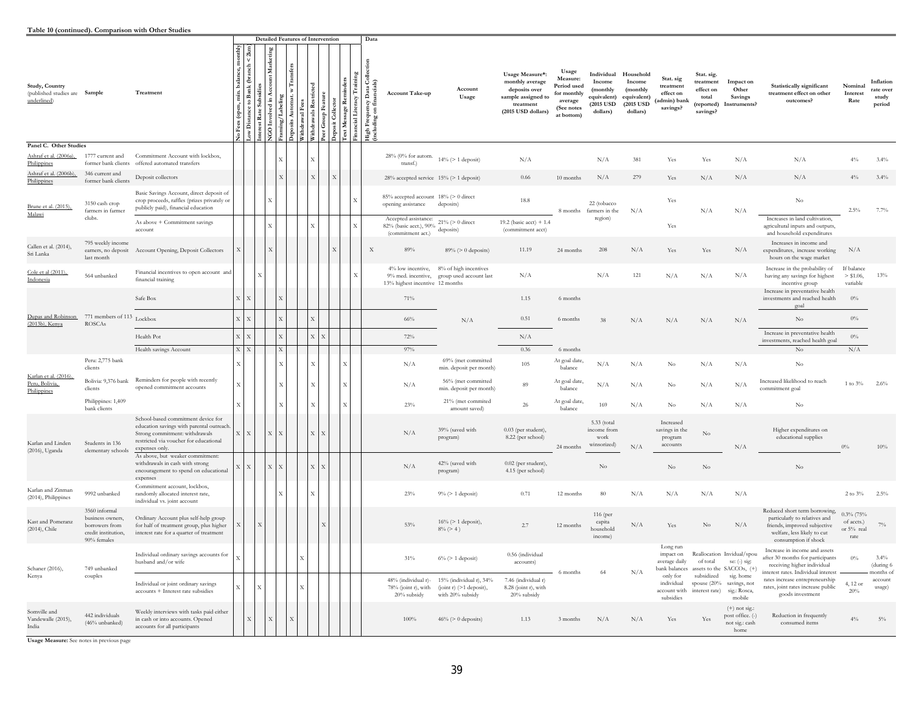**Table 10 (continued). Comparison with Other Studies**

| Study, Country (published studies are underlined) | Sample | Treatment | Detailed Features of Intervention: No Fees (open, min. balance, monthly) | Low Distance to Bank (branch < 2km) | Interest Rate Subsidies | NGO Involved in Account Marketing | Framing/Labeling | Deposits Automat. w Transfers | Withdrawal Fees | Withdrawals Restricted | Peer Group Feature | Deposit Collector | Text Message Reminders | Financial Literacy Training | Data: High Frequency Data Collection (including on financials) | Account Take-up | Account Usage | Usage Measure*: monthly average deposits over sample assigned to treatment (2015 USD dollars) | Usage Measure: Period used for monthly average (See notes at bottom) | Individual Income (monthly equivalent) (2015 USD dollars) | Household Income (monthly equivalent) (2015 USD dollars) | Stat. sig treatment effect on (admin) bank savings? | Stat. sig. treatment effect on total (reported) savings? | Impact on Other Savings Instruments? | Statistically significant treatment effect on other outcomes? | Nominal Interest Rate | Inflation rate over study period |
|---|---|---|---|---|---|---|---|---|---|---|---|---|---|---|---|---|---|---|---|---|---|---|---|---|---|---|---|
| **Panel C. Other Studies** | | | | | | | | | | | | | | | | | | | | | | | | | | | |
| Ashraf et al. (2006a), Philippines | 1777 current and former bank clients | Commitment Account with lockbox, offered automated transfers | | | | | X | | | X | | | | | | 28% (0% for autom. transf.) | 14% (> 1 deposit) | N/A | | N/A | 381 | Yes | Yes | N/A | N/A | 4% | 3.4% |
| Ashraf et al. (2006b), Philippines | 346 current and former bank clients | Deposit collectors | | | | | X | | | X | | X | | | | 28% accepted service | 15% (> 1 deposit) | 0.66 | 10 months | N/A | 279 | Yes | N/A | N/A | N/A | 4% | 3.4% |
| Brune et al. (2015), Malawi | 3150 cash crop farmers in farmer clubs. | Basic Savings Account, direct deposit of crop proceeds, raffles (prizes privately or publicly paid), financial education | | | | X | | | | | | | | X | | 85% accepted account opening assistance | 18% (> 0 direct deposits) | 18.8 | 8 months | 22 (tobacco farmers in the region) | N/A | Yes | N/A | N/A | No | 2.5% | 7.7% |
| | | As above + Commitment savings account | | | | X | | | | X | | | | X | | Accepted assistance: 82% (basic acct.), 90% (commitment act.) | 21% (> 0 direct deposits) | 19.2 (basic acct) + 1.4 (commitment acct) | | | | Yes | | | Increases in land cultivation, agricultural inputs and outputs, and household expenditures | | |
| Callen et al. (2014), Sri Lanka | 795 weekly income earners, no deposit last month | Account Opening, Deposit Collectors | X | | | X | | | | | | X | | | X | 89% | 89% (> 0 deposits) | 11.19 | 24 months | 208 | N/A | Yes | Yes | N/A | Increases in income and expenditures, increase working hours on the wage market | N/A | |
| Cole et al (2011), Indonesia | 564 unbanked | Financial incentives to open account and financial training | | | X | | | | | | | | | X | | 4% low incentive, 9% med. incentive, 13% highest incentive | 8% of high incentives group used account last 12 months | N/A | | N/A | 121 | N/A | N/A | N/A | Increase in the probability of having any savings for highest incentive group | If balance > $1.06, variable | 13% |
| Dupas and Robinson (2013b), Kenya | 771 members of 113 ROSCAs | Safe Box | X | X | | X | | | | | | | | | | 71% | N/A | 1.15 | 6 months | 38 | N/A | N/A | N/A | N/A | Increase in preventative health investments and reached health goal | 0% | |
| | | Lockbox | X | X | | | X | | | X | | | | | | 66% | | 0.51 | 6 months | | | | | | No | 0% | |
| | | Health Pot | X | X | | | X | | | X | X | | | | | 72% | | N/A | | | | | | | Increase in preventative health investments, reached health goal | 0% | |
| | | Health savings Account | X | X | | | X | | | | | | | | | 97% | | 0.36 | 6 months | | | | | | No | N/A | |
| Karlan et al. (2016), Peru, Bolivia, Philippines | Peru: 2,775 bank clients | Reminders for people with recently opened commitment accounts | X | | | | X | | | X | | | X | | | N/A | 69% (met committed min. deposit per month) | 105 | At goal date, balance | N/A | N/A | No | N/A | N/A | No | 1 to 3% | 2.6% |
| | Bolivia: 9,376 bank clients | | X | | | | X | | | X | | | X | | | N/A | 56% (met committed min. deposit per month) | 89 | At goal date, balance | N/A | N/A | No | N/A | N/A | Increased likelihood to reach commitment goal | | |
| | Philippines: 1,409 bank clients | | X | | | | X | | | X | | | X | | | 23% | 21% (met commited amount saved) | 26 | At goal date, balance | 169 | N/A | No | N/A | N/A | No | | |
| Karlan and Linden (2016), Uganda | Students in 136 elementary schools | School-based commitment device for education savings with parental outreach. Strong commitment: withdrawals restricted via voucher for educational expenses only. | X | X | | X | X | | | X | X | | | | | N/A | 39% (saved with program) | 0.03 (per student), 8.22 (per school) | 24 months | 5.33 (total income from work winsorized) | N/A | Increased savings in the program accounts | No | N/A | Higher expenditures on educational supplies | 0% | 10% |
| | | As above, but weaker commitment: withdrawals in cash with strong encouragement to spend on educational expenses | X | X | | X | X | | | X | X | | | | | N/A | 42% (saved with program) | 0.02 (per student), 4.15 (per school) | | No | | No | No | | No | | |
| Karlan and Zinman (2014), Philippines | 9992 unbanked | Commitment account, lockbox, randomly allocated interest rate, individual vs. joint account | | | | | X | | | X | | | | | | 23% | 9% (> 1 deposit) | 0.71 | 12 months | 80 | N/A | N/A | N/A | N/A | | 2 to 3% | 2.5% |
| Kast and Pomeranz (2014), Chile | 3560 informal business owners, borrowers from credit institution, 90% females | Ordinary Account plus self-help group for half of treatment group, plus higher interest rate for a quarter of treatment | X | | X | | | | | | X | | | | | 53% | 16% (> 1 deposit), 8% (> 4 ) | 2.7 | 12 months | 116 (per capita household income) | N/A | Yes | No | N/A | Reduced short term borrowing, particularly to relatives and friends, improved subjective welfare, less likely to cut consumption if shock | 0.3% (75% of accts.) or 5% real rate | 7% |
| Schaner (2016), Kenya | 749 unbanked couples | Individual ordinary savings accounts for husband and/or wife | X | | | | | | X | | | | | | | 31% | 6% (> 1 deposit) | 0.56 (individual accounts) | 6 months | 64 | N/A | Long run impact on average daily bank balances only for individual account with interest rate subsidies | Reallocation of total assets to the subsidized spouse (20% interest rate) | Invidual/spouse: (-) sig: SACCOs, (+) sig. home savings, not sig.: Rosca, mobile | Increase in income and assets after 30 months for participants receiving higher individual interest rates. Individual interest rates increase entrepreneurship rates, joint rates increase public goods investment | 0% | 3.4% (during 6 months of account usage) |
| | | Individual or joint ordinary savings accounts + Interest rate subsidies | X | | X | | | | X | | | | | | | 48% (individual r)-78% (joint r), with 20% subsidy | 15% (individual r), 34% (joint r) (>1 deposit), with 20% subsidy | 7.46 (individual r) 8.28 (joint r), with 20% subsidy | | | | | | | | 4, 12 or 20% | |
| Somville and Vandewalle (2015), India | 442 individuals (46% unbanked) | Weekly interviews with tasks paid either in cash or into accounts. Opened accounts for all participants | | X | | X | | X | | | | | | | | 100% | 46% (> 0 deposits) | 1.13 | 3 months | N/A | N/A | Yes | Yes | (+) not sig.: post office. (-) not sig.: cash home | Reduction in frequently consumed items | 4% | 5% |

**Usage Measure:** See notes in previous page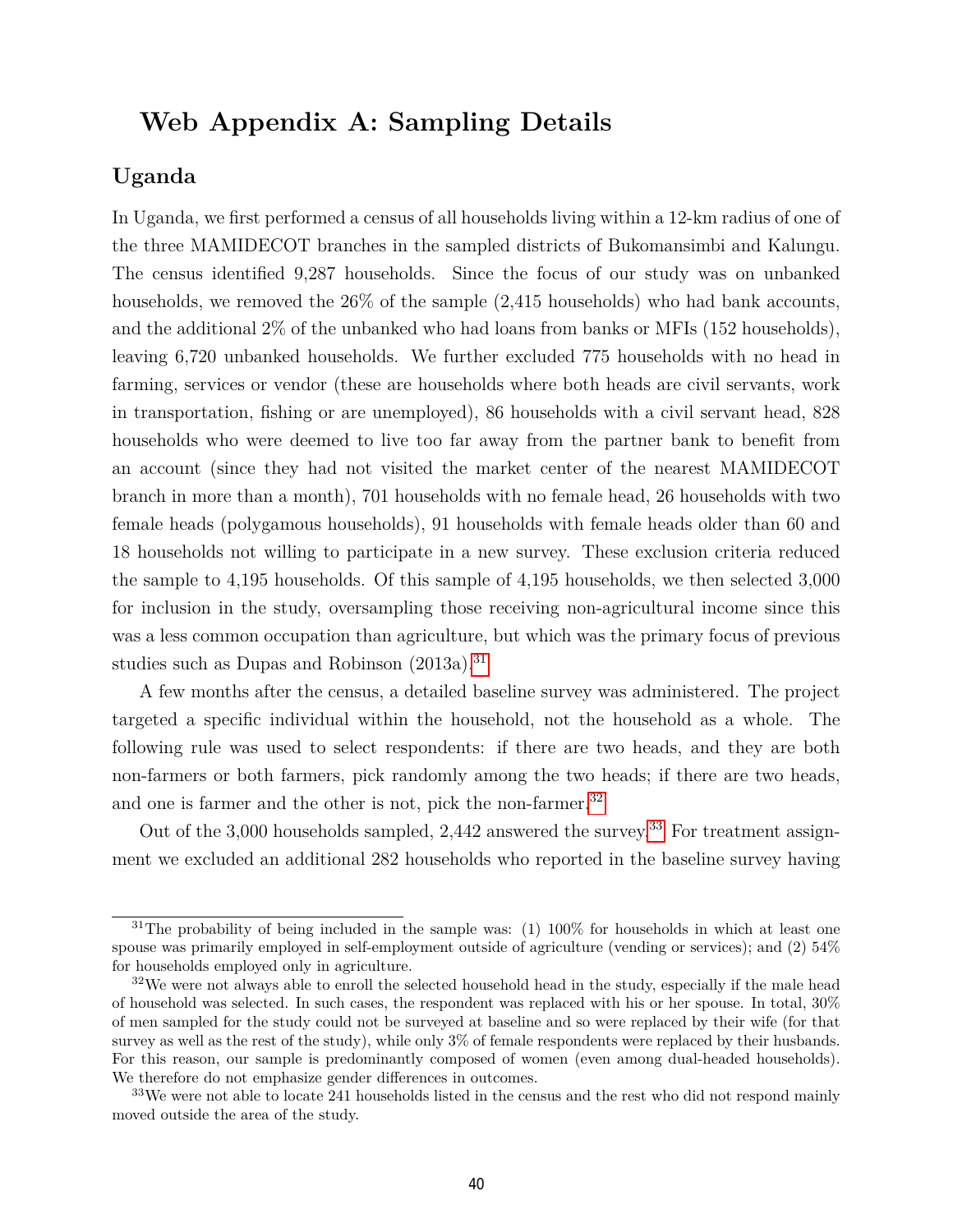# Web Appendix A: Sampling Details

## Uganda

In Uganda, we first performed a census of all households living within a 12-km radius of one of the three MAMIDECOT branches in the sampled districts of Bukomansimbi and Kalungu. The census identified 9,287 households. Since the focus of our study was on unbanked households, we removed the 26% of the sample (2,415 households) who had bank accounts, and the additional 2% of the unbanked who had loans from banks or MFIs (152 households), leaving 6,720 unbanked households. We further excluded 775 households with no head in farming, services or vendor (these are households where both heads are civil servants, work in transportation, fishing or are unemployed), 86 households with a civil servant head, 828 households who were deemed to live too far away from the partner bank to benefit from an account (since they had not visited the market center of the nearest MAMIDECOT branch in more than a month), 701 households with no female head, 26 households with two female heads (polygamous households), 91 households with female heads older than 60 and 18 households not willing to participate in a new survey. These exclusion criteria reduced the sample to 4,195 households. Of this sample of 4,195 households, we then selected 3,000 for inclusion in the study, oversampling those receiving non-agricultural income since this was a less common occupation than agriculture, but which was the primary focus of previous studies such as Dupas and Robinson (2013a).[31]

A few months after the census, a detailed baseline survey was administered. The project targeted a specific individual within the household, not the household as a whole. The following rule was used to select respondents: if there are two heads, and they are both non-farmers or both farmers, pick randomly among the two heads; if there are two heads, and one is farmer and the other is not, pick the non-farmer.[32]

Out of the 3,000 households sampled, 2,442 answered the survey.[33] For treatment assignment we excluded an additional 282 households who reported in the baseline survey having

---

[31] The probability of being included in the sample was: (1) 100% for households in which at least one spouse was primarily employed in self-employment outside of agriculture (vending or services); and (2) 54% for households employed only in agriculture.

[32] We were not always able to enroll the selected household head in the study, especially if the male head of household was selected. In such cases, the respondent was replaced with his or her spouse. In total, 30% of men sampled for the study could not be surveyed at baseline and so were replaced by their wife (for that survey as well as the rest of the study), while only 3% of female respondents were replaced by their husbands. For this reason, our sample is predominantly composed of women (even among dual-headed households). We therefore do not emphasize gender differences in outcomes.

[33] We were not able to locate 241 households listed in the census and the rest who did not respond mainly moved outside the area of the study.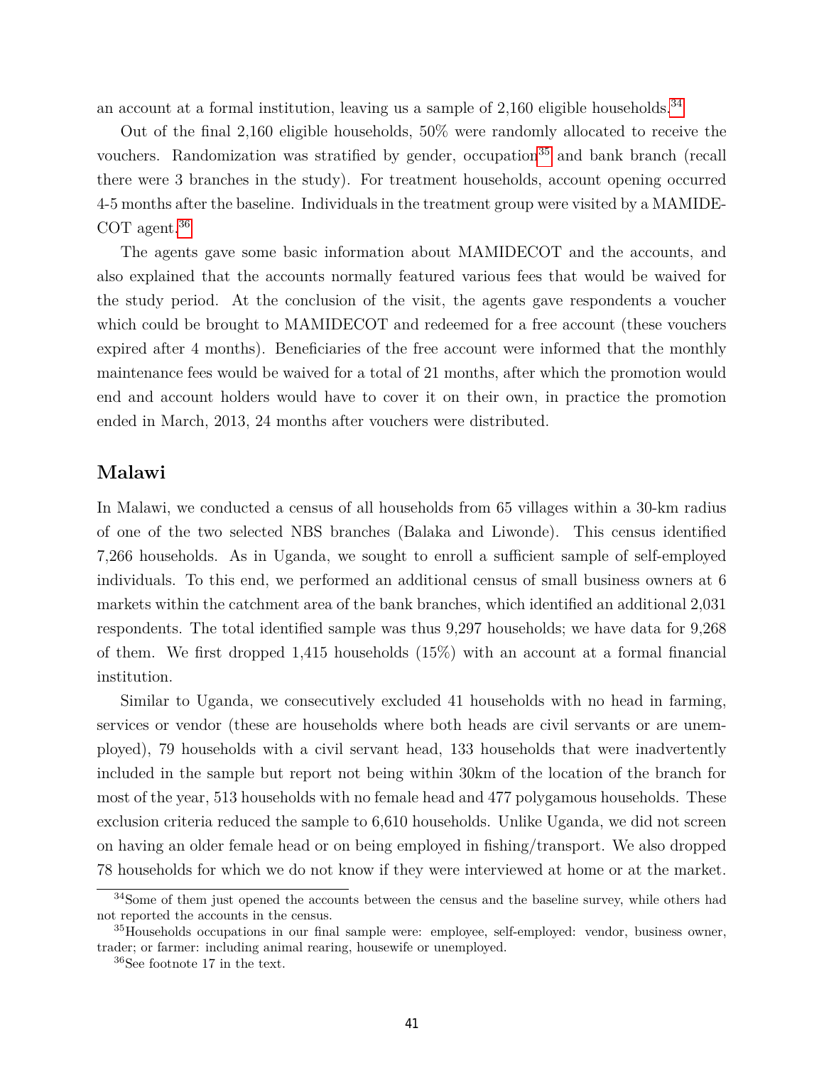an account at a formal institution, leaving us a sample of 2,160 eligible households.[34]

Out of the final 2,160 eligible households, 50% were randomly allocated to receive the vouchers. Randomization was stratified by gender, occupation[35] and bank branch (recall there were 3 branches in the study). For treatment households, account opening occurred 4-5 months after the baseline. Individuals in the treatment group were visited by a MAMIDECOT agent.[36]

The agents gave some basic information about MAMIDECOT and the accounts, and also explained that the accounts normally featured various fees that would be waived for the study period. At the conclusion of the visit, the agents gave respondents a voucher which could be brought to MAMIDECOT and redeemed for a free account (these vouchers expired after 4 months). Beneficiaries of the free account were informed that the monthly maintenance fees would be waived for a total of 21 months, after which the promotion would end and account holders would have to cover it on their own, in practice the promotion ended in March, 2013, 24 months after vouchers were distributed.

## Malawi

In Malawi, we conducted a census of all households from 65 villages within a 30-km radius of one of the two selected NBS branches (Balaka and Liwonde). This census identified 7,266 households. As in Uganda, we sought to enroll a sufficient sample of self-employed individuals. To this end, we performed an additional census of small business owners at 6 markets within the catchment area of the bank branches, which identified an additional 2,031 respondents. The total identified sample was thus 9,297 households; we have data for 9,268 of them. We first dropped 1,415 households (15%) with an account at a formal financial institution.

Similar to Uganda, we consecutively excluded 41 households with no head in farming, services or vendor (these are households where both heads are civil servants or are unemployed), 79 households with a civil servant head, 133 households that were inadvertently included in the sample but report not being within 30km of the location of the branch for most of the year, 513 households with no female head and 477 polygamous households. These exclusion criteria reduced the sample to 6,610 households. Unlike Uganda, we did not screen on having an older female head or on being employed in fishing/transport. We also dropped 78 households for which we do not know if they were interviewed at home or at the market.

---

[34] Some of them just opened the accounts between the census and the baseline survey, while others had not reported the accounts in the census.

[35] Households occupations in our final sample were: employee, self-employed: vendor, business owner, trader; or farmer: including animal rearing, housewife or unemployed.

[36] See footnote 17 in the text.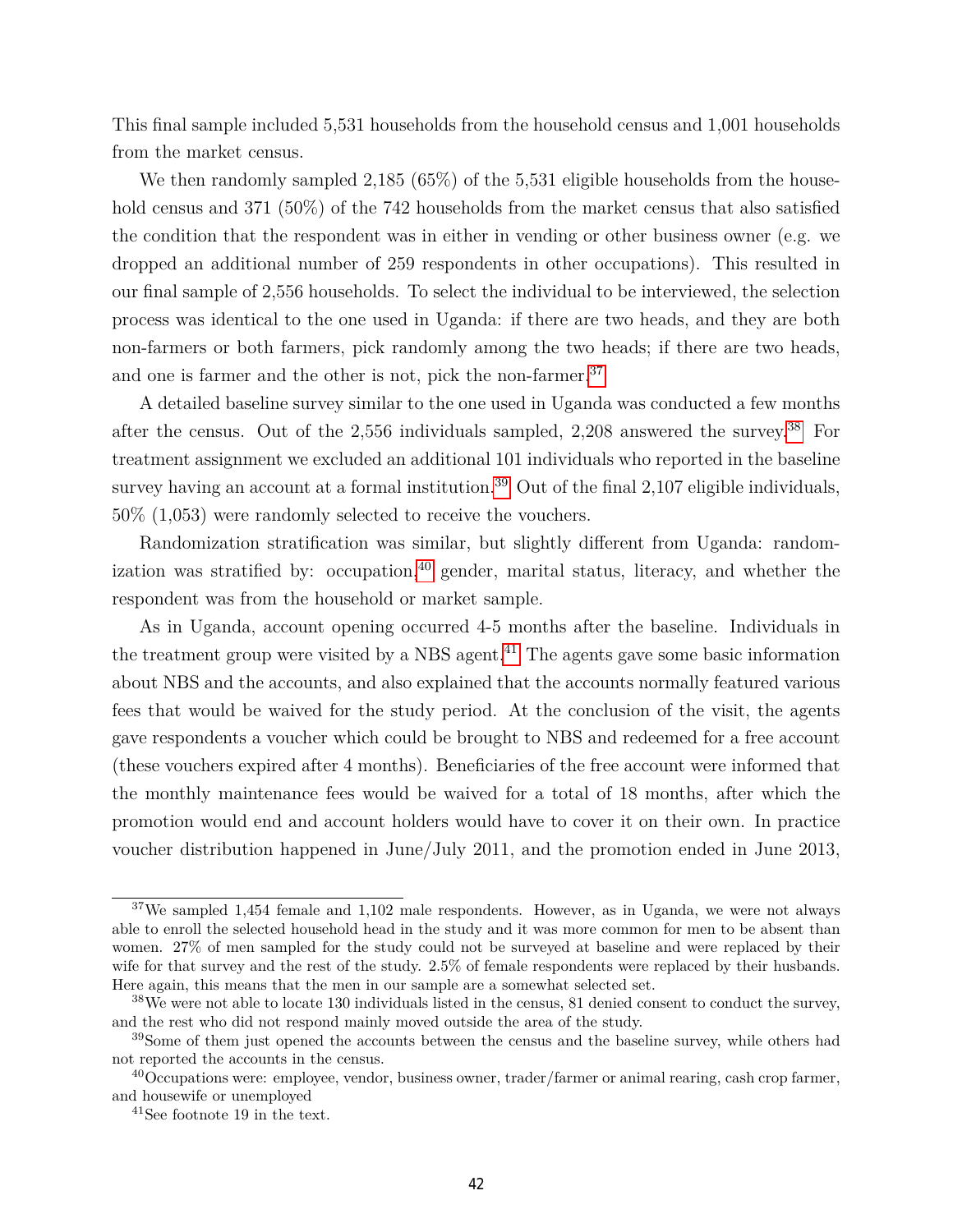This final sample included 5,531 households from the household census and 1,001 households from the market census.

We then randomly sampled 2,185 (65%) of the 5,531 eligible households from the household census and 371 (50%) of the 742 households from the market census that also satisfied the condition that the respondent was in either in vending or other business owner (e.g. we dropped an additional number of 259 respondents in other occupations). This resulted in our final sample of 2,556 households. To select the individual to be interviewed, the selection process was identical to the one used in Uganda: if there are two heads, and they are both non-farmers or both farmers, pick randomly among the two heads; if there are two heads, and one is farmer and the other is not, pick the non-farmer.[37]

A detailed baseline survey similar to the one used in Uganda was conducted a few months after the census. Out of the 2,556 individuals sampled, 2,208 answered the survey.[38] For treatment assignment we excluded an additional 101 individuals who reported in the baseline survey having an account at a formal institution.[39] Out of the final 2,107 eligible individuals, 50% (1,053) were randomly selected to receive the vouchers.

Randomization stratification was similar, but slightly different from Uganda: randomization was stratified by: occupation,[40] gender, marital status, literacy, and whether the respondent was from the household or market sample.

As in Uganda, account opening occurred 4-5 months after the baseline. Individuals in the treatment group were visited by a NBS agent.[41] The agents gave some basic information about NBS and the accounts, and also explained that the accounts normally featured various fees that would be waived for the study period. At the conclusion of the visit, the agents gave respondents a voucher which could be brought to NBS and redeemed for a free account (these vouchers expired after 4 months). Beneficiaries of the free account were informed that the monthly maintenance fees would be waived for a total of 18 months, after which the promotion would end and account holders would have to cover it on their own. In practice voucher distribution happened in June/July 2011, and the promotion ended in June 2013,

---

[37] We sampled 1,454 female and 1,102 male respondents. However, as in Uganda, we were not always able to enroll the selected household head in the study and it was more common for men to be absent than women. 27% of men sampled for the study could not be surveyed at baseline and were replaced by their wife for that survey and the rest of the study. 2.5% of female respondents were replaced by their husbands. Here again, this means that the men in our sample are a somewhat selected set.

[38] We were not able to locate 130 individuals listed in the census, 81 denied consent to conduct the survey, and the rest who did not respond mainly moved outside the area of the study.

[39] Some of them just opened the accounts between the census and the baseline survey, while others had not reported the accounts in the census.

[40] Occupations were: employee, vendor, business owner, trader/farmer or animal rearing, cash crop farmer, and housewife or unemployed

[41] See footnote 19 in the text.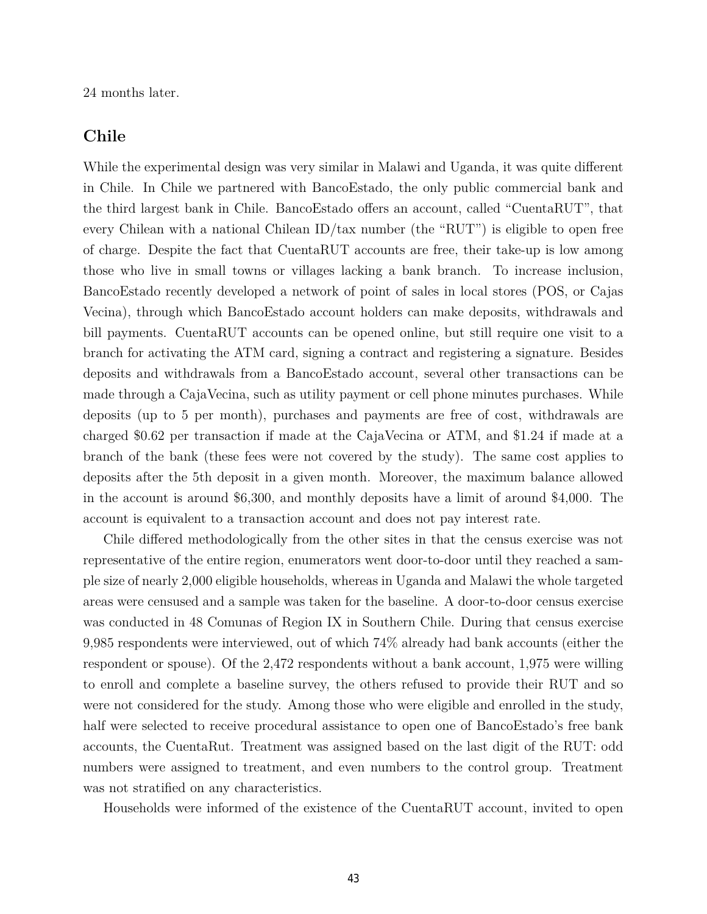24 months later.

## Chile

While the experimental design was very similar in Malawi and Uganda, it was quite different in Chile. In Chile we partnered with BancoEstado, the only public commercial bank and the third largest bank in Chile. BancoEstado offers an account, called "CuentaRUT", that every Chilean with a national Chilean ID/tax number (the "RUT") is eligible to open free of charge. Despite the fact that CuentaRUT accounts are free, their take-up is low among those who live in small towns or villages lacking a bank branch. To increase inclusion, BancoEstado recently developed a network of point of sales in local stores (POS, or Cajas Vecina), through which BancoEstado account holders can make deposits, withdrawals and bill payments. CuentaRUT accounts can be opened online, but still require one visit to a branch for activating the ATM card, signing a contract and registering a signature. Besides deposits and withdrawals from a BancoEstado account, several other transactions can be made through a CajaVecina, such as utility payment or cell phone minutes purchases. While deposits (up to 5 per month), purchases and payments are free of cost, withdrawals are charged $0.62 per transaction if made at the CajaVecina or ATM, and $1.24 if made at a branch of the bank (these fees were not covered by the study). The same cost applies to deposits after the 5th deposit in a given month. Moreover, the maximum balance allowed in the account is around $6,300, and monthly deposits have a limit of around $4,000. The account is equivalent to a transaction account and does not pay interest rate.

Chile differed methodologically from the other sites in that the census exercise was not representative of the entire region, enumerators went door-to-door until they reached a sample size of nearly 2,000 eligible households, whereas in Uganda and Malawi the whole targeted areas were censused and a sample was taken for the baseline. A door-to-door census exercise was conducted in 48 Comunas of Region IX in Southern Chile. During that census exercise 9,985 respondents were interviewed, out of which 74% already had bank accounts (either the respondent or spouse). Of the 2,472 respondents without a bank account, 1,975 were willing to enroll and complete a baseline survey, the others refused to provide their RUT and so were not considered for the study. Among those who were eligible and enrolled in the study, half were selected to receive procedural assistance to open one of BancoEstado's free bank accounts, the CuentaRut. Treatment was assigned based on the last digit of the RUT: odd numbers were assigned to treatment, and even numbers to the control group. Treatment was not stratified on any characteristics.

Households were informed of the existence of the CuentaRUT account, invited to open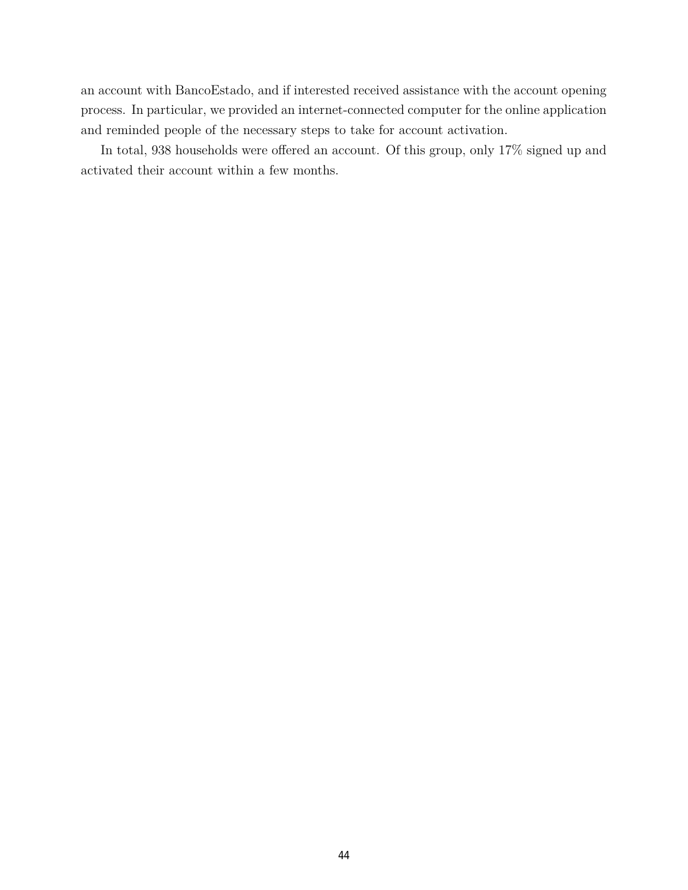an account with BancoEstado, and if interested received assistance with the account opening process. In particular, we provided an internet-connected computer for the online application and reminded people of the necessary steps to take for account activation.

In total, 938 households were offered an account. Of this group, only 17% signed up and activated their account within a few months.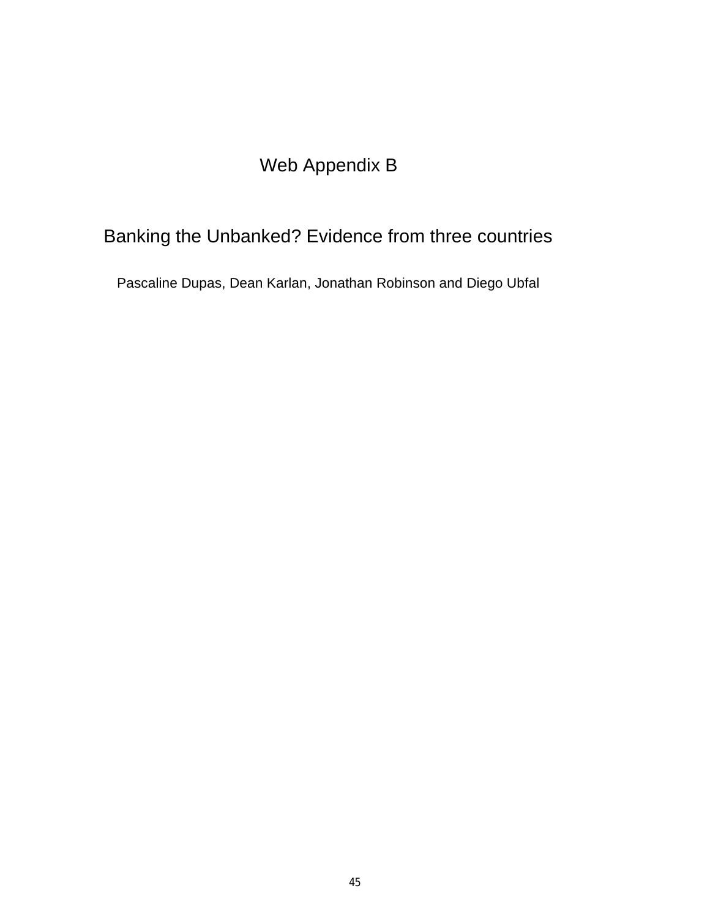# Web Appendix B

## Banking the Unbanked? Evidence from three countries

Pascaline Dupas, Dean Karlan, Jonathan Robinson and Diego Ubfal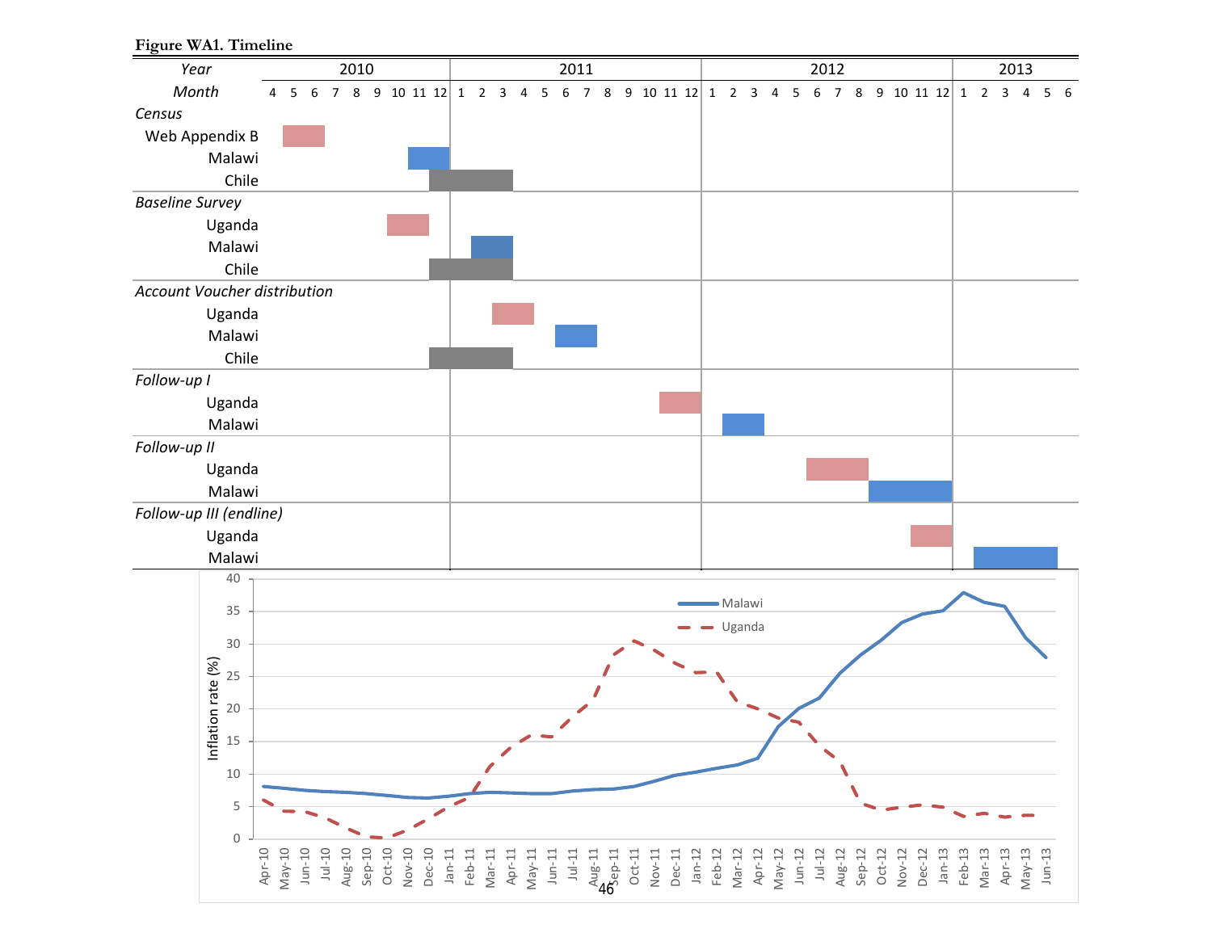**Figure WA1. Timeline**

| Year | 2010 | | | | | | | | | 2011 | | | | | | | | | | | | 2012 | | | | | | | | | | | | 2013 | | | | | |
|---|---|---|---|---|---|---|---|---|---|---|---|---|---|---|---|---|---|---|---|---|---|---|---|---|---|---|---|---|---|---|---|---|---|---|---|---|---|---|---|
| Month | 4 | 5 | 6 | 7 | 8 | 9 | 10 | 11 | 12 | 1 | 2 | 3 | 4 | 5 | 6 | 7 | 8 | 9 | 10 | 11 | 12 | 1 | 2 | 3 | 4 | 5 | 6 | 7 | 8 | 9 | 10 | 11 | 12 | 1 | 2 | 3 | 4 | 5 | 6 |
| *Census* | | | | | | | | | | | | | | | | | | | | | | | | | | | | | | | | | | | | | | | |
| Web Appendix B | | ■ | ■ | | | | | | | | | | | | | | | | | | | | | | | | | | | | | | | | | | | | |
| Malawi | | | | | | | | ■ | ■ | | | | | | | | | | | | | | | | | | | | | | | | | | | | | | |
| Chile | | | | | | | | | ■ | ■ | ■ | ■ | | | | | | | | | | | | | | | | | | | | | | | | | | | |
| *Baseline Survey* | | | | | | | | | | | | | | | | | | | | | | | | | | | | | | | | | | | | | | | |
| Uganda | | | | | | | ■ | ■ | | | | | | | | | | | | | | | | | | | | | | | | | | | | | | | |
| Malawi | | | | | | | | | | | ■ | ■ | | | | | | | | | | | | | | | | | | | | | | | | | | | |
| Chile | | | | | | | | | ■ | ■ | ■ | ■ | | | | | | | | | | | | | | | | | | | | | | | | | | | |
| *Account Voucher distribution* | | | | | | | | | | | | | | | | | | | | | | | | | | | | | | | | | | | | | | | |
| Uganda | | | | | | | | | | | | ■ | ■ | | | | | | | | | | | | | | | | | | | | | | | | | | |
| Malawi | | | | | | | | | | | | | | | ■ | ■ | | | | | | | | | | | | | | | | | | | | | | | |
| Chile | | | | | | | | | ■ | ■ | ■ | ■ | | | | | | | | | | | | | | | | | | | | | | | | | | | |
| *Follow-up I* | | | | | | | | | | | | | | | | | | | | | | | | | | | | | | | | | | | | | | | |
| Uganda | | | | | | | | | | | | | | | | | | | | ■ | ■ | | | | | | | | | | | | | | | | | | |
| Malawi | | | | | | | | | | | | | | | | | | | | | | | ■ | ■ | | | | | | | | | | | | | | | |
| *Follow-up II* | | | | | | | | | | | | | | | | | | | | | | | | | | | ■ | ■ | ■ | | | | | | | | | | |
| Uganda | | | | | | | | | | | | | | | | | | | | | | | | | | | ■ | ■ | ■ | | | | | | | | | | |
| Malawi | | | | | | | | | | | | | | | | | | | | | | | | | | | | | | ■ | ■ | ■ | ■ | | | | | | |
| *Follow-up III (endline)* | | | | | | | | | | | | | | | | | | | | | | | | | | | | | | | | | | | | | | | |
| Uganda | | | | | | | | | | | | | | | | | | | | | | | | | | | | | | | | ■ | ■ | | | | | | |
| Malawi | | | | | | | | | | | | | | | | | | | | | | | | | | | | | | | | | | | ■ | ■ | ■ | ■ | |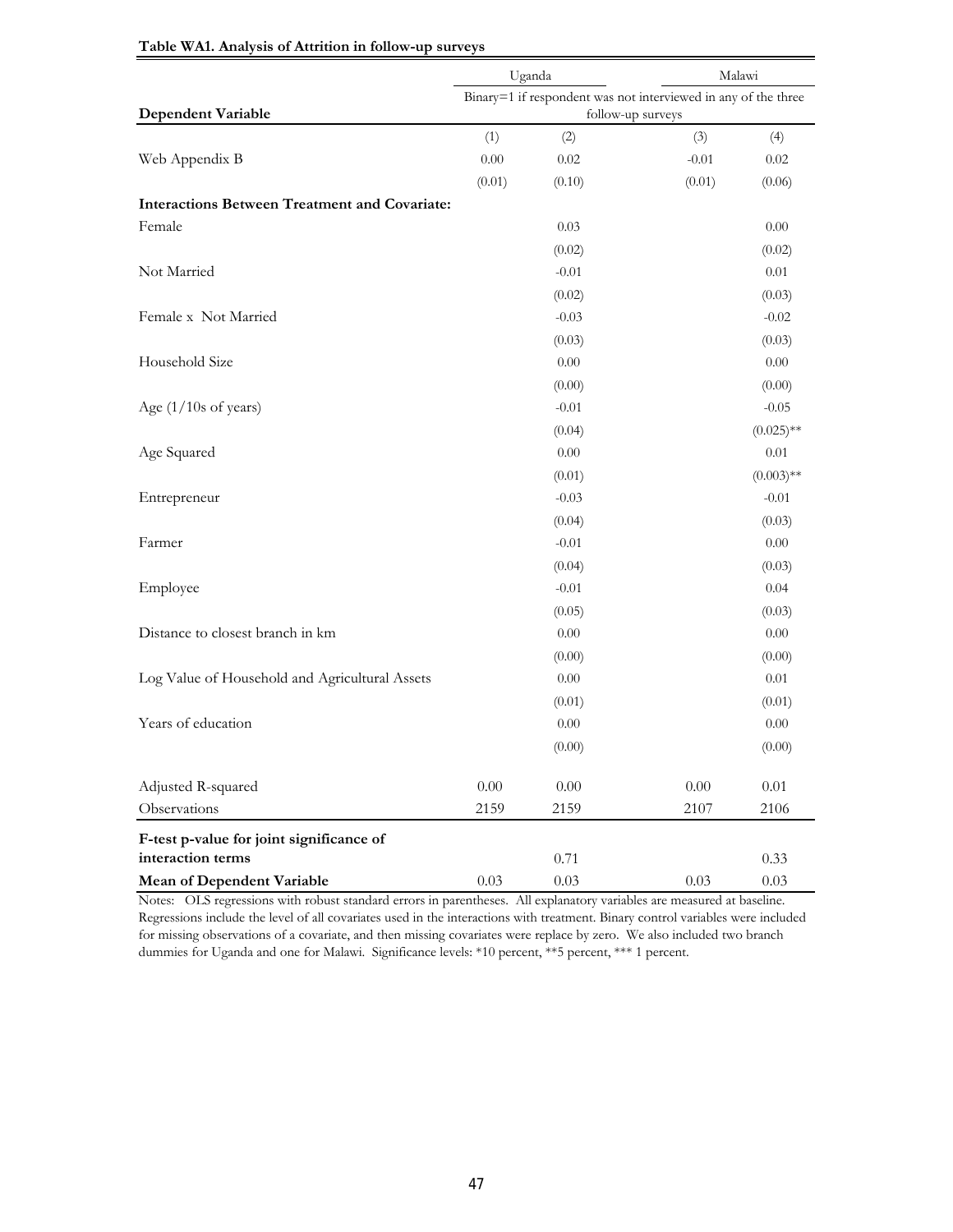**Table WA1. Analysis of Attrition in follow-up surveys**

| | Uganda | | Malawi | |
|---|---|---|---|---|
| | Binary=1 if respondent was not interviewed in any of the three follow-up surveys | | | |
| **Dependent Variable** | (1) | (2) | (3) | (4) |
| Web Appendix B | 0.00 | 0.02 | -0.01 | 0.02 |
| | (0.01) | (0.10) | (0.01) | (0.06) |
| **Interactions Between Treatment and Covariate:** | | | | |
| Female | | 0.03 | | 0.00 |
| | | (0.02) | | (0.02) |
| Not Married | | -0.01 | | 0.01 |
| | | (0.02) | | (0.03) |
| Female x Not Married | | -0.03 | | -0.02 |
| | | (0.03) | | (0.03) |
| Household Size | | 0.00 | | 0.00 |
| | | (0.00) | | (0.00) |
| Age (1/10s of years) | | -0.01 | | -0.05 |
| | | (0.04) | | (0.025)** |
| Age Squared | | 0.00 | | 0.01 |
| | | (0.01) | | (0.003)** |
| Entrepreneur | | -0.03 | | -0.01 |
| | | (0.04) | | (0.03) |
| Farmer | | -0.01 | | 0.00 |
| | | (0.04) | | (0.03) |
| Employee | | -0.01 | | 0.04 |
| | | (0.05) | | (0.03) |
| Distance to closest branch in km | | 0.00 | | 0.00 |
| | | (0.00) | | (0.00) |
| Log Value of Household and Agricultural Assets | | 0.00 | | 0.01 |
| | | (0.01) | | (0.01) |
| Years of education | | 0.00 | | 0.00 |
| | | (0.00) | | (0.00) |
| Adjusted R-squared | 0.00 | 0.00 | 0.00 | 0.01 |
| Observations | 2159 | 2159 | 2107 | 2106 |
| **F-test p-value for joint significance of interaction terms** | | 0.71 | | 0.33 |
| **Mean of Dependent Variable** | 0.03 | 0.03 | 0.03 | 0.03 |

Notes: OLS regressions with robust standard errors in parentheses. All explanatory variables are measured at baseline. Regressions include the level of all covariates used in the interactions with treatment. Binary control variables were included for missing observations of a covariate, and then missing covariates were replace by zero. We also included two branch dummies for Uganda and one for Malawi. Significance levels: *10 percent, **5 percent, *** 1 percent.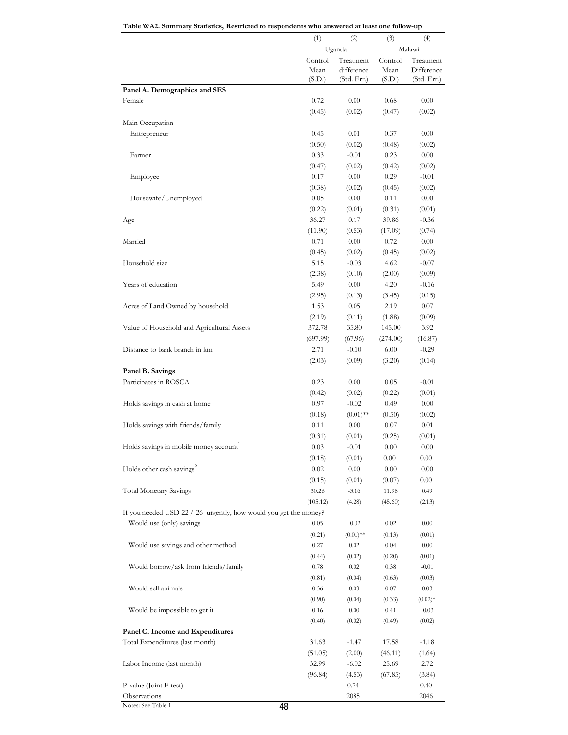**Table WA2. Summary Statistics, Restricted to respondents who answered at least one follow-up**

| | (1) | (2) | (3) | (4) |
|---|---|---|---|---|
| | Uganda | | Malawi | |
| | Control Mean (S.D.) | Treatment difference (Std. Err.) | Control Mean (S.D.) | Treatment Difference (Std. Err.) |
| **Panel A. Demographics and SES** | | | | |
| Female | 0.72 | 0.00 | 0.68 | 0.00 |
| | (0.45) | (0.02) | (0.47) | (0.02) |
| Main Occupation | | | | |
| Entrepreneur | 0.45 | 0.01 | 0.37 | 0.00 |
| | (0.50) | (0.02) | (0.48) | (0.02) |
| Farmer | 0.33 | -0.01 | 0.23 | 0.00 |
| | (0.47) | (0.02) | (0.42) | (0.02) |
| Employee | 0.17 | 0.00 | 0.29 | -0.01 |
| | (0.38) | (0.02) | (0.45) | (0.02) |
| Housewife/Unemployed | 0.05 | 0.00 | 0.11 | 0.00 |
| | (0.22) | (0.01) | (0.31) | (0.01) |
| Age | 36.27 | 0.17 | 39.86 | -0.36 |
| | (11.90) | (0.53) | (17.09) | (0.74) |
| Married | 0.71 | 0.00 | 0.72 | 0.00 |
| | (0.45) | (0.02) | (0.45) | (0.02) |
| Household size | 5.15 | -0.03 | 4.62 | -0.07 |
| | (2.38) | (0.10) | (2.00) | (0.09) |
| Years of education | 5.49 | 0.00 | 4.20 | -0.16 |
| | (2.95) | (0.13) | (3.45) | (0.15) |
| Acres of Land Owned by household | 1.53 | 0.05 | 2.19 | 0.07 |
| | (2.19) | (0.11) | (1.88) | (0.09) |
| Value of Household and Agricultural Assets | 372.78 | 35.80 | 145.00 | 3.92 |
| | (697.99) | (67.96) | (274.00) | (16.87) |
| Distance to bank branch in km | 2.71 | -0.10 | 6.00 | -0.29 |
| | (2.03) | (0.09) | (3.20) | (0.14) |
| **Panel B. Savings** | | | | |
| Participates in ROSCA | 0.23 | 0.00 | 0.05 | -0.01 |
| | (0.42) | (0.02) | (0.22) | (0.01) |
| Holds savings in cash at home | 0.97 | -0.02 | 0.49 | 0.00 |
| | (0.18) | (0.01)** | (0.50) | (0.02) |
| Holds savings with friends/family | 0.11 | 0.00 | 0.07 | 0.01 |
| | (0.31) | (0.01) | (0.25) | (0.01) |
| Holds savings in mobile money account[1] | 0.03 | -0.01 | 0.00 | 0.00 |
| | (0.18) | (0.01) | 0.00 | 0.00 |
| Holds other cash savings[2] | 0.02 | 0.00 | 0.00 | 0.00 |
| | (0.15) | (0.01) | (0.07) | 0.00 |
| Total Monetary Savings | 30.26 | -3.16 | 11.98 | 0.49 |
| | (105.12) | (4.28) | (45.60) | (2.13) |
| If you needed USD 22 / 26 urgently, how would you get the money? | | | | |
| Would use (only) savings | 0.05 | -0.02 | 0.02 | 0.00 |
| | (0.21) | (0.01)** | (0.13) | (0.01) |
| Would use savings and other method | 0.27 | 0.02 | 0.04 | 0.00 |
| | (0.44) | (0.02) | (0.20) | (0.01) |
| Would borrow/ask from friends/family | 0.78 | 0.02 | 0.38 | -0.01 |
| | (0.81) | (0.04) | (0.63) | (0.03) |
| Would sell animals | 0.36 | 0.03 | 0.07 | 0.03 |
| | (0.90) | (0.04) | (0.33) | (0.02)* |
| Would be impossible to get it | 0.16 | 0.00 | 0.41 | -0.03 |
| | (0.40) | (0.02) | (0.49) | (0.02) |
| **Panel C. Income and Expenditures** | | | | |
| Total Expenditures (last month) | 31.63 | -1.47 | 17.58 | -1.18 |
| | (51.05) | (2.00) | (46.11) | (1.64) |
| Labor Income (last month) | 32.99 | -6.02 | 25.69 | 2.72 |
| | (96.84) | (4.53) | (67.85) | (3.84) |
| P-value (Joint F-test) | | 0.74 | | 0.40 |
| Observations | | 2085 | | 2046 |

Notes: See Table 1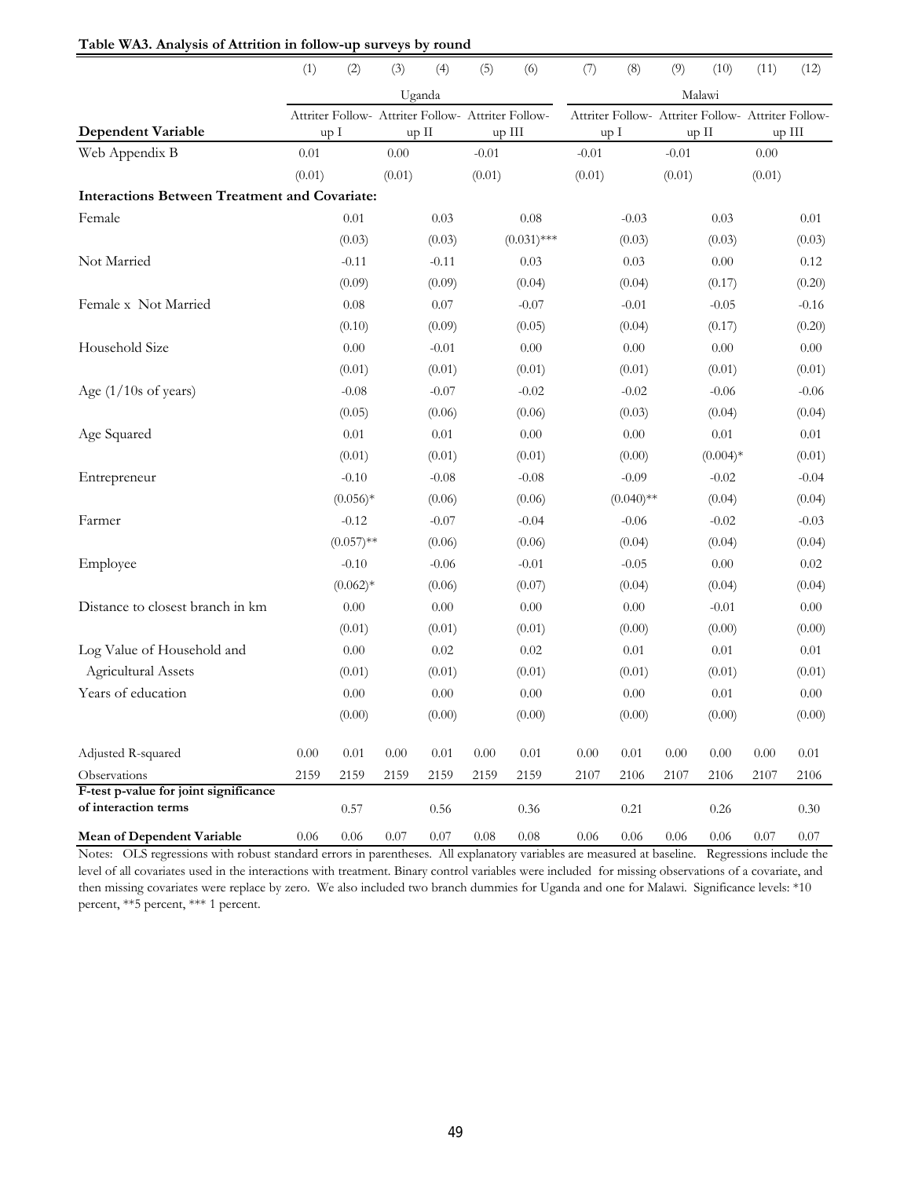**Table WA3. Analysis of Attrition in follow-up surveys by round**

| | (1) | (2) | (3) | (4) | (5) | (6) | (7) | (8) | (9) | (10) | (11) | (12) |
|---|---|---|---|---|---|---|---|---|---|---|---|---|
| | Uganda | | | | | | Malawi | | | | | |
| **Dependent Variable** | Attriter Follow-up I | | Attriter Follow-up II | | Attriter Follow-up III | | Attriter Follow-up I | | Attriter Follow-up II | | Attriter Follow-up III | |
| Web Appendix B | 0.01 | | 0.00 | | -0.01 | | -0.01 | | -0.01 | | 0.00 | |
| | (0.01) | | (0.01) | | (0.01) | | (0.01) | | (0.01) | | (0.01) | |
| **Interactions Between Treatment and Covariate:** | | | | | | | | | | | | |
| Female | | 0.01 | | 0.03 | | 0.08 | | -0.03 | | 0.03 | | 0.01 |
| | | (0.03) | | (0.03) | | (0.031)*** | | (0.03) | | (0.03) | | (0.03) |
| Not Married | | -0.11 | | -0.11 | | 0.03 | | 0.03 | | 0.00 | | 0.12 |
| | | (0.09) | | (0.09) | | (0.04) | | (0.04) | | (0.17) | | (0.20) |
| Female x Not Married | | 0.08 | | 0.07 | | -0.07 | | -0.01 | | -0.05 | | -0.16 |
| | | (0.10) | | (0.09) | | (0.05) | | (0.04) | | (0.17) | | (0.20) |
| Household Size | | 0.00 | | -0.01 | | 0.00 | | 0.00 | | 0.00 | | 0.00 |
| | | (0.01) | | (0.01) | | (0.01) | | (0.01) | | (0.01) | | (0.01) |
| Age (1/10s of years) | | -0.08 | | -0.07 | | -0.02 | | -0.02 | | -0.06 | | -0.06 |
| | | (0.05) | | (0.06) | | (0.06) | | (0.03) | | (0.04) | | (0.04) |
| Age Squared | | 0.01 | | 0.01 | | 0.00 | | 0.00 | | 0.01 | | 0.01 |
| | | (0.01) | | (0.01) | | (0.01) | | (0.00) | | (0.004)* | | (0.01) |
| Entrepreneur | | -0.10 | | -0.08 | | -0.08 | | -0.09 | | -0.02 | | -0.04 |
| | | (0.056)* | | (0.06) | | (0.06) | | (0.040)** | | (0.04) | | (0.04) |
| Farmer | | -0.12 | | -0.07 | | -0.04 | | -0.06 | | -0.02 | | -0.03 |
| | | (0.057)** | | (0.06) | | (0.06) | | (0.04) | | (0.04) | | (0.04) |
| Employee | | -0.10 | | -0.06 | | -0.01 | | -0.05 | | 0.00 | | 0.02 |
| | | (0.062)* | | (0.06) | | (0.07) | | (0.04) | | (0.04) | | (0.04) |
| Distance to closest branch in km | | 0.00 | | 0.00 | | 0.00 | | 0.00 | | -0.01 | | 0.00 |
| | | (0.01) | | (0.01) | | (0.01) | | (0.00) | | (0.00) | | (0.00) |
| Log Value of Household and Agricultural Assets | | 0.00 | | 0.02 | | 0.02 | | 0.01 | | 0.01 | | 0.01 |
| | | (0.01) | | (0.01) | | (0.01) | | (0.01) | | (0.01) | | (0.01) |
| Years of education | | 0.00 | | 0.00 | | 0.00 | | 0.00 | | 0.01 | | 0.00 |
| | | (0.00) | | (0.00) | | (0.00) | | (0.00) | | (0.00) | | (0.00) |
| Adjusted R-squared | 0.00 | 0.01 | 0.00 | 0.01 | 0.00 | 0.01 | 0.00 | 0.01 | 0.00 | 0.00 | 0.00 | 0.01 |
| Observations | 2159 | 2159 | 2159 | 2159 | 2159 | 2159 | 2107 | 2106 | 2107 | 2106 | 2107 | 2106 |
| **F-test p-value for joint significance of interaction terms** | | 0.57 | | 0.56 | | 0.36 | | 0.21 | | 0.26 | | 0.30 |
| **Mean of Dependent Variable** | 0.06 | 0.06 | 0.07 | 0.07 | 0.08 | 0.08 | 0.06 | 0.06 | 0.06 | 0.06 | 0.07 | 0.07 |

Notes: OLS regressions with robust standard errors in parentheses. All explanatory variables are measured at baseline. Regressions include the level of all covariates used in the interactions with treatment. Binary control variables were included for missing observations of a covariate, and then missing covariates were replace by zero. We also included two branch dummies for Uganda and one for Malawi. Significance levels: *10 percent, **5 percent, *** 1 percent.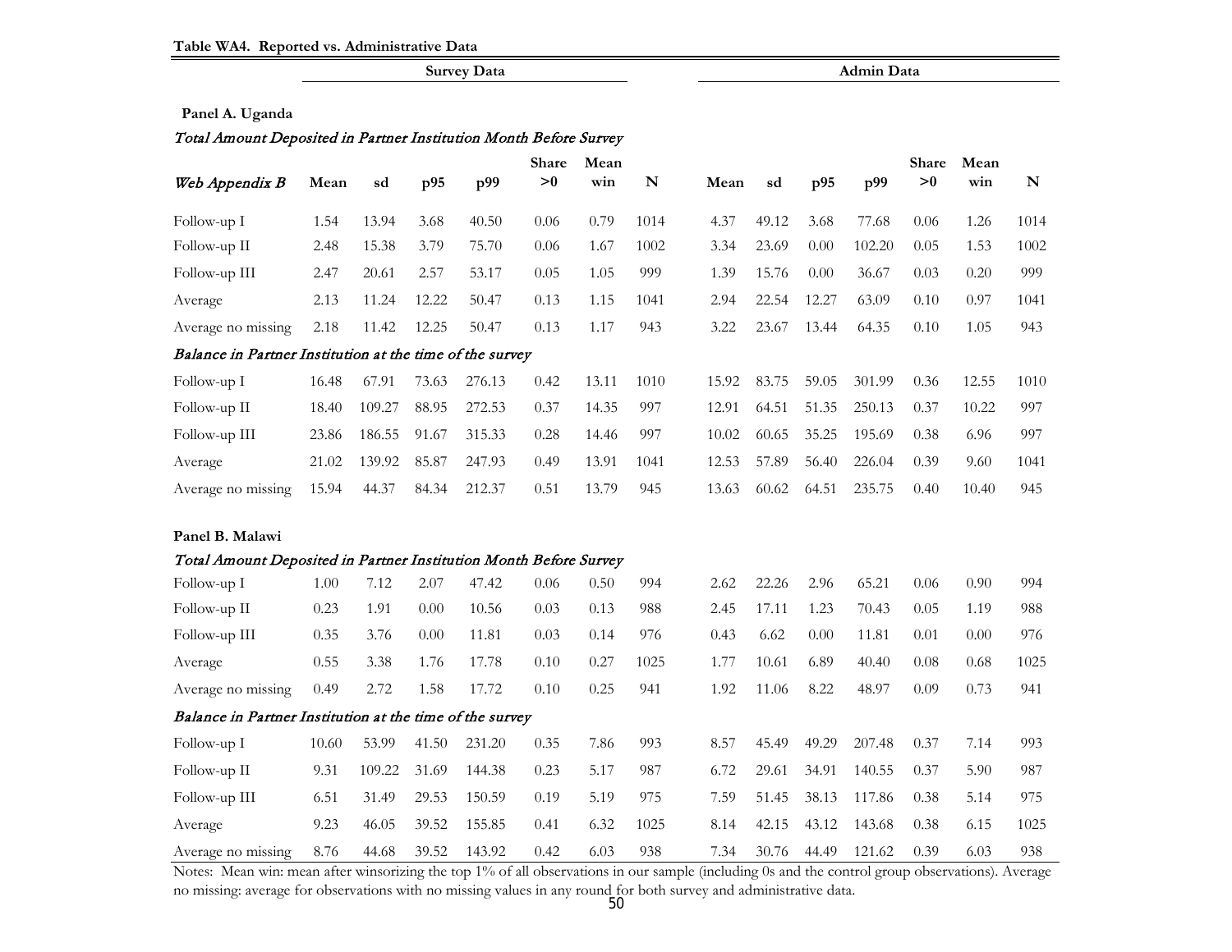**Table WA4. Reported vs. Administrative Data**

| | Survey Data | | | | | | | Admin Data | | | | | | |
|---|---|---|---|---|---|---|---|---|---|---|---|---|---|---|
| **Panel A. Uganda** | | | | | | | | | | | | | | |
| *Total Amount Deposited in Partner Institution Month Before Survey* | | | | | | | | | | | | | | |
| *Web Appendix B* | **Mean** | **sd** | **p95** | **p99** | **Share >0** | **Mean win** | **N** | **Mean** | **sd** | **p95** | **p99** | **Share >0** | **Mean win** | **N** |
| Follow-up I | 1.54 | 13.94 | 3.68 | 40.50 | 0.06 | 0.79 | 1014 | 4.37 | 49.12 | 3.68 | 77.68 | 0.06 | 1.26 | 1014 |
| Follow-up II | 2.48 | 15.38 | 3.79 | 75.70 | 0.06 | 1.67 | 1002 | 3.34 | 23.69 | 0.00 | 102.20 | 0.05 | 1.53 | 1002 |
| Follow-up III | 2.47 | 20.61 | 2.57 | 53.17 | 0.05 | 1.05 | 999 | 1.39 | 15.76 | 0.00 | 36.67 | 0.03 | 0.20 | 999 |
| Average | 2.13 | 11.24 | 12.22 | 50.47 | 0.13 | 1.15 | 1041 | 2.94 | 22.54 | 12.27 | 63.09 | 0.10 | 0.97 | 1041 |
| Average no missing | 2.18 | 11.42 | 12.25 | 50.47 | 0.13 | 1.17 | 943 | 3.22 | 23.67 | 13.44 | 64.35 | 0.10 | 1.05 | 943 |
| *Balance in Partner Institution at the time of the survey* | | | | | | | | | | | | | | |
| Follow-up I | 16.48 | 67.91 | 73.63 | 276.13 | 0.42 | 13.11 | 1010 | 15.92 | 83.75 | 59.05 | 301.99 | 0.36 | 12.55 | 1010 |
| Follow-up II | 18.40 | 109.27 | 88.95 | 272.53 | 0.37 | 14.35 | 997 | 12.91 | 64.51 | 51.35 | 250.13 | 0.37 | 10.22 | 997 |
| Follow-up III | 23.86 | 186.55 | 91.67 | 315.33 | 0.28 | 14.46 | 997 | 10.02 | 60.65 | 35.25 | 195.69 | 0.38 | 6.96 | 997 |
| Average | 21.02 | 139.92 | 85.87 | 247.93 | 0.49 | 13.91 | 1041 | 12.53 | 57.89 | 56.40 | 226.04 | 0.39 | 9.60 | 1041 |
| Average no missing | 15.94 | 44.37 | 84.34 | 212.37 | 0.51 | 13.79 | 945 | 13.63 | 60.62 | 64.51 | 235.75 | 0.40 | 10.40 | 945 |
| **Panel B. Malawi** | | | | | | | | | | | | | | |
| *Total Amount Deposited in Partner Institution Month Before Survey* | | | | | | | | | | | | | | |
| Follow-up I | 1.00 | 7.12 | 2.07 | 47.42 | 0.06 | 0.50 | 994 | 2.62 | 22.26 | 2.96 | 65.21 | 0.06 | 0.90 | 994 |
| Follow-up II | 0.23 | 1.91 | 0.00 | 10.56 | 0.03 | 0.13 | 988 | 2.45 | 17.11 | 1.23 | 70.43 | 0.05 | 1.19 | 988 |
| Follow-up III | 0.35 | 3.76 | 0.00 | 11.81 | 0.03 | 0.14 | 976 | 0.43 | 6.62 | 0.00 | 11.81 | 0.01 | 0.00 | 976 |
| Average | 0.55 | 3.38 | 1.76 | 17.78 | 0.10 | 0.27 | 1025 | 1.77 | 10.61 | 6.89 | 40.40 | 0.08 | 0.68 | 1025 |
| Average no missing | 0.49 | 2.72 | 1.58 | 17.72 | 0.10 | 0.25 | 941 | 1.92 | 11.06 | 8.22 | 48.97 | 0.09 | 0.73 | 941 |
| *Balance in Partner Institution at the time of the survey* | | | | | | | | | | | | | | |
| Follow-up I | 10.60 | 53.99 | 41.50 | 231.20 | 0.35 | 7.86 | 993 | 8.57 | 45.49 | 49.29 | 207.48 | 0.37 | 7.14 | 993 |
| Follow-up II | 9.31 | 109.22 | 31.69 | 144.38 | 0.23 | 5.17 | 987 | 6.72 | 29.61 | 34.91 | 140.55 | 0.37 | 5.90 | 987 |
| Follow-up III | 6.51 | 31.49 | 29.53 | 150.59 | 0.19 | 5.19 | 975 | 7.59 | 51.45 | 38.13 | 117.86 | 0.38 | 5.14 | 975 |
| Average | 9.23 | 46.05 | 39.52 | 155.85 | 0.41 | 6.32 | 1025 | 8.14 | 42.15 | 43.12 | 143.68 | 0.38 | 6.15 | 1025 |
| Average no missing | 8.76 | 44.68 | 39.52 | 143.92 | 0.42 | 6.03 | 938 | 7.34 | 30.76 | 44.49 | 121.62 | 0.39 | 6.03 | 938 |

Notes: Mean win: mean after winsorizing the top 1% of all observations in our sample (including 0s and the control group observations). Average no missing: average for observations with no missing values in any round for both survey and administrative data.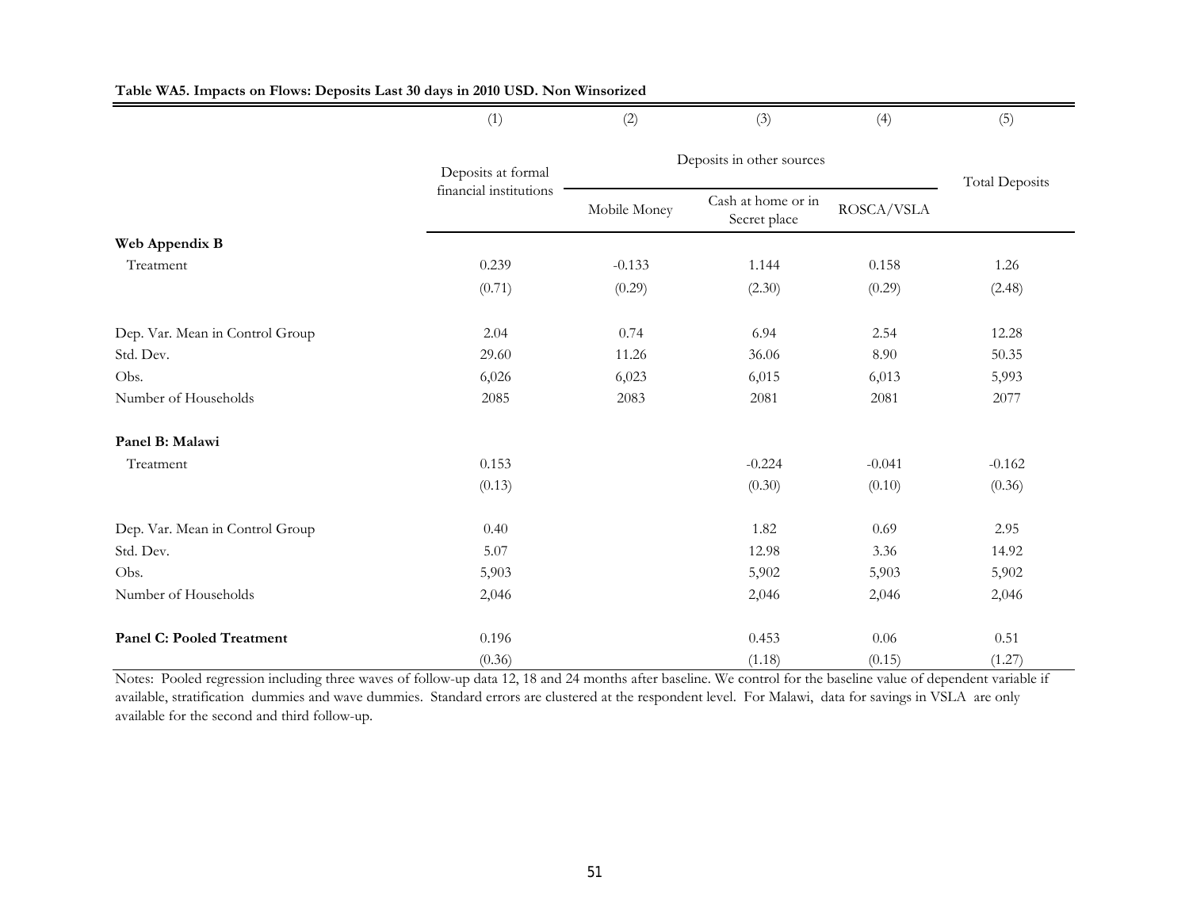**Table WA5. Impacts on Flows: Deposits Last 30 days in 2010 USD. Non Winsorized**

| | (1) | (2) | (3) | (4) | (5) |
|---|---|---|---|---|---|
| | Deposits at formal financial institutions | Deposits in other sources | | | Total Deposits |
| | | Mobile Money | Cash at home or in Secret place | ROSCA/VSLA | |
| **Web Appendix B** | | | | | |
| Treatment | 0.239 | -0.133 | 1.144 | 0.158 | 1.26 |
| | (0.71) | (0.29) | (2.30) | (0.29) | (2.48) |
| Dep. Var. Mean in Control Group | 2.04 | 0.74 | 6.94 | 2.54 | 12.28 |
| Std. Dev. | 29.60 | 11.26 | 36.06 | 8.90 | 50.35 |
| Obs. | 6,026 | 6,023 | 6,015 | 6,013 | 5,993 |
| Number of Households | 2085 | 2083 | 2081 | 2081 | 2077 |
| **Panel B: Malawi** | | | | | |
| Treatment | 0.153 | | -0.224 | -0.041 | -0.162 |
| | (0.13) | | (0.30) | (0.10) | (0.36) |
| Dep. Var. Mean in Control Group | 0.40 | | 1.82 | 0.69 | 2.95 |
| Std. Dev. | 5.07 | | 12.98 | 3.36 | 14.92 |
| Obs. | 5,903 | | 5,902 | 5,903 | 5,902 |
| Number of Households | 2,046 | | 2,046 | 2,046 | 2,046 |
| **Panel C: Pooled Treatment** | 0.196 | | 0.453 | 0.06 | 0.51 |
| | (0.36) | | (1.18) | (0.15) | (1.27) |

Notes: Pooled regression including three waves of follow-up data 12, 18 and 24 months after baseline. We control for the baseline value of dependent variable if available, stratification dummies and wave dummies. Standard errors are clustered at the respondent level. For Malawi, data for savings in VSLA are only available for the second and third follow-up.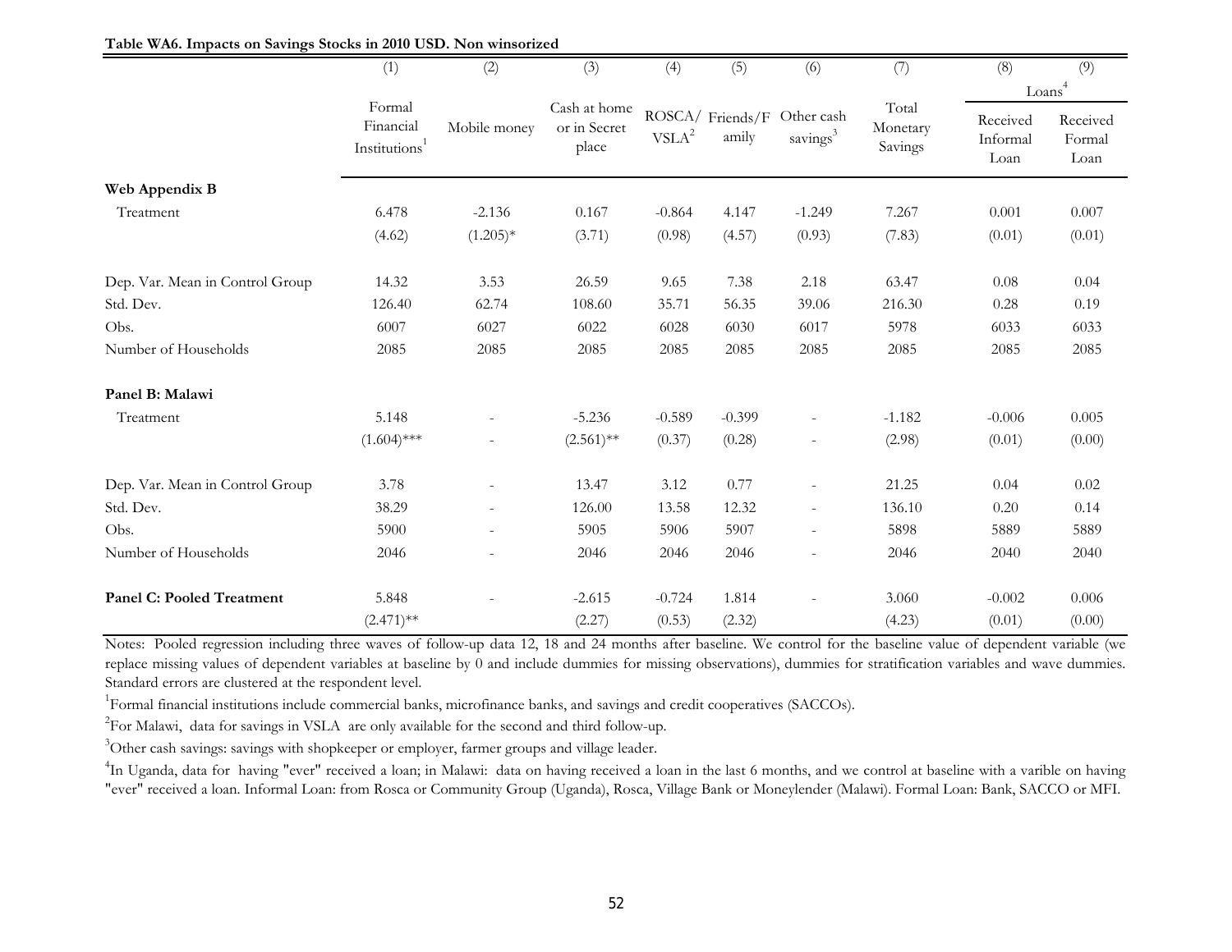**Table WA6. Impacts on Savings Stocks in 2010 USD. Non winsorized**

| | (1) | (2) | (3) | (4) | (5) | (6) | (7) | (8) | (9) |
|---|---|---|---|---|---|---|---|---|---|
| | | | | | | | | Loans[4] | |
| | Formal Financial Institutions[1] | Mobile money | Cash at home or in Secret place | ROSCA/ VSLA[2] | Friends/Family | Other cash savings[3] | Total Monetary Savings | Received Informal Loan | Received Formal Loan |
| **Web Appendix B** | | | | | | | | | |
| Treatment | 6.478 | -2.136 | 0.167 | -0.864 | 4.147 | -1.249 | 7.267 | 0.001 | 0.007 |
| | (4.62) | (1.205)* | (3.71) | (0.98) | (4.57) | (0.93) | (7.83) | (0.01) | (0.01) |
| Dep. Var. Mean in Control Group | 14.32 | 3.53 | 26.59 | 9.65 | 7.38 | 2.18 | 63.47 | 0.08 | 0.04 |
| Std. Dev. | 126.40 | 62.74 | 108.60 | 35.71 | 56.35 | 39.06 | 216.30 | 0.28 | 0.19 |
| Obs. | 6007 | 6027 | 6022 | 6028 | 6030 | 6017 | 5978 | 6033 | 6033 |
| Number of Households | 2085 | 2085 | 2085 | 2085 | 2085 | 2085 | 2085 | 2085 | 2085 |
| **Panel B: Malawi** | | | | | | | | | |
| Treatment | 5.148 | - | -5.236 | -0.589 | -0.399 | - | -1.182 | -0.006 | 0.005 |
| | (1.604)*** | - | (2.561)** | (0.37) | (0.28) | - | (2.98) | (0.01) | (0.00) |
| Dep. Var. Mean in Control Group | 3.78 | - | 13.47 | 3.12 | 0.77 | - | 21.25 | 0.04 | 0.02 |
| Std. Dev. | 38.29 | - | 126.00 | 13.58 | 12.32 | - | 136.10 | 0.20 | 0.14 |
| Obs. | 5900 | - | 5905 | 5906 | 5907 | - | 5898 | 5889 | 5889 |
| Number of Households | 2046 | - | 2046 | 2046 | 2046 | - | 2046 | 2040 | 2040 |
| **Panel C: Pooled Treatment** | 5.848 | - | -2.615 | -0.724 | 1.814 | - | 3.060 | -0.002 | 0.006 |
| | (2.471)** | | (2.27) | (0.53) | (2.32) | | (4.23) | (0.01) | (0.00) |

Notes: Pooled regression including three waves of follow-up data 12, 18 and 24 months after baseline. We control for the baseline value of dependent variable (we replace missing values of dependent variables at baseline by 0 and include dummies for missing observations), dummies for stratification variables and wave dummies. Standard errors are clustered at the respondent level.

[1]Formal financial institutions include commercial banks, microfinance banks, and savings and credit cooperatives (SACCOs).

[2]For Malawi, data for savings in VSLA are only available for the second and third follow-up.

[3]Other cash savings: savings with shopkeeper or employer, farmer groups and village leader.

[4]In Uganda, data for having "ever" received a loan; in Malawi: data on having received a loan in the last 6 months, and we control at baseline with a varible on having "ever" received a loan. Informal Loan: from Rosca or Community Group (Uganda), Rosca, Village Bank or Moneylender (Malawi). Formal Loan: Bank, SACCO or MFI.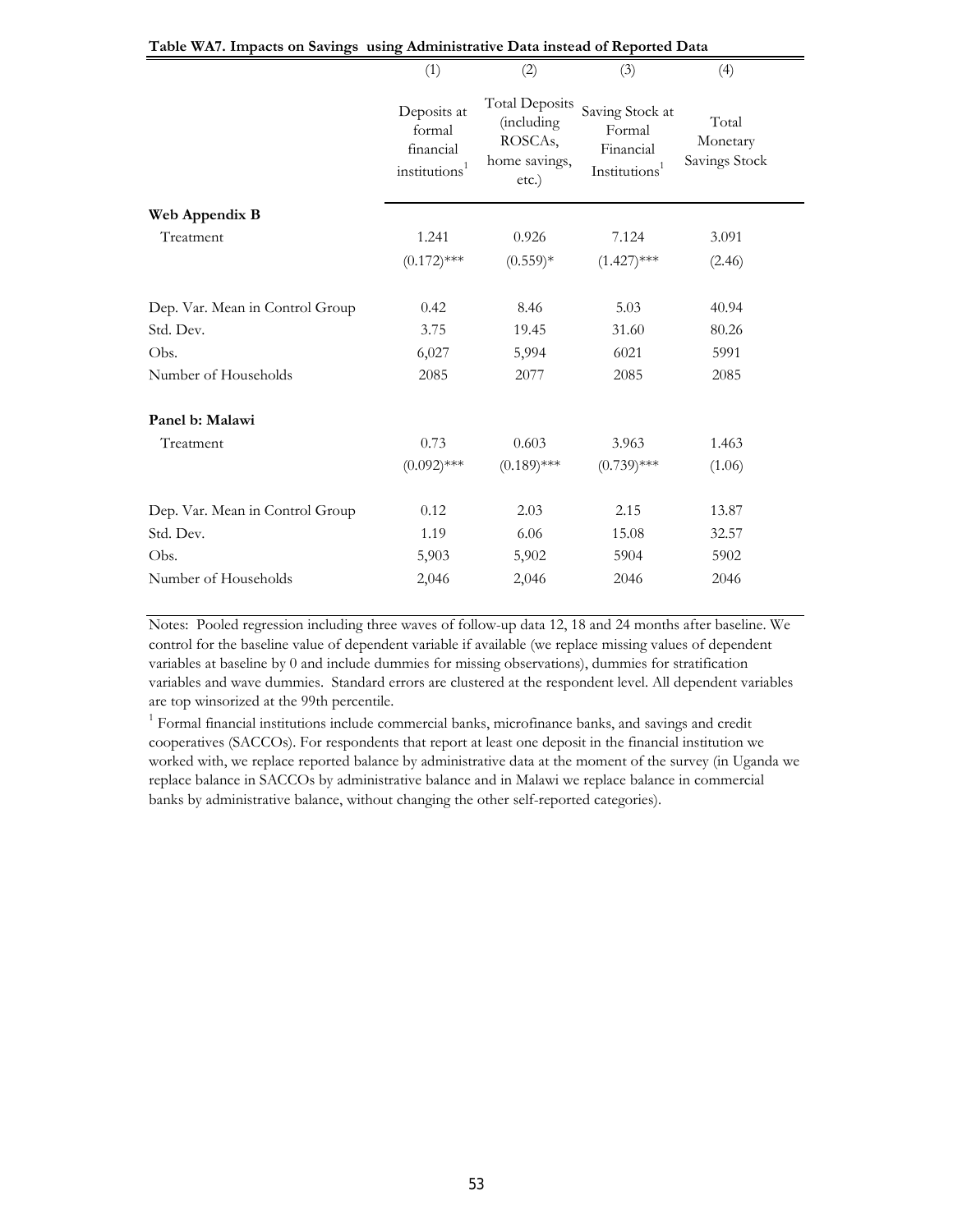**Table WA7. Impacts on Savings using Administrative Data instead of Reported Data**

| | (1) | (2) | (3) | (4) |
|---|---|---|---|---|
| | Deposits at formal financial institutions[1] | Total Deposits (including ROSCAs, home savings, etc.) | Saving Stock at Formal Financial Institutions[1] | Total Monetary Savings Stock |
| **Web Appendix B** | | | | |
| Treatment | 1.241 | 0.926 | 7.124 | 3.091 |
| | (0.172)*** | (0.559)* | (1.427)*** | (2.46) |
| Dep. Var. Mean in Control Group | 0.42 | 8.46 | 5.03 | 40.94 |
| Std. Dev. | 3.75 | 19.45 | 31.60 | 80.26 |
| Obs. | 6,027 | 5,994 | 6021 | 5991 |
| Number of Households | 2085 | 2077 | 2085 | 2085 |
| **Panel b: Malawi** | | | | |
| Treatment | 0.73 | 0.603 | 3.963 | 1.463 |
| | (0.092)*** | (0.189)*** | (0.739)*** | (1.06) |
| Dep. Var. Mean in Control Group | 0.12 | 2.03 | 2.15 | 13.87 |
| Std. Dev. | 1.19 | 6.06 | 15.08 | 32.57 |
| Obs. | 5,903 | 5,902 | 5904 | 5902 |
| Number of Households | 2,046 | 2,046 | 2046 | 2046 |

Notes: Pooled regression including three waves of follow-up data 12, 18 and 24 months after baseline. We control for the baseline value of dependent variable if available (we replace missing values of dependent variables at baseline by 0 and include dummies for missing observations), dummies for stratification variables and wave dummies. Standard errors are clustered at the respondent level. All dependent variables are top winsorized at the 99th percentile.

[1] Formal financial institutions include commercial banks, microfinance banks, and savings and credit cooperatives (SACCOs). For respondents that report at least one deposit in the financial institution we worked with, we replace reported balance by administrative data at the moment of the survey (in Uganda we replace balance in SACCOs by administrative balance and in Malawi we replace balance in commercial banks by administrative balance, without changing the other self-reported categories).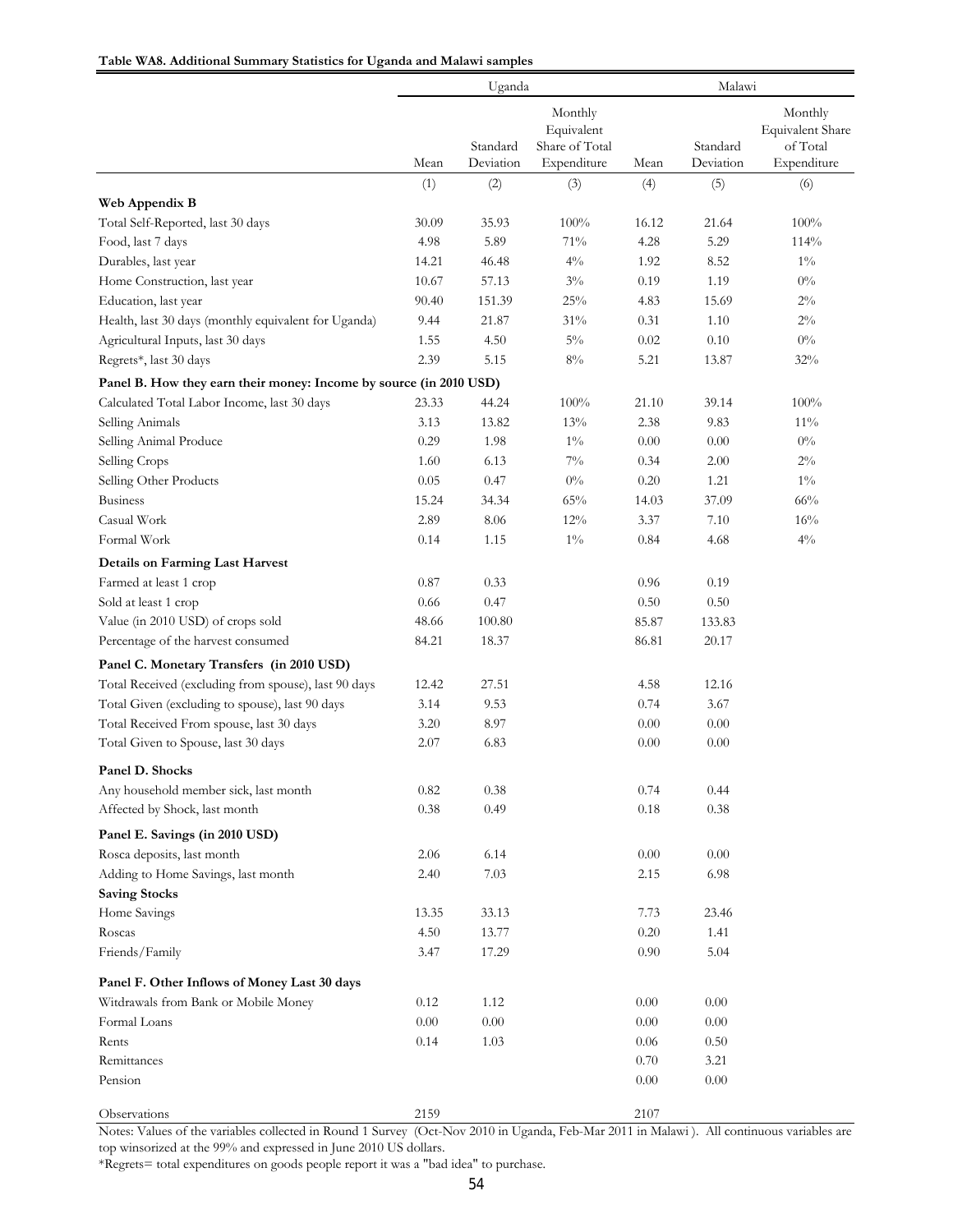**Table WA8. Additional Summary Statistics for Uganda and Malawi samples**

| | Uganda | | | Malawi | | |
|---|---|---|---|---|---|---|
| | Mean | Standard Deviation | Monthly Equivalent Share of Total Expenditure | Mean | Standard Deviation | Monthly Equivalent Share of Total Expenditure |
| | (1) | (2) | (3) | (4) | (5) | (6) |
| **Web Appendix B** | | | | | | |
| Total Self-Reported, last 30 days | 30.09 | 35.93 | 100% | 16.12 | 21.64 | 100% |
| Food, last 7 days | 4.98 | 5.89 | 71% | 4.28 | 5.29 | 114% |
| Durables, last year | 14.21 | 46.48 | 4% | 1.92 | 8.52 | 1% |
| Home Construction, last year | 10.67 | 57.13 | 3% | 0.19 | 1.19 | 0% |
| Education, last year | 90.40 | 151.39 | 25% | 4.83 | 15.69 | 2% |
| Health, last 30 days (monthly equivalent for Uganda) | 9.44 | 21.87 | 31% | 0.31 | 1.10 | 2% |
| Agricultural Inputs, last 30 days | 1.55 | 4.50 | 5% | 0.02 | 0.10 | 0% |
| Regrets*, last 30 days | 2.39 | 5.15 | 8% | 5.21 | 13.87 | 32% |
| **Panel B. How they earn their money: Income by source (in 2010 USD)** | | | | | | |
| Calculated Total Labor Income, last 30 days | 23.33 | 44.24 | 100% | 21.10 | 39.14 | 100% |
| Selling Animals | 3.13 | 13.82 | 13% | 2.38 | 9.83 | 11% |
| Selling Animal Produce | 0.29 | 1.98 | 1% | 0.00 | 0.00 | 0% |
| Selling Crops | 1.60 | 6.13 | 7% | 0.34 | 2.00 | 2% |
| Selling Other Products | 0.05 | 0.47 | 0% | 0.20 | 1.21 | 1% |
| Business | 15.24 | 34.34 | 65% | 14.03 | 37.09 | 66% |
| Casual Work | 2.89 | 8.06 | 12% | 3.37 | 7.10 | 16% |
| Formal Work | 0.14 | 1.15 | 1% | 0.84 | 4.68 | 4% |
| **Details on Farming Last Harvest** | | | | | | |
| Farmed at least 1 crop | 0.87 | 0.33 | | 0.96 | 0.19 | |
| Sold at least 1 crop | 0.66 | 0.47 | | 0.50 | 0.50 | |
| Value (in 2010 USD) of crops sold | 48.66 | 100.80 | | 85.87 | 133.83 | |
| Percentage of the harvest consumed | 84.21 | 18.37 | | 86.81 | 20.17 | |
| **Panel C. Monetary Transfers (in 2010 USD)** | | | | | | |
| Total Received (excluding from spouse), last 90 days | 12.42 | 27.51 | | 4.58 | 12.16 | |
| Total Given (excluding to spouse), last 90 days | 3.14 | 9.53 | | 0.74 | 3.67 | |
| Total Received From spouse, last 30 days | 3.20 | 8.97 | | 0.00 | 0.00 | |
| Total Given to Spouse, last 30 days | 2.07 | 6.83 | | 0.00 | 0.00 | |
| **Panel D. Shocks** | | | | | | |
| Any household member sick, last month | 0.82 | 0.38 | | 0.74 | 0.44 | |
| Affected by Shock, last month | 0.38 | 0.49 | | 0.18 | 0.38 | |
| **Panel E. Savings (in 2010 USD)** | | | | | | |
| Rosca deposits, last month | 2.06 | 6.14 | | 0.00 | 0.00 | |
| Adding to Home Savings, last month | 2.40 | 7.03 | | 2.15 | 6.98 | |
| **Saving Stocks** | | | | | | |
| Home Savings | 13.35 | 33.13 | | 7.73 | 23.46 | |
| Roscas | 4.50 | 13.77 | | 0.20 | 1.41 | |
| Friends/Family | 3.47 | 17.29 | | 0.90 | 5.04 | |
| **Panel F. Other Inflows of Money Last 30 days** | | | | | | |
| Witdrawals from Bank or Mobile Money | 0.12 | 1.12 | | 0.00 | 0.00 | |
| Formal Loans | 0.00 | 0.00 | | 0.00 | 0.00 | |
| Rents | 0.14 | 1.03 | | 0.06 | 0.50 | |
| Remittances | | | | 0.70 | 3.21 | |
| Pension | | | | 0.00 | 0.00 | |
| Observations | 2159 | | | 2107 | | |

Notes: Values of the variables collected in Round 1 Survey (Oct-Nov 2010 in Uganda, Feb-Mar 2011 in Malawi ). All continuous variables are top winsorized at the 99% and expressed in June 2010 US dollars.

*Regrets= total expenditures on goods people report it was a "bad idea" to purchase.